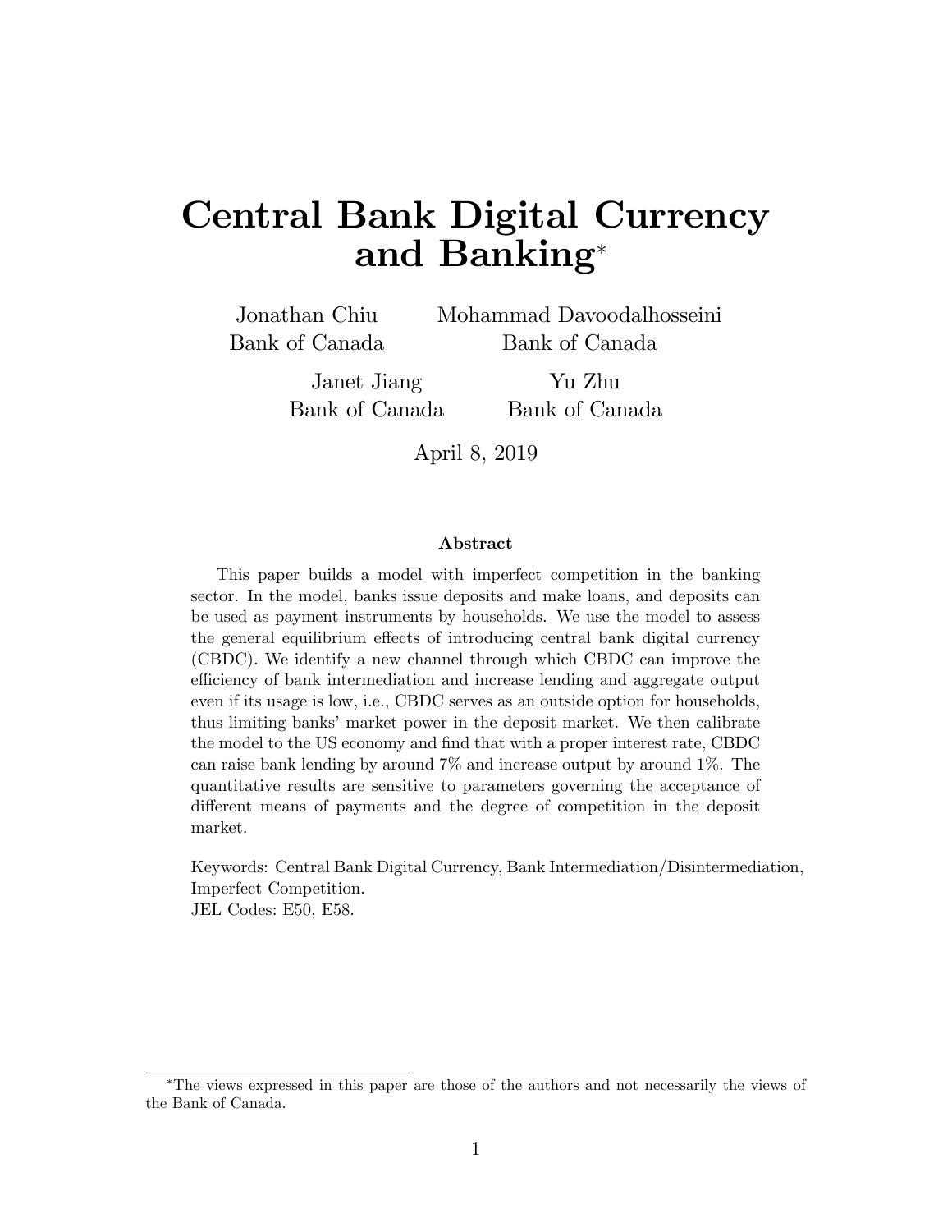# Central Bank Digital Currency and Banking[*]

Jonathan Chiu
Bank of Canada

Mohammad Davoodalhosseini
Bank of Canada

Janet Jiang
Bank of Canada

Yu Zhu
Bank of Canada

April 8, 2019

#### Abstract

This paper builds a model with imperfect competition in the banking sector. In the model, banks issue deposits and make loans, and deposits can be used as payment instruments by households. We use the model to assess the general equilibrium effects of introducing central bank digital currency (CBDC). We identify a new channel through which CBDC can improve the efficiency of bank intermediation and increase lending and aggregate output even if its usage is low, i.e., CBDC serves as an outside option for households, thus limiting banks' market power in the deposit market. We then calibrate the model to the US economy and find that with a proper interest rate, CBDC can raise bank lending by around 7% and increase output by around 1%. The quantitative results are sensitive to parameters governing the acceptance of different means of payments and the degree of competition in the deposit market.

Keywords: Central Bank Digital Currency, Bank Intermediation/Disintermediation, Imperfect Competition.
JEL Codes: E50, E58.

[*]The views expressed in this paper are those of the authors and not necessarily the views of the Bank of Canada.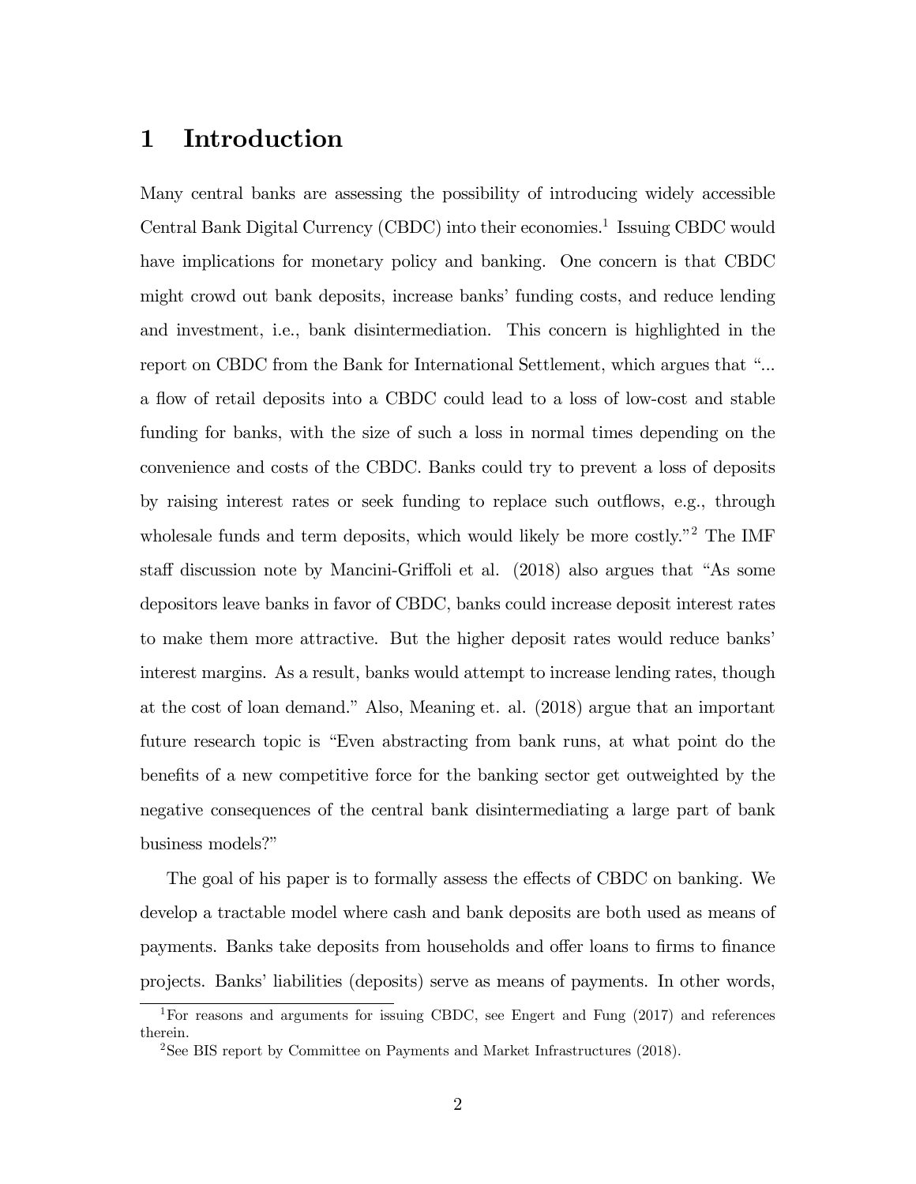# 1 Introduction

Many central banks are assessing the possibility of introducing widely accessible Central Bank Digital Currency (CBDC) into their economies.[1] Issuing CBDC would have implications for monetary policy and banking. One concern is that CBDC might crowd out bank deposits, increase banks' funding costs, and reduce lending and investment, i.e., bank disintermediation. This concern is highlighted in the report on CBDC from the Bank for International Settlement, which argues that "... a flow of retail deposits into a CBDC could lead to a loss of low-cost and stable funding for banks, with the size of such a loss in normal times depending on the convenience and costs of the CBDC. Banks could try to prevent a loss of deposits by raising interest rates or seek funding to replace such outflows, e.g., through wholesale funds and term deposits, which would likely be more costly."[2] The IMF staff discussion note by Mancini-Griffoli et al. (2018) also argues that "As some depositors leave banks in favor of CBDC, banks could increase deposit interest rates to make them more attractive. But the higher deposit rates would reduce banks' interest margins. As a result, banks would attempt to increase lending rates, though at the cost of loan demand." Also, Meaning et. al. (2018) argue that an important future research topic is "Even abstracting from bank runs, at what point do the benefits of a new competitive force for the banking sector get outweighted by the negative consequences of the central bank disintermediating a large part of bank business models?"

The goal of his paper is to formally assess the effects of CBDC on banking. We develop a tractable model where cash and bank deposits are both used as means of payments. Banks take deposits from households and offer loans to firms to finance projects. Banks' liabilities (deposits) serve as means of payments. In other words,

[1] For reasons and arguments for issuing CBDC, see Engert and Fung (2017) and references therein.

[2] See BIS report by Committee on Payments and Market Infrastructures (2018).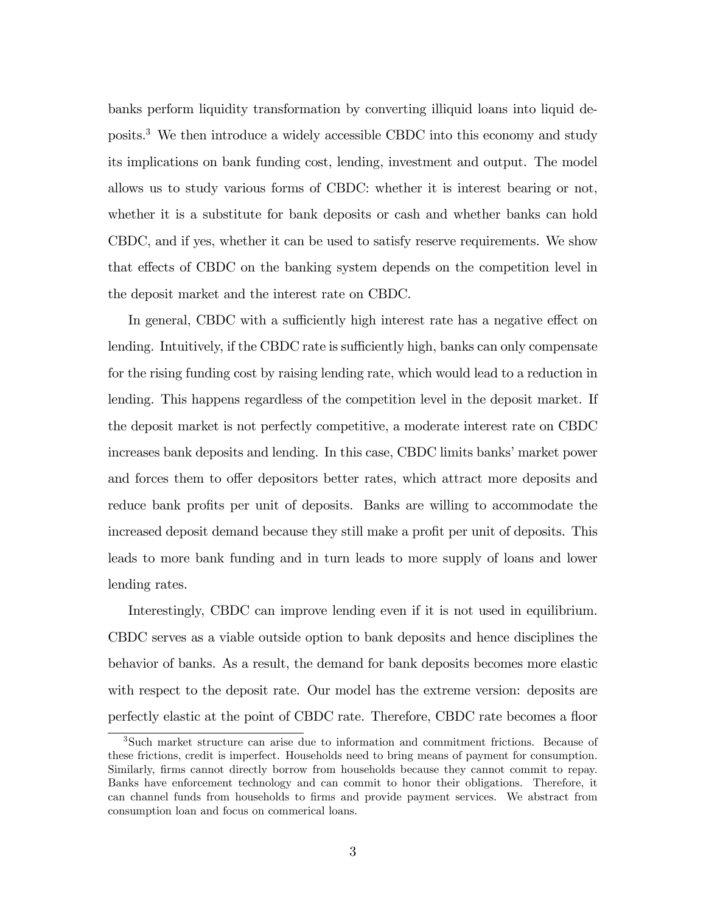banks perform liquidity transformation by converting illiquid loans into liquid deposits.[3] We then introduce a widely accessible CBDC into this economy and study its implications on bank funding cost, lending, investment and output. The model allows us to study various forms of CBDC: whether it is interest bearing or not, whether it is a substitute for bank deposits or cash and whether banks can hold CBDC, and if yes, whether it can be used to satisfy reserve requirements. We show that effects of CBDC on the banking system depends on the competition level in the deposit market and the interest rate on CBDC.

In general, CBDC with a sufficiently high interest rate has a negative effect on lending. Intuitively, if the CBDC rate is sufficiently high, banks can only compensate for the rising funding cost by raising lending rate, which would lead to a reduction in lending. This happens regardless of the competition level in the deposit market. If the deposit market is not perfectly competitive, a moderate interest rate on CBDC increases bank deposits and lending. In this case, CBDC limits banks' market power and forces them to offer depositors better rates, which attract more deposits and reduce bank profits per unit of deposits. Banks are willing to accommodate the increased deposit demand because they still make a profit per unit of deposits. This leads to more bank funding and in turn leads to more supply of loans and lower lending rates.

Interestingly, CBDC can improve lending even if it is not used in equilibrium. CBDC serves as a viable outside option to bank deposits and hence disciplines the behavior of banks. As a result, the demand for bank deposits becomes more elastic with respect to the deposit rate. Our model has the extreme version: deposits are perfectly elastic at the point of CBDC rate. Therefore, CBDC rate becomes a floor

[3] Such market structure can arise due to information and commitment frictions. Because of these frictions, credit is imperfect. Households need to bring means of payment for consumption. Similarly, firms cannot directly borrow from households because they cannot commit to repay. Banks have enforcement technology and can commit to honor their obligations. Therefore, it can channel funds from households to firms and provide payment services. We abstract from consumption loan and focus on commerical loans.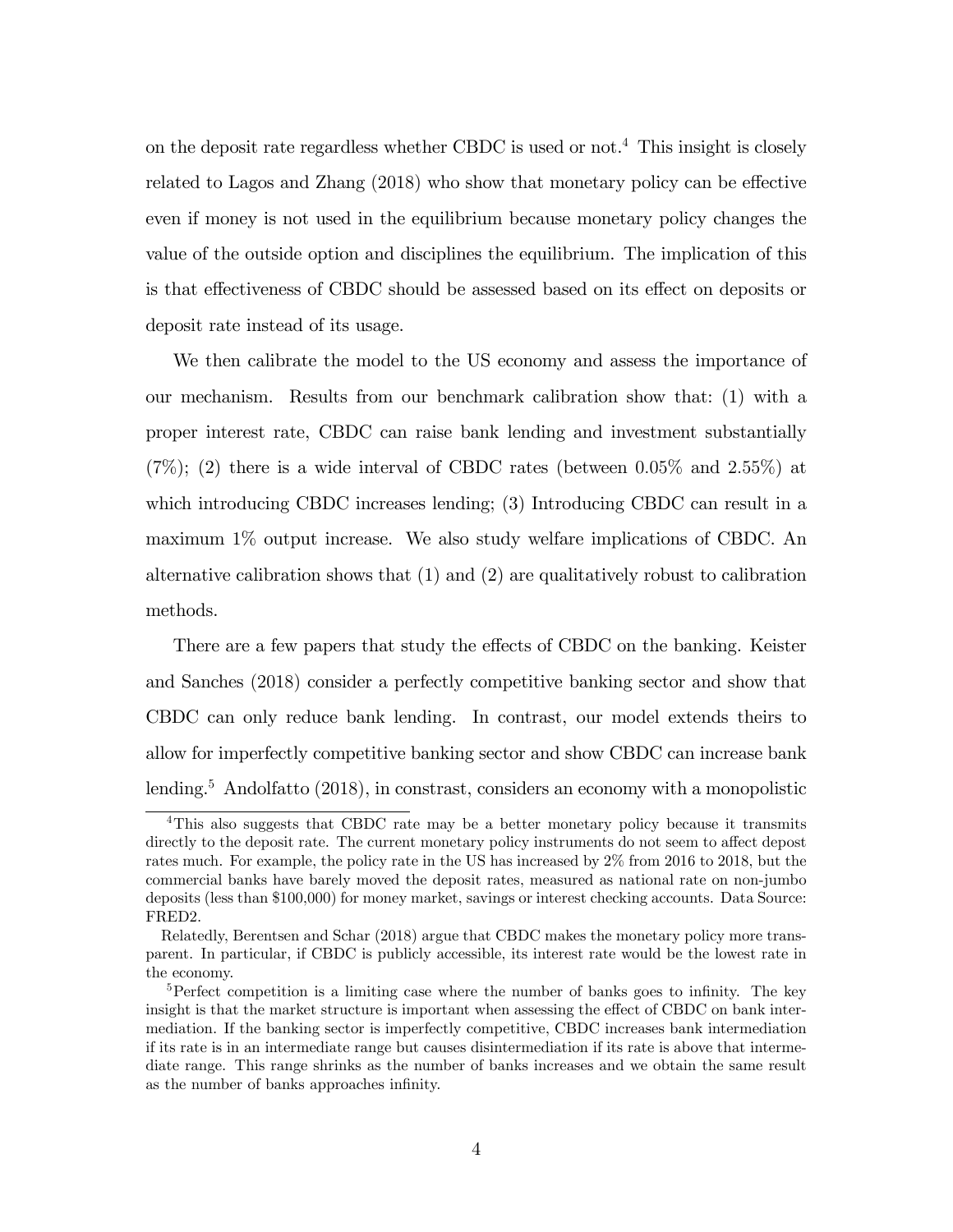on the deposit rate regardless whether CBDC is used or not.[4] This insight is closely related to Lagos and Zhang (2018) who show that monetary policy can be effective even if money is not used in the equilibrium because monetary policy changes the value of the outside option and disciplines the equilibrium. The implication of this is that effectiveness of CBDC should be assessed based on its effect on deposits or deposit rate instead of its usage.

We then calibrate the model to the US economy and assess the importance of our mechanism. Results from our benchmark calibration show that: (1) with a proper interest rate, CBDC can raise bank lending and investment substantially (7%); (2) there is a wide interval of CBDC rates (between 0.05% and 2.55%) at which introducing CBDC increases lending; (3) Introducing CBDC can result in a maximum 1% output increase. We also study welfare implications of CBDC. An alternative calibration shows that (1) and (2) are qualitatively robust to calibration methods.

There are a few papers that study the effects of CBDC on the banking. Keister and Sanches (2018) consider a perfectly competitive banking sector and show that CBDC can only reduce bank lending. In contrast, our model extends theirs to allow for imperfectly competitive banking sector and show CBDC can increase bank lending.[5] Andolfatto (2018), in constrast, considers an economy with a monopolistic

---

[4] This also suggests that CBDC rate may be a better monetary policy because it transmits directly to the deposit rate. The current monetary policy instruments do not seem to affect depost rates much. For example, the policy rate in the US has increased by 2% from 2016 to 2018, but the commercial banks have barely moved the deposit rates, measured as national rate on non-jumbo deposits (less than $100,000) for money market, savings or interest checking accounts. Data Source: FRED2.

Relatedly, Berentsen and Schar (2018) argue that CBDC makes the monetary policy more transparent. In particular, if CBDC is publicly accessible, its interest rate would be the lowest rate in the economy.

[5] Perfect competition is a limiting case where the number of banks goes to infinity. The key insight is that the market structure is important when assessing the effect of CBDC on bank intermediation. If the banking sector is imperfectly competitive, CBDC increases bank intermediation if its rate is in an intermediate range but causes disintermediation if its rate is above that intermediate range. This range shrinks as the number of banks increases and we obtain the same result as the number of banks approaches infinity.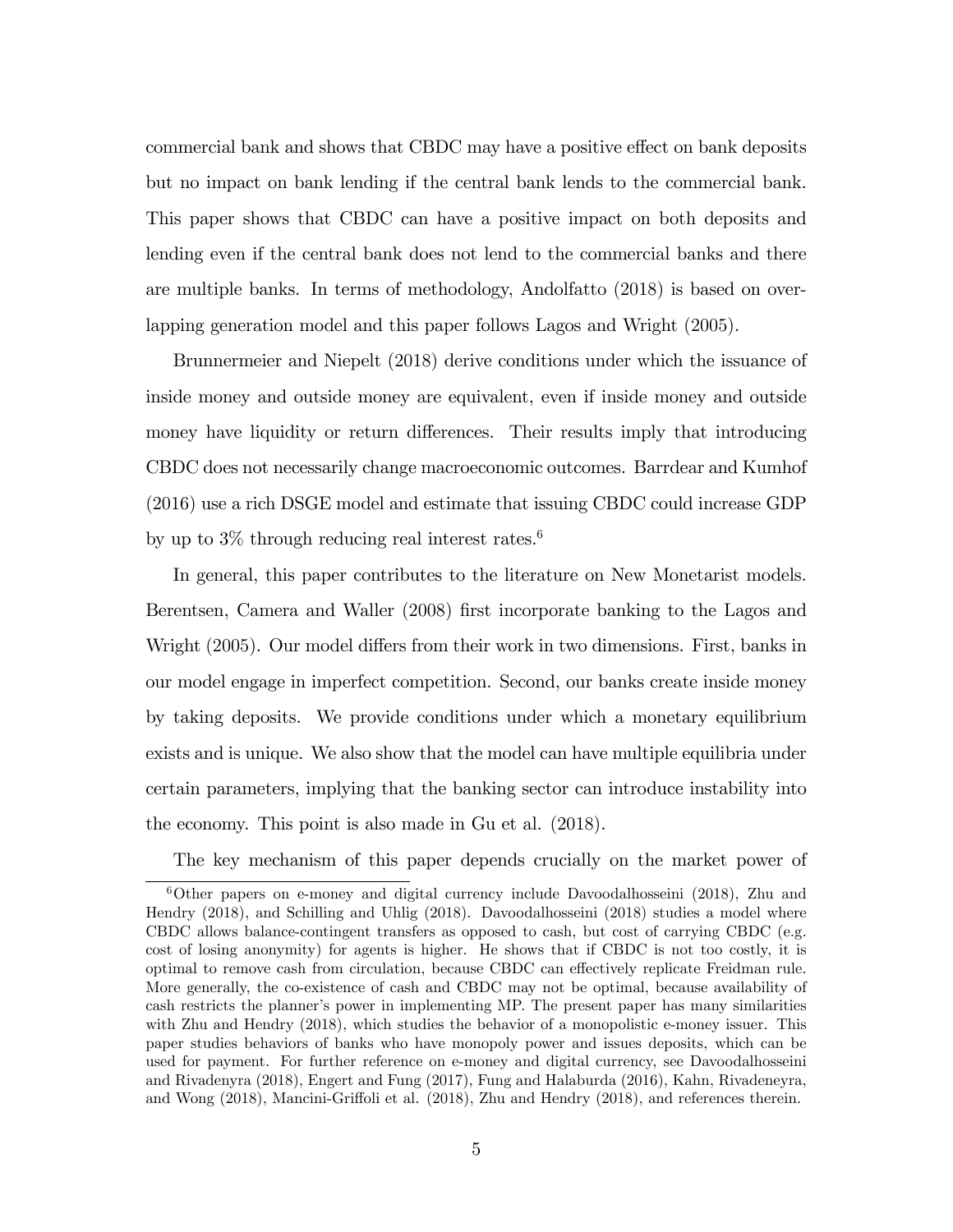commercial bank and shows that CBDC may have a positive effect on bank deposits but no impact on bank lending if the central bank lends to the commercial bank. This paper shows that CBDC can have a positive impact on both deposits and lending even if the central bank does not lend to the commercial banks and there are multiple banks. In terms of methodology, Andolfatto (2018) is based on overlapping generation model and this paper follows Lagos and Wright (2005).

Brunnermeier and Niepelt (2018) derive conditions under which the issuance of inside money and outside money are equivalent, even if inside money and outside money have liquidity or return differences. Their results imply that introducing CBDC does not necessarily change macroeconomic outcomes. Barrdear and Kumhof (2016) use a rich DSGE model and estimate that issuing CBDC could increase GDP by up to 3% through reducing real interest rates.[6]

In general, this paper contributes to the literature on New Monetarist models. Berentsen, Camera and Waller (2008) first incorporate banking to the Lagos and Wright (2005). Our model differs from their work in two dimensions. First, banks in our model engage in imperfect competition. Second, our banks create inside money by taking deposits. We provide conditions under which a monetary equilibrium exists and is unique. We also show that the model can have multiple equilibria under certain parameters, implying that the banking sector can introduce instability into the economy. This point is also made in Gu et al. (2018).

The key mechanism of this paper depends crucially on the market power of

[6] Other papers on e-money and digital currency include Davoodalhosseini (2018), Zhu and Hendry (2018), and Schilling and Uhlig (2018). Davoodalhosseini (2018) studies a model where CBDC allows balance-contingent transfers as opposed to cash, but cost of carrying CBDC (e.g. cost of losing anonymity) for agents is higher. He shows that if CBDC is not too costly, it is optimal to remove cash from circulation, because CBDC can effectively replicate Freidman rule. More generally, the co-existence of cash and CBDC may not be optimal, because availability of cash restricts the planner's power in implementing MP. The present paper has many similarities with Zhu and Hendry (2018), which studies the behavior of a monopolistic e-money issuer. This paper studies behaviors of banks who have monopoly power and issues deposits, which can be used for payment. For further reference on e-money and digital currency, see Davoodalhosseini and Rivadenyra (2018), Engert and Fung (2017), Fung and Halaburda (2016), Kahn, Rivadeneyra, and Wong (2018), Mancini-Griffoli et al. (2018), Zhu and Hendry (2018), and references therein.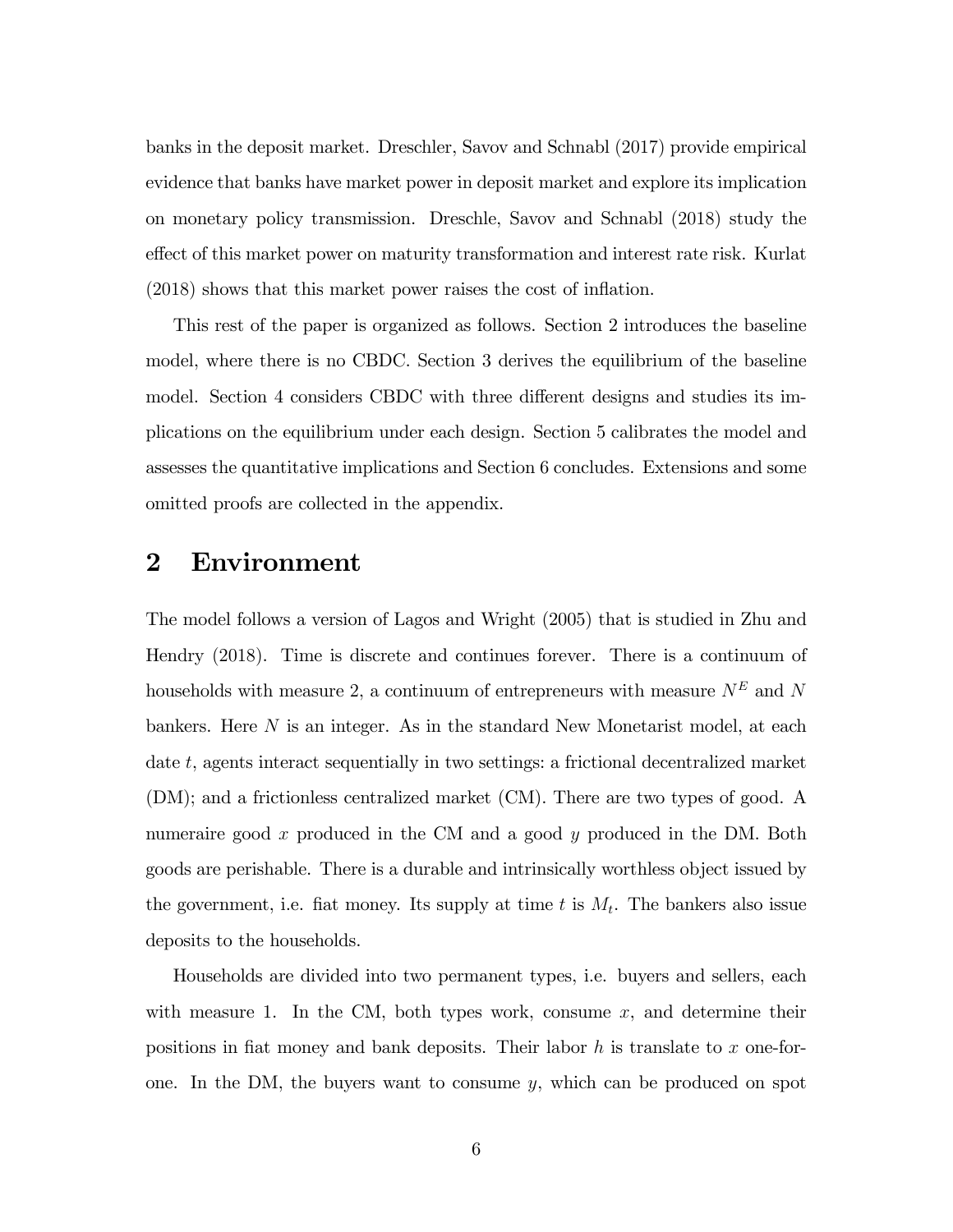banks in the deposit market. Dreschler, Savov and Schnabl (2017) provide empirical evidence that banks have market power in deposit market and explore its implication on monetary policy transmission. Dreschle, Savov and Schnabl (2018) study the effect of this market power on maturity transformation and interest rate risk. Kurlat (2018) shows that this market power raises the cost of inflation.

This rest of the paper is organized as follows. Section 2 introduces the baseline model, where there is no CBDC. Section 3 derives the equilibrium of the baseline model. Section 4 considers CBDC with three different designs and studies its implications on the equilibrium under each design. Section 5 calibrates the model and assesses the quantitative implications and Section 6 concludes. Extensions and some omitted proofs are collected in the appendix.

# 2 Environment

The model follows a version of Lagos and Wright (2005) that is studied in Zhu and Hendry (2018). Time is discrete and continues forever. There is a continuum of households with measure 2, a continuum of entrepreneurs with measure $N^E$ and $N$ bankers. Here $N$ is an integer. As in the standard New Monetarist model, at each date $t$, agents interact sequentially in two settings: a frictional decentralized market (DM); and a frictionless centralized market (CM). There are two types of good. A numeraire good $x$ produced in the CM and a good $y$ produced in the DM. Both goods are perishable. There is a durable and intrinsically worthless object issued by the government, i.e. fiat money. Its supply at time $t$ is $M_t$. The bankers also issue deposits to the households.

Households are divided into two permanent types, i.e. buyers and sellers, each with measure 1. In the CM, both types work, consume $x$, and determine their positions in fiat money and bank deposits. Their labor $h$ is translate to $x$ one-for-one. In the DM, the buyers want to consume $y$, which can be produced on spot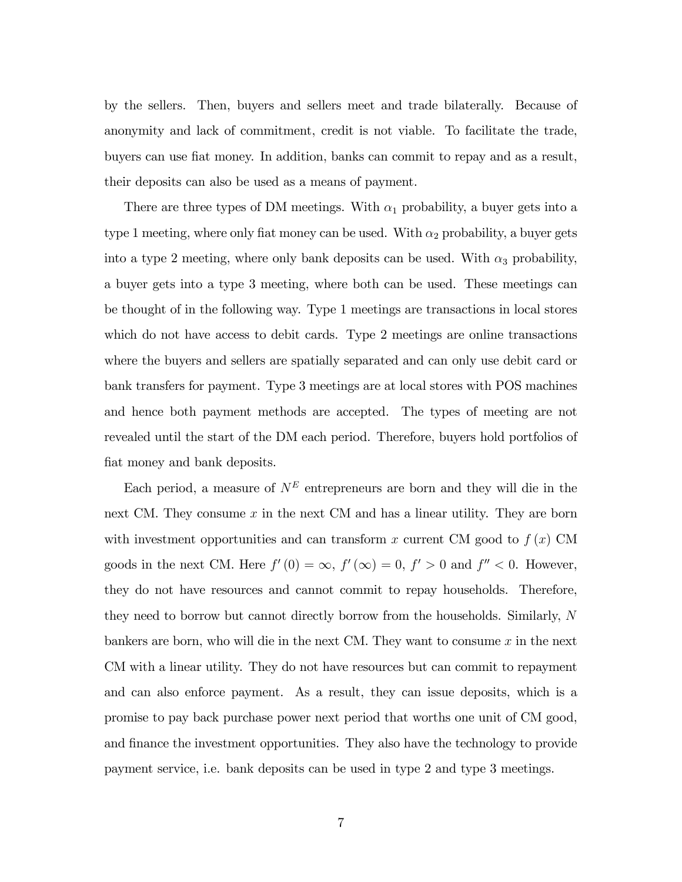by the sellers. Then, buyers and sellers meet and trade bilaterally. Because of anonymity and lack of commitment, credit is not viable. To facilitate the trade, buyers can use fiat money. In addition, banks can commit to repay and as a result, their deposits can also be used as a means of payment.

There are three types of DM meetings. With $\alpha_1$ probability, a buyer gets into a type 1 meeting, where only fiat money can be used. With $\alpha_2$ probability, a buyer gets into a type 2 meeting, where only bank deposits can be used. With $\alpha_3$ probability, a buyer gets into a type 3 meeting, where both can be used. These meetings can be thought of in the following way. Type 1 meetings are transactions in local stores which do not have access to debit cards. Type 2 meetings are online transactions where the buyers and sellers are spatially separated and can only use debit card or bank transfers for payment. Type 3 meetings are at local stores with POS machines and hence both payment methods are accepted. The types of meeting are not revealed until the start of the DM each period. Therefore, buyers hold portfolios of fiat money and bank deposits.

Each period, a measure of $N^E$ entrepreneurs are born and they will die in the next CM. They consume $x$ in the next CM and has a linear utility. They are born with investment opportunities and can transform $x$ current CM good to $f(x)$ CM goods in the next CM. Here $f'(0) = \infty$, $f'(\infty) = 0$, $f' > 0$ and $f'' < 0$. However, they do not have resources and cannot commit to repay households. Therefore, they need to borrow but cannot directly borrow from the households. Similarly, $N$ bankers are born, who will die in the next CM. They want to consume $x$ in the next CM with a linear utility. They do not have resources but can commit to repayment and can also enforce payment. As a result, they can issue deposits, which is a promise to pay back purchase power next period that worths one unit of CM good, and finance the investment opportunities. They also have the technology to provide payment service, i.e. bank deposits can be used in type 2 and type 3 meetings.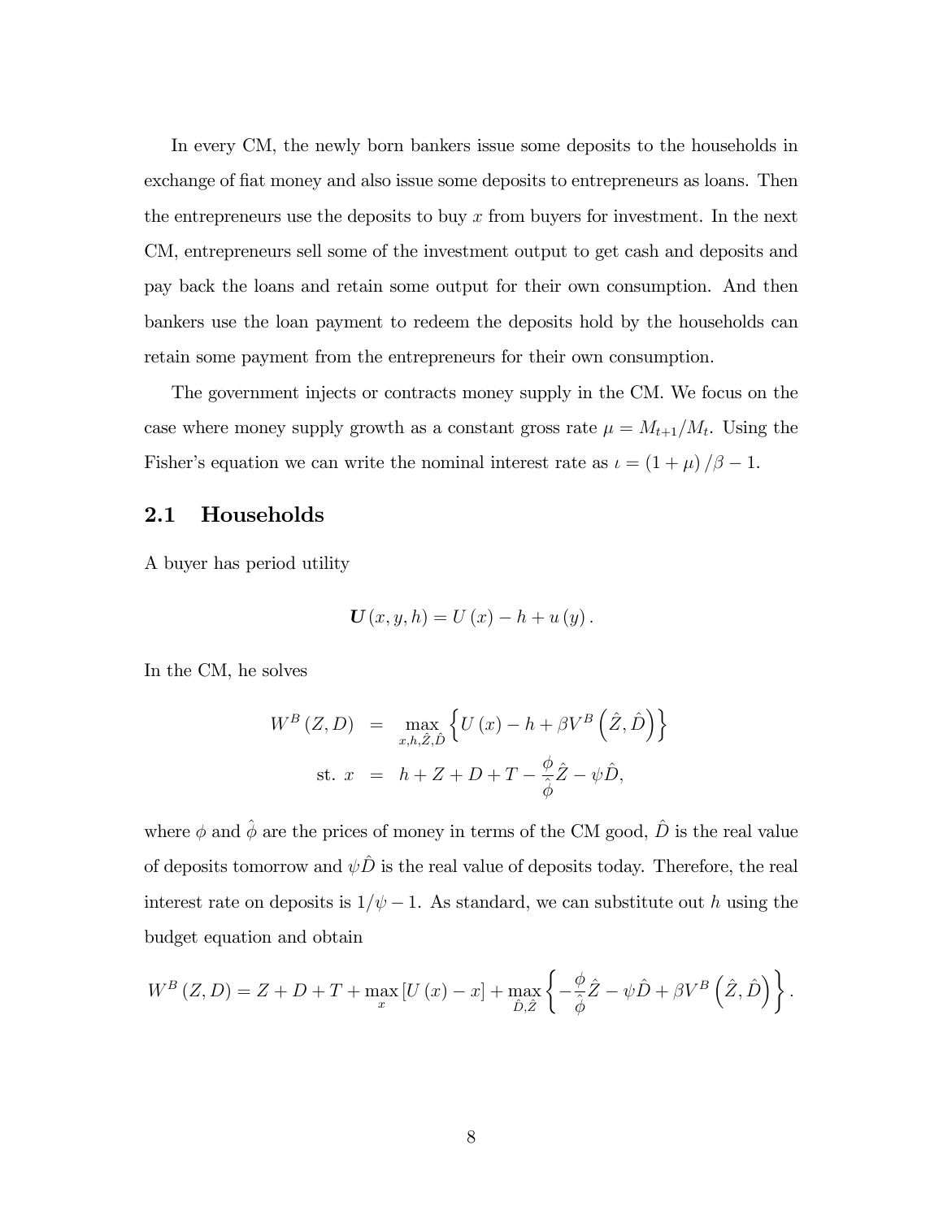In every CM, the newly born bankers issue some deposits to the households in exchange of fiat money and also issue some deposits to entrepreneurs as loans. Then the entrepreneurs use the deposits to buy $x$ from buyers for investment. In the next CM, entrepreneurs sell some of the investment output to get cash and deposits and pay back the loans and retain some output for their own consumption. And then bankers use the loan payment to redeem the deposits hold by the households can retain some payment from the entrepreneurs for their own consumption.

The government injects or contracts money supply in the CM. We focus on the case where money supply growth as a constant gross rate $\mu = M_{t+1}/M_t$. Using the Fisher's equation we can write the nominal interest rate as $\iota = (1+\mu)/\beta - 1$.

## 2.1 Households

A buyer has period utility

$$\boldsymbol{U}(x, y, h) = U(x) - h + u(y).$$

In the CM, he solves

$$\begin{aligned} W^B(Z, D) &= \max_{x,h,\hat{Z},\hat{D}} \left\{ U(x) - h + \beta V^B\left(\hat{Z}, \hat{D}\right) \right\} \\ \text{st. } x &= h + Z + D + T - \frac{\phi}{\hat{\phi}}\hat{Z} - \psi \hat{D}, \end{aligned}$$

where $\phi$ and $\hat{\phi}$ are the prices of money in terms of the CM good, $\hat{D}$ is the real value of deposits tomorrow and $\psi \hat{D}$ is the real value of deposits today. Therefore, the real interest rate on deposits is $1/\psi - 1$. As standard, we can substitute out $h$ using the budget equation and obtain

$$W^B(Z, D) = Z + D + T + \max_x \left[U(x) - x\right] + \max_{\hat{D},\hat{Z}} \left\{ -\frac{\phi}{\hat{\phi}}\hat{Z} - \psi \hat{D} + \beta V^B\left(\hat{Z}, \hat{D}\right) \right\}.$$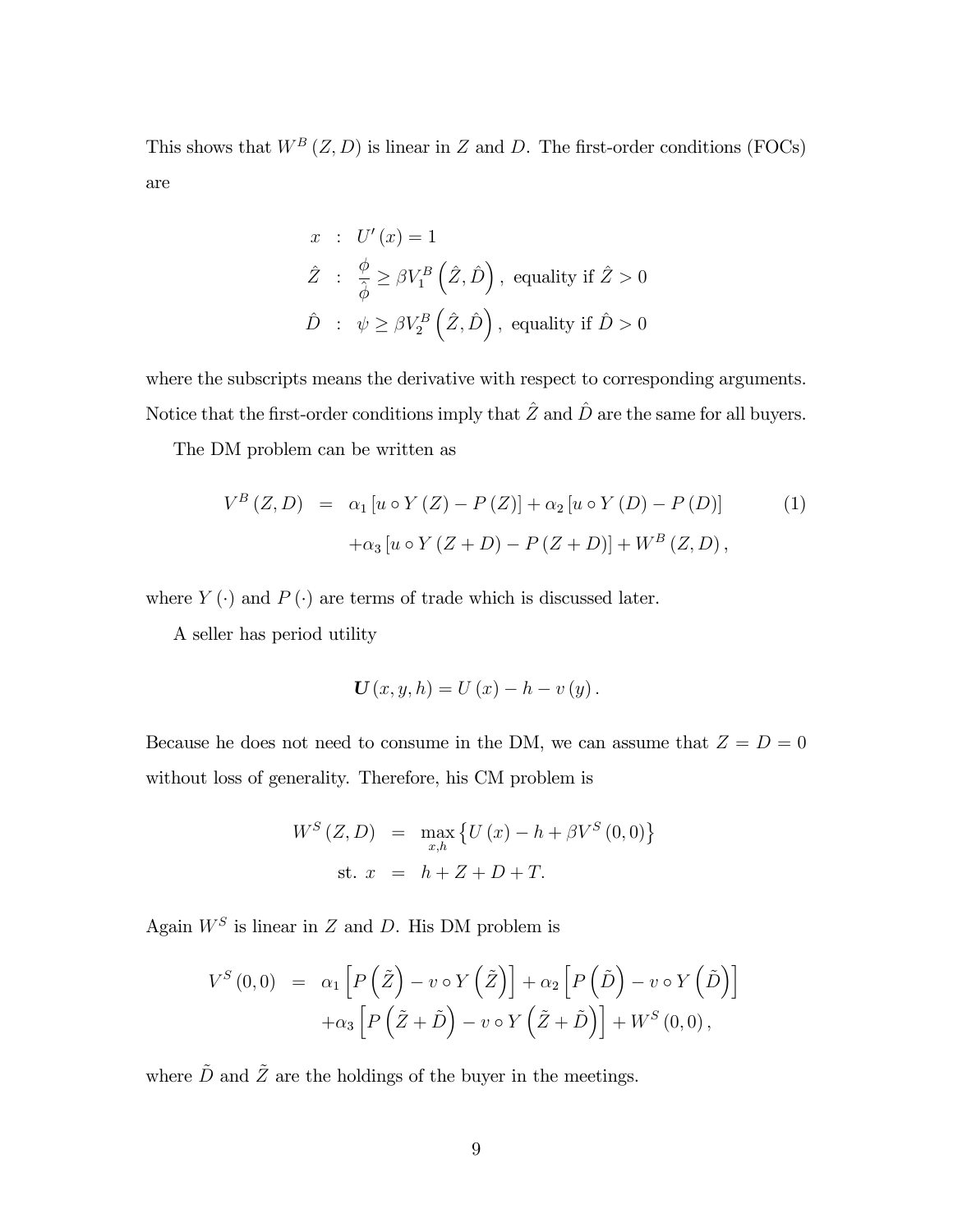This shows that $W^B(Z, D)$ is linear in $Z$ and $D$. The first-order conditions (FOCs) are

$$
\begin{aligned}
x &: U'(x) = 1 \\
\hat{Z} &: \frac{\phi}{\hat{\phi}} \geq \beta V_1^B\left(\hat{Z}, \hat{D}\right), \text{ equality if } \hat{Z} > 0 \\
\hat{D} &: \psi \geq \beta V_2^B\left(\hat{Z}, \hat{D}\right), \text{ equality if } \hat{D} > 0
\end{aligned}
$$

where the subscripts means the derivative with respect to corresponding arguments. Notice that the first-order conditions imply that $\hat{Z}$ and $\hat{D}$ are the same for all buyers.

The DM problem can be written as

$$
\begin{aligned}
V^B(Z, D) &= \alpha_1 [u \circ Y(Z) - P(Z)] + \alpha_2 [u \circ Y(D) - P(D)] \\
&\quad + \alpha_3 [u \circ Y(Z + D) - P(Z + D)] + W^B(Z, D),
\end{aligned}
\tag{1}
$$

where $Y(\cdot)$ and $P(\cdot)$ are terms of trade which is discussed later.

A seller has period utility

$$
\boldsymbol{U}(x, y, h) = U(x) - h - v(y).
$$

Because he does not need to consume in the DM, we can assume that $Z = D = 0$ without loss of generality. Therefore, his CM problem is

$$
\begin{aligned}
W^S(Z, D) &= \max_{x,h} \left\{ U(x) - h + \beta V^S(0, 0) \right\} \\
\text{st. } x &= h + Z + D + T.
\end{aligned}
$$

Again $W^S$ is linear in $Z$ and $D$. His DM problem is

$$
\begin{aligned}
V^S(0, 0) &= \alpha_1 \left[ P\left(\tilde{Z}\right) - v \circ Y\left(\tilde{Z}\right) \right] + \alpha_2 \left[ P\left(\tilde{D}\right) - v \circ Y\left(\tilde{D}\right) \right] \\
&\quad + \alpha_3 \left[ P\left(\tilde{Z} + \tilde{D}\right) - v \circ Y\left(\tilde{Z} + \tilde{D}\right) \right] + W^S(0, 0),
\end{aligned}
$$

where $\tilde{D}$ and $\tilde{Z}$ are the holdings of the buyer in the meetings.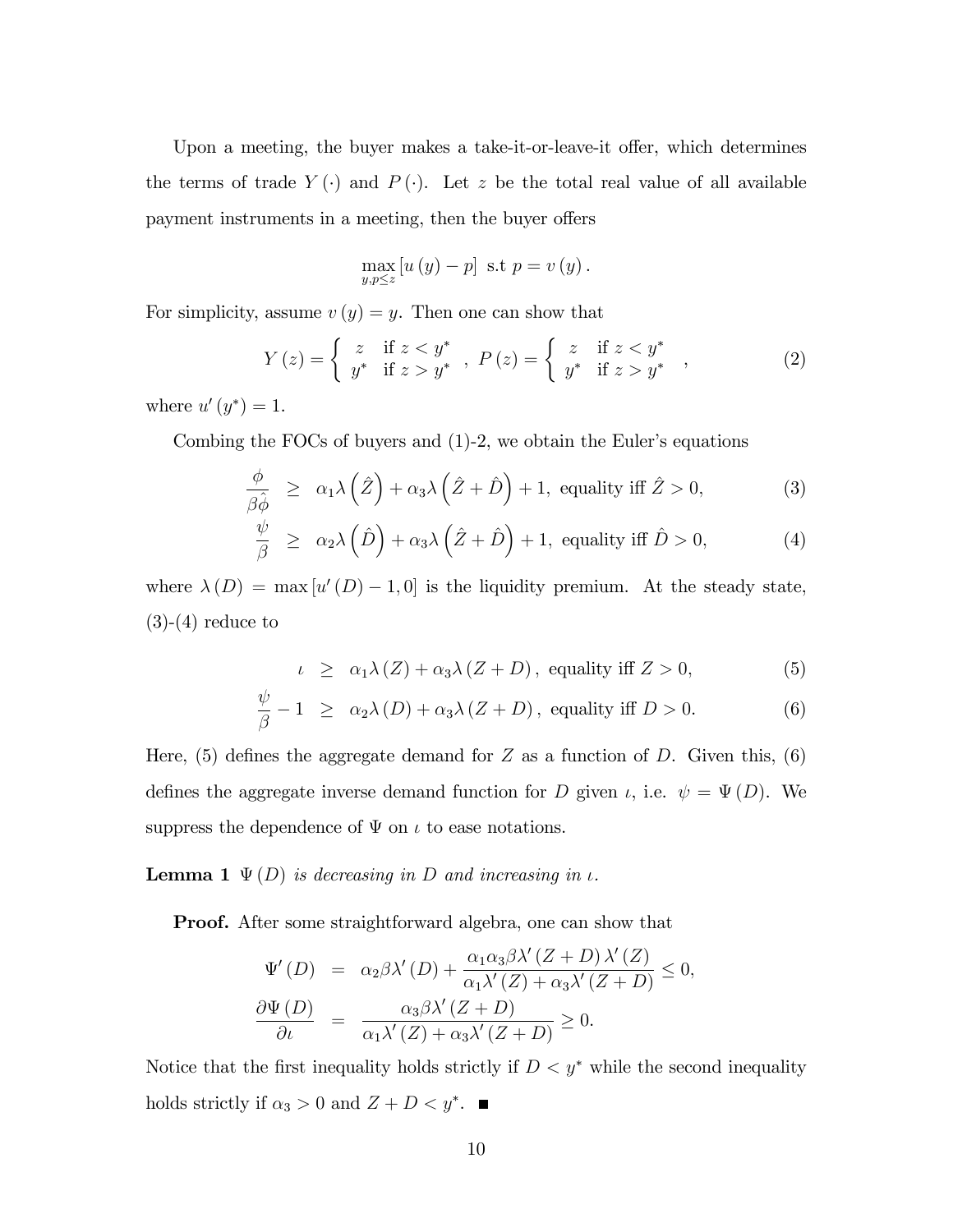Upon a meeting, the buyer makes a take-it-or-leave-it offer, which determines the terms of trade $Y(\cdot)$ and $P(\cdot)$. Let $z$ be the total real value of all available payment instruments in a meeting, then the buyer offers

$$\max_{y,p\leq z}\left[u(y)-p\right] \text{ s.t } p=v(y).$$

For simplicity, assume $v(y)=y$. Then one can show that

$$Y(z)=\begin{cases} z & \text{if } z<y^* \\ y^* & \text{if } z>y^* \end{cases},\quad P(z)=\begin{cases} z & \text{if } z<y^* \\ y^* & \text{if } z>y^* \end{cases}, \tag{2}$$

where $u'(y^*)=1$.

Combing the FOCs of buyers and (1)-2, we obtain the Euler's equations

$$\frac{\phi}{\beta\hat{\phi}} \geq \alpha_1\lambda\left(\hat{Z}\right)+\alpha_3\lambda\left(\hat{Z}+\hat{D}\right)+1, \text{ equality iff } \hat{Z}>0, \tag{3}$$

$$\frac{\psi}{\beta} \geq \alpha_2\lambda\left(\hat{D}\right)+\alpha_3\lambda\left(\hat{Z}+\hat{D}\right)+1, \text{ equality iff } \hat{D}>0, \tag{4}$$

where $\lambda(D)=\max\left[u'(D)-1,0\right]$ is the liquidity premium. At the steady state, (3)-(4) reduce to

$$\iota \geq \alpha_1\lambda(Z)+\alpha_3\lambda(Z+D), \text{ equality iff } Z>0, \tag{5}$$

$$\frac{\psi}{\beta}-1 \geq \alpha_2\lambda(D)+\alpha_3\lambda(Z+D), \text{ equality iff } D>0. \tag{6}$$

Here, (5) defines the aggregate demand for $Z$ as a function of $D$. Given this, (6) defines the aggregate inverse demand function for $D$ given $\iota$, i.e. $\psi=\Psi(D)$. We suppress the dependence of $\Psi$ on $\iota$ to ease notations.

**Lemma 1** *$\Psi(D)$ is decreasing in $D$ and increasing in $\iota$.*

**Proof.** After some straightforward algebra, one can show that

$$\Psi'(D) = \alpha_2\beta\lambda'(D)+\frac{\alpha_1\alpha_3\beta\lambda'(Z+D)\lambda'(Z)}{\alpha_1\lambda'(Z)+\alpha_3\lambda'(Z+D)}\leq 0,$$

$$\frac{\partial\Psi(D)}{\partial\iota} = \frac{\alpha_3\beta\lambda'(Z+D)}{\alpha_1\lambda'(Z)+\alpha_3\lambda'(Z+D)}\geq 0.$$

Notice that the first inequality holds strictly if $D<y^*$ while the second inequality holds strictly if $\alpha_3>0$ and $Z+D<y^*$. ∎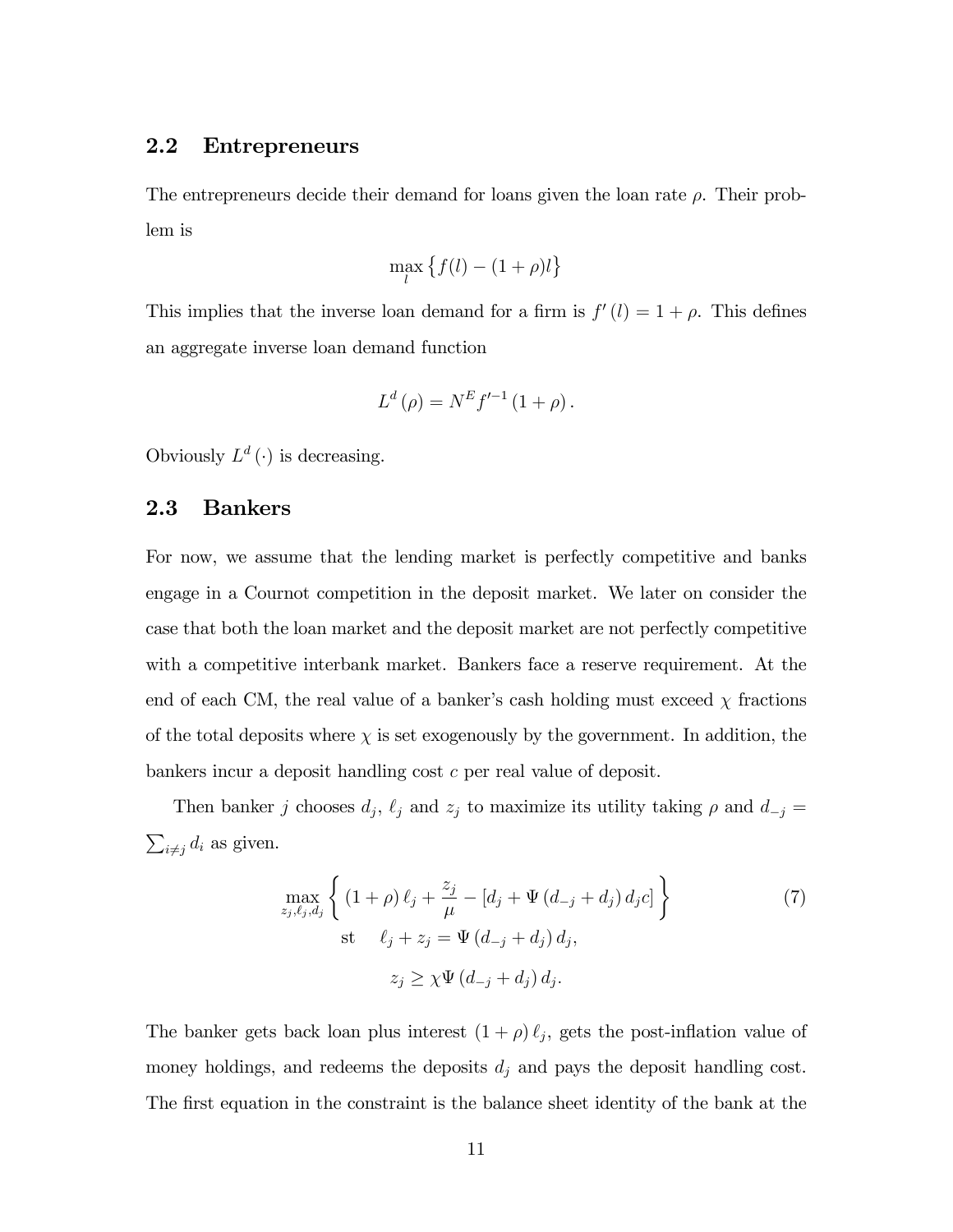## 2.2 Entrepreneurs

The entrepreneurs decide their demand for loans given the loan rate $\rho$. Their problem is

$$\max_{l} \left\{ f(l) - (1+\rho)l \right\}$$

This implies that the inverse loan demand for a firm is $f'(l) = 1 + \rho$. This defines an aggregate inverse loan demand function

$$L^d(\rho) = N^E f'^{-1}(1+\rho).$$

Obviously $L^d(\cdot)$ is decreasing.

## 2.3 Bankers

For now, we assume that the lending market is perfectly competitive and banks engage in a Cournot competition in the deposit market. We later on consider the case that both the loan market and the deposit market are not perfectly competitive with a competitive interbank market. Bankers face a reserve requirement. At the end of each CM, the real value of a banker's cash holding must exceed $\chi$ fractions of the total deposits where $\chi$ is set exogenously by the government. In addition, the bankers incur a deposit handling cost $c$ per real value of deposit.

Then banker $j$ chooses $d_j$, $\ell_j$ and $z_j$ to maximize its utility taking $\rho$ and $d_{-j} = \sum_{i \neq j} d_i$ as given.

$$\max_{z_j, \ell_j, d_j} \left\{ (1+\rho)\ell_j + \frac{z_j}{\mu} - \left[ d_j + \Psi(d_{-j} + d_j) d_j c \right] \right\} \tag{7}$$
$$\text{st} \quad \ell_j + z_j = \Psi(d_{-j} + d_j) d_j,$$
$$z_j \geq \chi \Psi(d_{-j} + d_j) d_j.$$

The banker gets back loan plus interest $(1+\rho)\ell_j$, gets the post-inflation value of money holdings, and redeems the deposits $d_j$ and pays the deposit handling cost. The first equation in the constraint is the balance sheet identity of the bank at the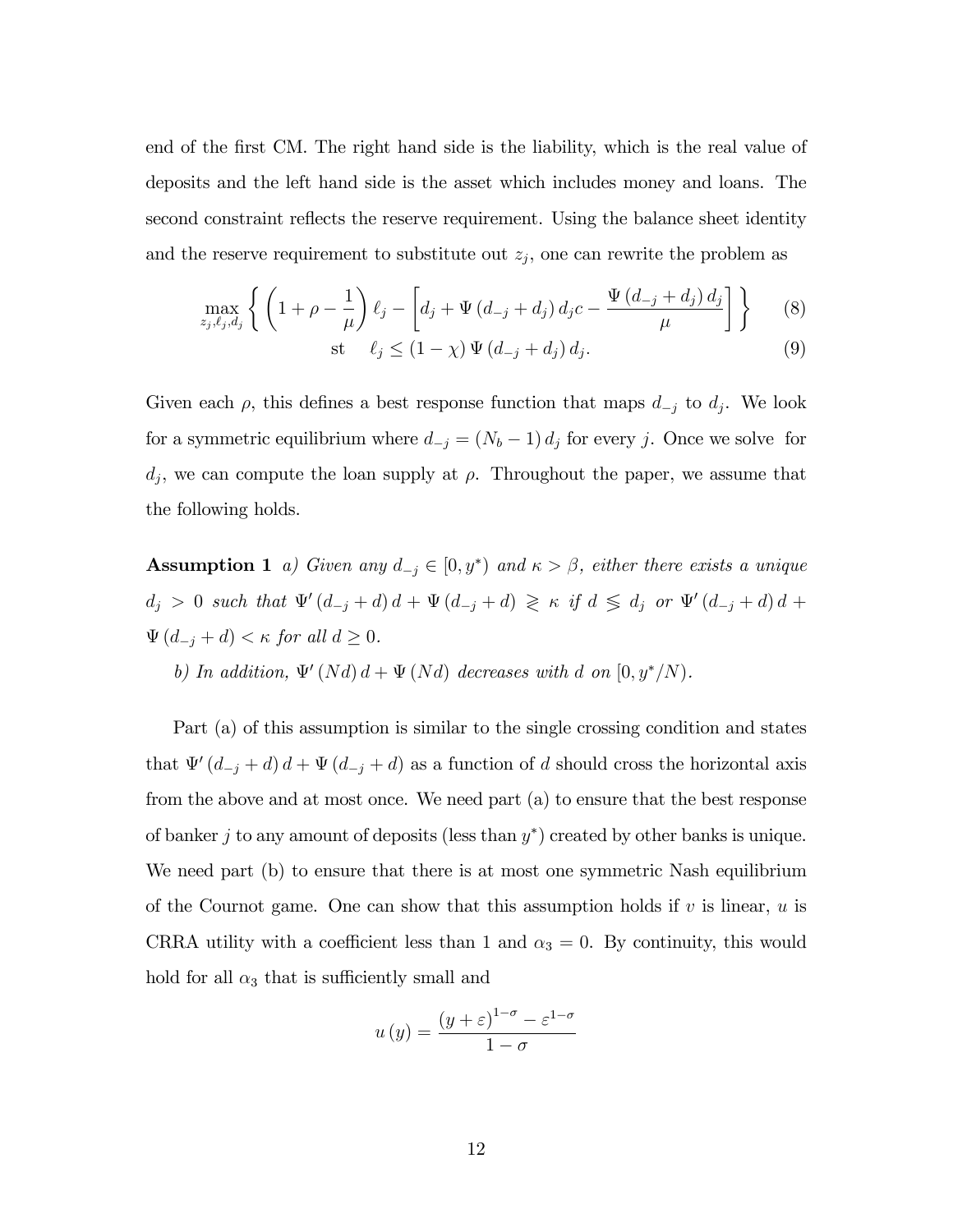end of the first CM. The right hand side is the liability, which is the real value of deposits and the left hand side is the asset which includes money and loans. The second constraint reflects the reserve requirement. Using the balance sheet identity and the reserve requirement to substitute out $z_j$, one can rewrite the problem as

$$\max_{z_j,\ell_j,d_j} \left\{ \left(1+\rho-\frac{1}{\mu}\right)\ell_j - \left[d_j + \Psi\left(d_{-j}+d_j\right)d_j c - \frac{\Psi\left(d_{-j}+d_j\right)d_j}{\mu}\right] \right\} \tag{8}$$

$$\text{st} \quad \ell_j \leq \left(1-\chi\right)\Psi\left(d_{-j}+d_j\right)d_j. \tag{9}$$

Given each $\rho$, this defines a best response function that maps $d_{-j}$ to $d_j$. We look for a symmetric equilibrium where $d_{-j} = \left(N_b - 1\right)d_j$ for every $j$. Once we solve for $d_j$, we can compute the loan supply at $\rho$. Throughout the paper, we assume that the following holds.

**Assumption 1** *a) Given any $d_{-j} \in [0, y^*)$ and $\kappa > \beta$, either there exists a unique $d_j > 0$ such that $\Psi'\left(d_{-j}+d\right)d + \Psi\left(d_{-j}+d\right) \gtrless \kappa$ if $d \lessgtr d_j$ or $\Psi'\left(d_{-j}+d\right)d + \Psi\left(d_{-j}+d\right) < \kappa$ for all $d \geq 0$.*

*b) In addition, $\Psi'\left(Nd\right)d + \Psi\left(Nd\right)$ decreases with $d$ on $[0, y^*/N)$.*

Part (a) of this assumption is similar to the single crossing condition and states that $\Psi'\left(d_{-j}+d\right)d + \Psi\left(d_{-j}+d\right)$ as a function of $d$ should cross the horizontal axis from the above and at most once. We need part (a) to ensure that the best response of banker $j$ to any amount of deposits (less than $y^*$) created by other banks is unique. We need part (b) to ensure that there is at most one symmetric Nash equilibrium of the Cournot game. One can show that this assumption holds if $v$ is linear, $u$ is CRRA utility with a coefficient less than 1 and $\alpha_3 = 0$. By continuity, this would hold for all $\alpha_3$ that is sufficiently small and

$$u\left(y\right) = \frac{\left(y+\varepsilon\right)^{1-\sigma} - \varepsilon^{1-\sigma}}{1-\sigma}$$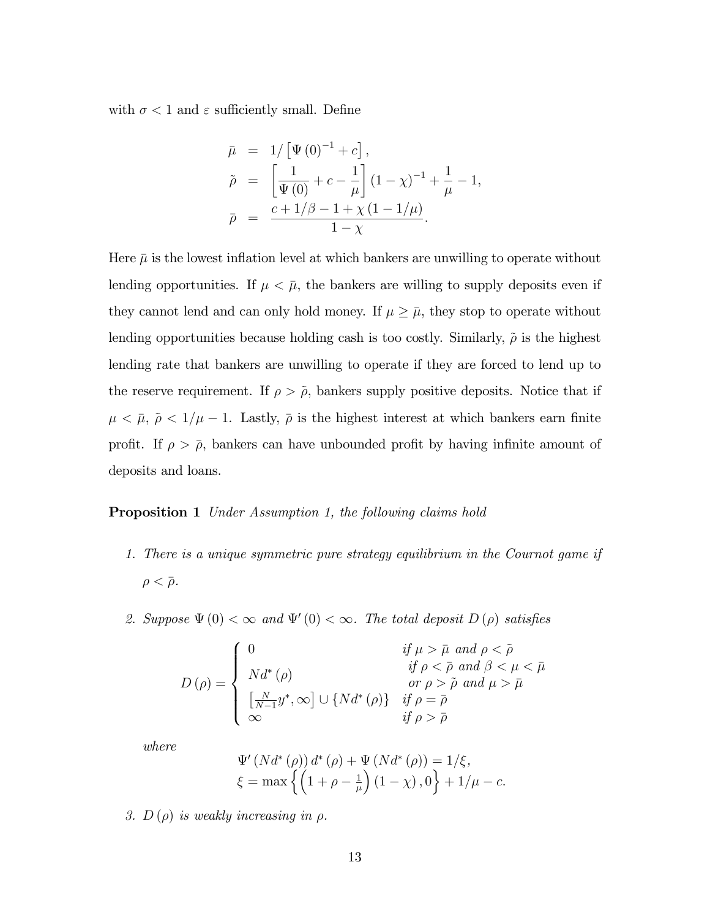with $\sigma < 1$ and $\varepsilon$ sufficiently small. Define

$$
\begin{aligned}
\bar{\mu} &= 1/\left[\Psi(0)^{-1} + c\right], \\
\tilde{\rho} &= \left[\frac{1}{\Psi(0)} + c - \frac{1}{\mu}\right](1-\chi)^{-1} + \frac{1}{\mu} - 1, \\
\bar{\rho} &= \frac{c + 1/\beta - 1 + \chi(1 - 1/\mu)}{1-\chi}.
\end{aligned}
$$

Here $\bar{\mu}$ is the lowest inflation level at which bankers are unwilling to operate without lending opportunities. If $\mu < \bar{\mu}$, the bankers are willing to supply deposits even if they cannot lend and can only hold money. If $\mu \geq \bar{\mu}$, they stop to operate without lending opportunities because holding cash is too costly. Similarly, $\tilde{\rho}$ is the highest lending rate that bankers are unwilling to operate if they are forced to lend up to the reserve requirement. If $\rho > \tilde{\rho}$, bankers supply positive deposits. Notice that if $\mu < \bar{\mu}$, $\tilde{\rho} < 1/\mu - 1$. Lastly, $\bar{\rho}$ is the highest interest at which bankers earn finite profit. If $\rho > \bar{\rho}$, bankers can have unbounded profit by having infinite amount of deposits and loans.

**Proposition 1** *Under Assumption 1, the following claims hold*

1. *There is a unique symmetric pure strategy equilibrium in the Cournot game if $\rho < \bar{\rho}$.*

2. *Suppose $\Psi(0) < \infty$ and $\Psi'(0) < \infty$. The total deposit $D(\rho)$ satisfies*

$$
D(\rho) = \begin{cases}
0 & \text{if } \mu > \bar{\mu} \text{ and } \rho < \tilde{\rho} \\
Nd^*(\rho) & \begin{array}{l}\text{if } \rho < \bar{\rho} \text{ and } \beta < \mu < \bar{\mu} \\ \text{or } \rho > \tilde{\rho} \text{ and } \mu > \bar{\mu}\end{array} \\
\left[\frac{N}{N-1}y^*, \infty\right] \cup \{Nd^*(\rho)\} & \text{if } \rho = \bar{\rho} \\
\infty & \text{if } \rho > \bar{\rho}
\end{cases}
$$

*where*

$$
\begin{aligned}
&\Psi'(Nd^*(\rho))\, d^*(\rho) + \Psi(Nd^*(\rho)) = 1/\xi, \\
&\xi = \max\left\{\left(1 + \rho - \tfrac{1}{\mu}\right)(1-\chi), 0\right\} + 1/\mu - c.
\end{aligned}
$$

3. *$D(\rho)$ is weakly increasing in $\rho$.*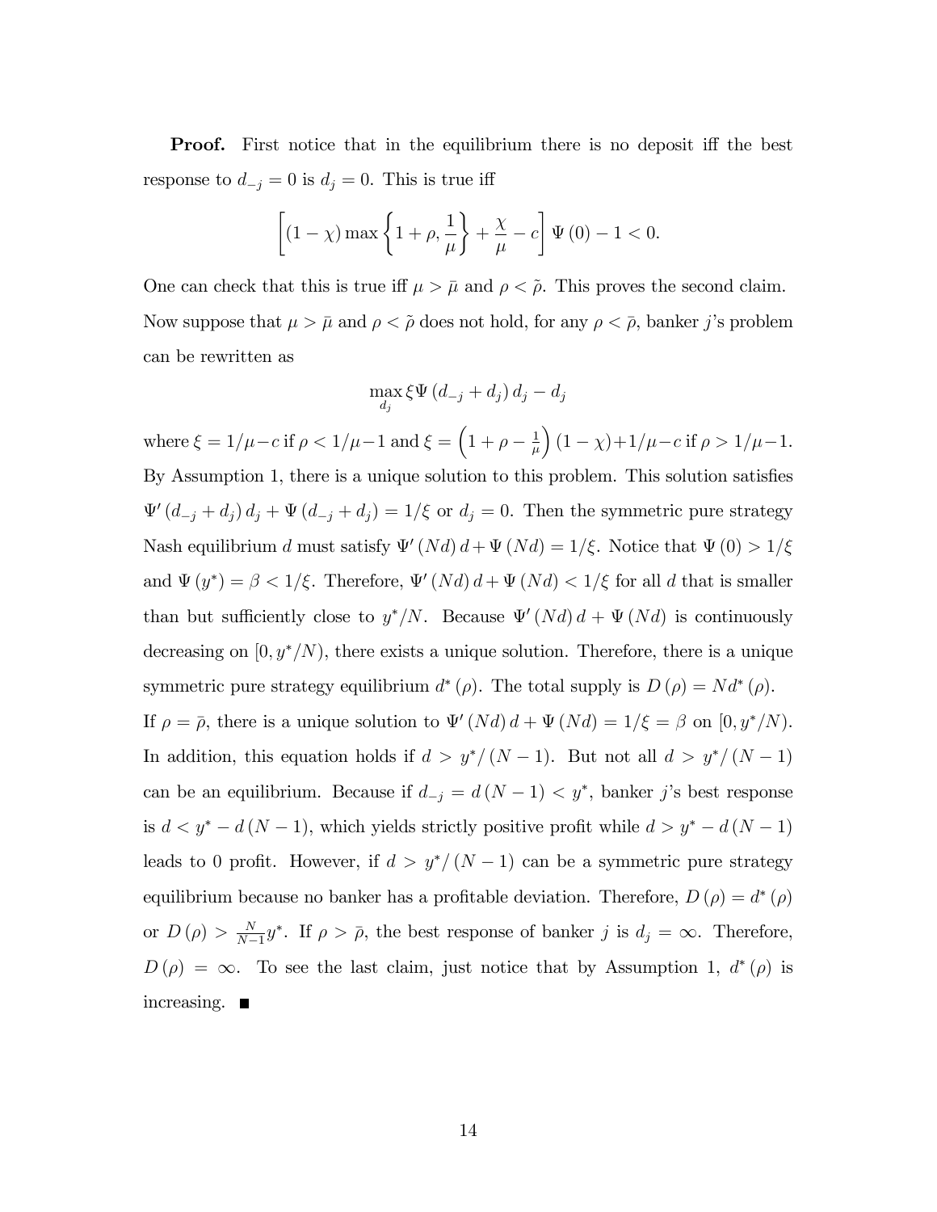**Proof.** First notice that in the equilibrium there is no deposit iff the best response to $d_{-j} = 0$ is $d_j = 0$. This is true iff

$$\left[(1-\chi)\max\left\{1+\rho, \frac{1}{\mu}\right\} + \frac{\chi}{\mu} - c\right]\Psi(0) - 1 < 0.$$

One can check that this is true iff $\mu > \bar{\mu}$ and $\rho < \tilde{\rho}$. This proves the second claim. Now suppose that $\mu > \bar{\mu}$ and $\rho < \tilde{\rho}$ does not hold, for any $\rho < \bar{\rho}$, banker $j$'s problem can be rewritten as

$$\max_{d_j} \xi \Psi(d_{-j} + d_j) d_j - d_j$$

where $\xi = 1/\mu - c$ if $\rho < 1/\mu - 1$ and $\xi = \left(1 + \rho - \frac{1}{\mu}\right)(1-\chi) + 1/\mu - c$ if $\rho > 1/\mu - 1$. By Assumption 1, there is a unique solution to this problem. This solution satisfies $\Psi'(d_{-j} + d_j) d_j + \Psi(d_{-j} + d_j) = 1/\xi$ or $d_j = 0$. Then the symmetric pure strategy Nash equilibrium $d$ must satisfy $\Psi'(Nd)d + \Psi(Nd) = 1/\xi$. Notice that $\Psi(0) > 1/\xi$ and $\Psi(y^*) = \beta < 1/\xi$. Therefore, $\Psi'(Nd)d + \Psi(Nd) < 1/\xi$ for all $d$ that is smaller than but sufficiently close to $y^*/N$. Because $\Psi'(Nd)d + \Psi(Nd)$ is continuously decreasing on $[0, y^*/N)$, there exists a unique solution. Therefore, there is a unique symmetric pure strategy equilibrium $d^*(\rho)$. The total supply is $D(\rho) = Nd^*(\rho)$. If $\rho = \bar{\rho}$, there is a unique solution to $\Psi'(Nd)d + \Psi(Nd) = 1/\xi = \beta$ on $[0, y^*/N)$. In addition, this equation holds if $d > y^*/(N-1)$. But not all $d > y^*/(N-1)$ can be an equilibrium. Because if $d_{-j} = d(N-1) < y^*$, banker $j$'s best response is $d < y^* - d(N-1)$, which yields strictly positive profit while $d > y^* - d(N-1)$ leads to 0 profit. However, if $d > y^*/(N-1)$ can be a symmetric pure strategy equilibrium because no banker has a profitable deviation. Therefore, $D(\rho) = d^*(\rho)$ or $D(\rho) > \frac{N}{N-1}y^*$. If $\rho > \bar{\rho}$, the best response of banker $j$ is $d_j = \infty$. Therefore, $D(\rho) = \infty$. To see the last claim, just notice that by Assumption 1, $d^*(\rho)$ is increasing. ■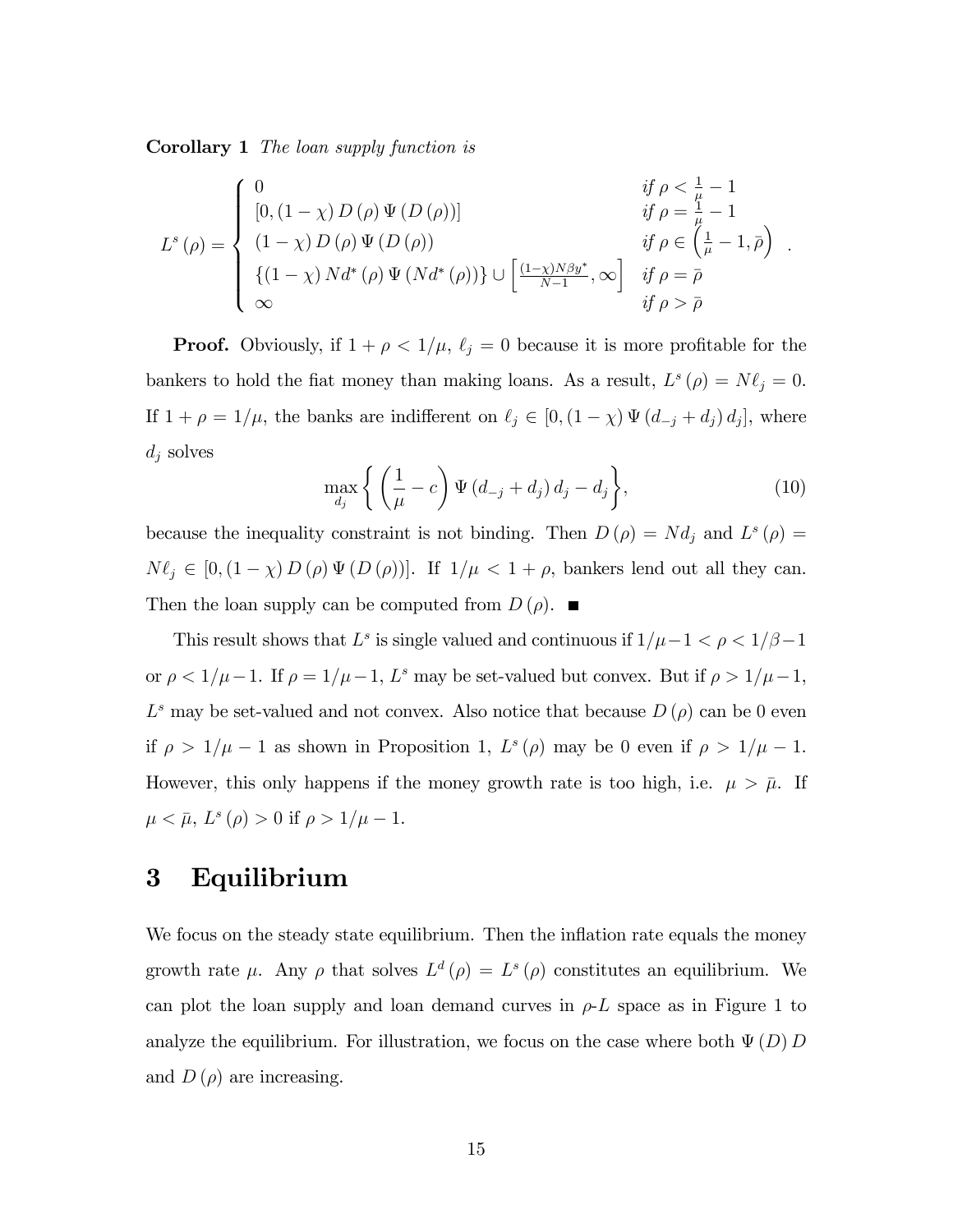**Corollary 1** *The loan supply function is*

$$L^s(\rho) = \begin{cases} 0 & \text{if } \rho < \frac{1}{\mu} - 1 \\ [0, (1-\chi) D(\rho) \Psi(D(\rho))] & \text{if } \rho = \frac{1}{\mu} - 1 \\ (1-\chi) D(\rho) \Psi(D(\rho)) & \text{if } \rho \in \left(\frac{1}{\mu} - 1, \bar{\rho}\right) \\ \{(1-\chi) N d^*(\rho) \Psi(N d^*(\rho))\} \cup \left[\frac{(1-\chi)N\beta y^*}{N-1}, \infty\right] & \text{if } \rho = \bar{\rho} \\ \infty & \text{if } \rho > \bar{\rho} \end{cases}.$$

**Proof.** Obviously, if $1 + \rho < 1/\mu$, $\ell_j = 0$ because it is more profitable for the bankers to hold the fiat money than making loans. As a result, $L^s(\rho) = N\ell_j = 0$. If $1 + \rho = 1/\mu$, the banks are indifferent on $\ell_j \in [0, (1-\chi)\Psi(d_{-j} + d_j) d_j]$, where $d_j$ solves

$$\max_{d_j} \left\{ \left(\frac{1}{\mu} - c\right) \Psi(d_{-j} + d_j) d_j - d_j \right\}, \tag{10}$$

because the inequality constraint is not binding. Then $D(\rho) = N d_j$ and $L^s(\rho) = N\ell_j \in [0, (1-\chi) D(\rho) \Psi(D(\rho))]$. If $1/\mu < 1 + \rho$, bankers lend out all they can. Then the loan supply can be computed from $D(\rho)$. ■

This result shows that $L^s$ is single valued and continuous if $1/\mu - 1 < \rho < 1/\beta - 1$ or $\rho < 1/\mu - 1$. If $\rho = 1/\mu - 1$, $L^s$ may be set-valued but convex. But if $\rho > 1/\mu - 1$, $L^s$ may be set-valued and not convex. Also notice that because $D(\rho)$ can be 0 even if $\rho > 1/\mu - 1$ as shown in Proposition 1, $L^s(\rho)$ may be 0 even if $\rho > 1/\mu - 1$. However, this only happens if the money growth rate is too high, i.e. $\mu > \bar{\mu}$. If $\mu < \bar{\mu}$, $L^s(\rho) > 0$ if $\rho > 1/\mu - 1$.

# 3 Equilibrium

We focus on the steady state equilibrium. Then the inflation rate equals the money growth rate $\mu$. Any $\rho$ that solves $L^d(\rho) = L^s(\rho)$ constitutes an equilibrium. We can plot the loan supply and loan demand curves in $\rho$-$L$ space as in Figure 1 to analyze the equilibrium. For illustration, we focus on the case where both $\Psi(D) D$ and $D(\rho)$ are increasing.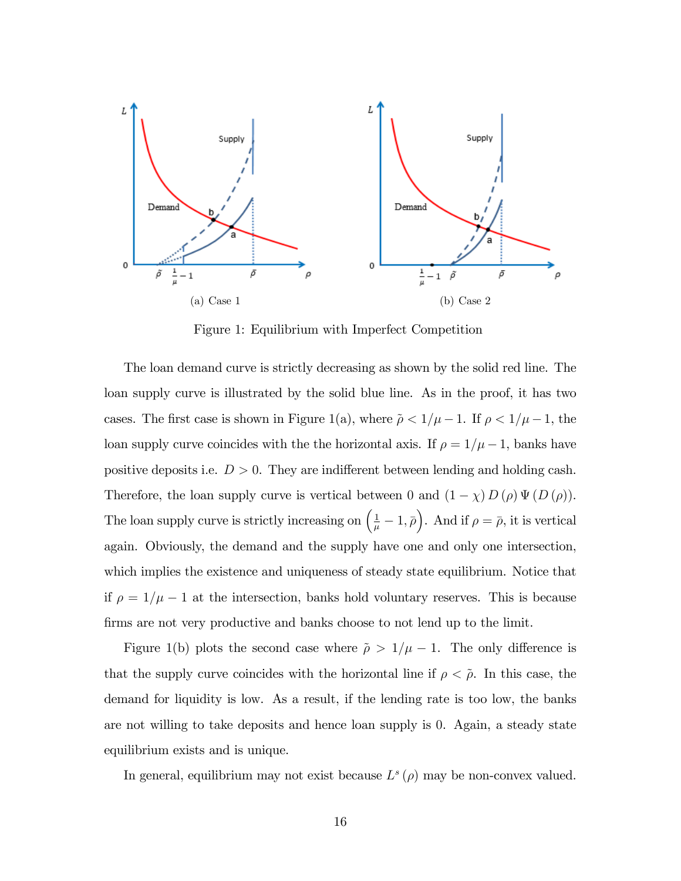(a) Case 1

(b) Case 2

Figure 1: Equilibrium with Imperfect Competition

The loan demand curve is strictly decreasing as shown by the solid red line. The loan supply curve is illustrated by the solid blue line. As in the proof, it has two cases. The first case is shown in Figure 1(a), where $\tilde{\rho} < 1/\mu - 1$. If $\rho < 1/\mu - 1$, the loan supply curve coincides with the the horizontal axis. If $\rho = 1/\mu - 1$, banks have positive deposits i.e. $D > 0$. They are indifferent between lending and holding cash. Therefore, the loan supply curve is vertical between 0 and $(1 - \chi) D(\rho) \Psi(D(\rho))$. The loan supply curve is strictly increasing on $\left(\frac{1}{\mu} - 1, \bar{\rho}\right)$. And if $\rho = \bar{\rho}$, it is vertical again. Obviously, the demand and the supply have one and only one intersection, which implies the existence and uniqueness of steady state equilibrium. Notice that if $\rho = 1/\mu - 1$ at the intersection, banks hold voluntary reserves. This is because firms are not very productive and banks choose to not lend up to the limit.

Figure 1(b) plots the second case where $\tilde{\rho} > 1/\mu - 1$. The only difference is that the supply curve coincides with the horizontal line if $\rho < \tilde{\rho}$. In this case, the demand for liquidity is low. As a result, if the lending rate is too low, the banks are not willing to take deposits and hence loan supply is 0. Again, a steady state equilibrium exists and is unique.

In general, equilibrium may not exist because $L^s(\rho)$ may be non-convex valued.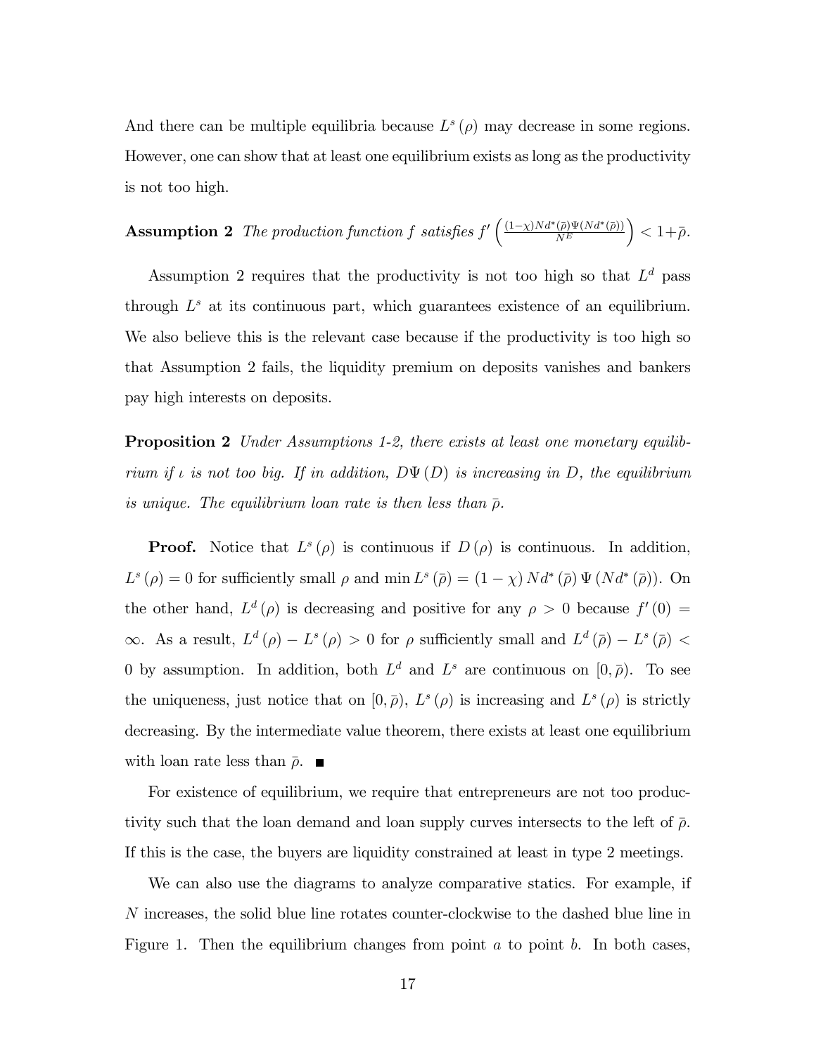And there can be multiple equilibria because $L^s(\rho)$ may decrease in some regions. However, one can show that at least one equilibrium exists as long as the productivity is not too high.

**Assumption 2** *The production function $f$ satisfies $f'\left(\frac{(1-\chi)Nd^*(\bar{\rho})\Psi(Nd^*(\bar{\rho}))}{N^E}\right) < 1+\bar{\rho}$.*

Assumption 2 requires that the productivity is not too high so that $L^d$ pass through $L^s$ at its continuous part, which guarantees existence of an equilibrium. We also believe this is the relevant case because if the productivity is too high so that Assumption 2 fails, the liquidity premium on deposits vanishes and bankers pay high interests on deposits.

**Proposition 2** *Under Assumptions 1-2, there exists at least one monetary equilibrium if $\iota$ is not too big. If in addition, $D\Psi(D)$ is increasing in $D$, the equilibrium is unique. The equilibrium loan rate is then less than $\bar{\rho}$.*

**Proof.** Notice that $L^s(\rho)$ is continuous if $D(\rho)$ is continuous. In addition, $L^s(\rho) = 0$ for sufficiently small $\rho$ and $\min L^s(\bar{\rho}) = (1-\chi)Nd^*(\bar{\rho})\Psi(Nd^*(\bar{\rho}))$. On the other hand, $L^d(\rho)$ is decreasing and positive for any $\rho > 0$ because $f'(0) = \infty$. As a result, $L^d(\rho) - L^s(\rho) > 0$ for $\rho$ sufficiently small and $L^d(\bar{\rho}) - L^s(\bar{\rho}) < 0$ by assumption. In addition, both $L^d$ and $L^s$ are continuous on $[0, \bar{\rho})$. To see the uniqueness, just notice that on $[0, \bar{\rho})$, $L^s(\rho)$ is increasing and $L^s(\rho)$ is strictly decreasing. By the intermediate value theorem, there exists at least one equilibrium with loan rate less than $\bar{\rho}$. ■

For existence of equilibrium, we require that entrepreneurs are not too productivity such that the loan demand and loan supply curves intersects to the left of $\bar{\rho}$. If this is the case, the buyers are liquidity constrained at least in type 2 meetings.

We can also use the diagrams to analyze comparative statics. For example, if $N$ increases, the solid blue line rotates counter-clockwise to the dashed blue line in Figure 1. Then the equilibrium changes from point $a$ to point $b$. In both cases,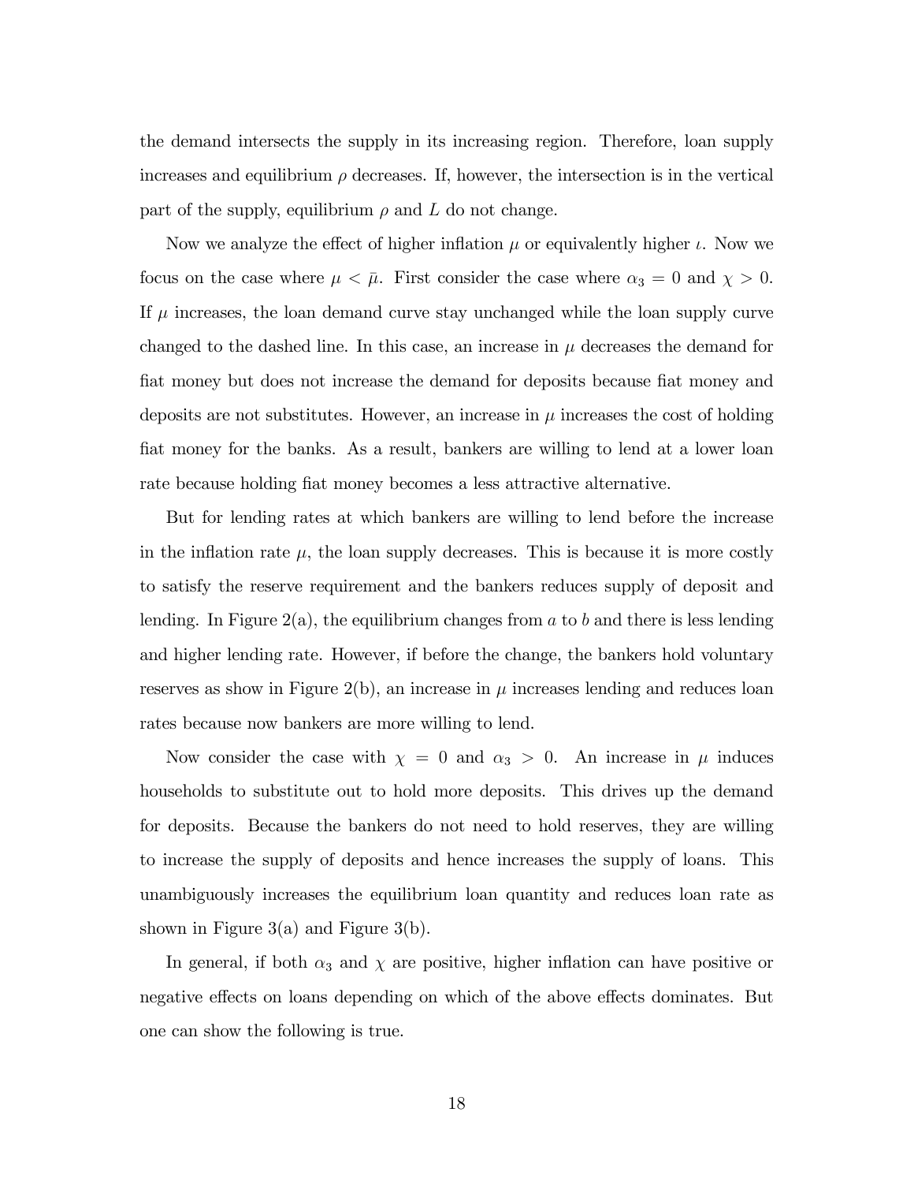the demand intersects the supply in its increasing region. Therefore, loan supply increases and equilibrium $\rho$ decreases. If, however, the intersection is in the vertical part of the supply, equilibrium $\rho$ and $L$ do not change.

Now we analyze the effect of higher inflation $\mu$ or equivalently higher $\iota$. Now we focus on the case where $\mu < \bar{\mu}$. First consider the case where $\alpha_3 = 0$ and $\chi > 0$. If $\mu$ increases, the loan demand curve stay unchanged while the loan supply curve changed to the dashed line. In this case, an increase in $\mu$ decreases the demand for fiat money but does not increase the demand for deposits because fiat money and deposits are not substitutes. However, an increase in $\mu$ increases the cost of holding fiat money for the banks. As a result, bankers are willing to lend at a lower loan rate because holding fiat money becomes a less attractive alternative.

But for lending rates at which bankers are willing to lend before the increase in the inflation rate $\mu$, the loan supply decreases. This is because it is more costly to satisfy the reserve requirement and the bankers reduces supply of deposit and lending. In Figure 2(a), the equilibrium changes from $a$ to $b$ and there is less lending and higher lending rate. However, if before the change, the bankers hold voluntary reserves as show in Figure 2(b), an increase in $\mu$ increases lending and reduces loan rates because now bankers are more willing to lend.

Now consider the case with $\chi = 0$ and $\alpha_3 > 0$. An increase in $\mu$ induces households to substitute out to hold more deposits. This drives up the demand for deposits. Because the bankers do not need to hold reserves, they are willing to increase the supply of deposits and hence increases the supply of loans. This unambiguously increases the equilibrium loan quantity and reduces loan rate as shown in Figure 3(a) and Figure 3(b).

In general, if both $\alpha_3$ and $\chi$ are positive, higher inflation can have positive or negative effects on loans depending on which of the above effects dominates. But one can show the following is true.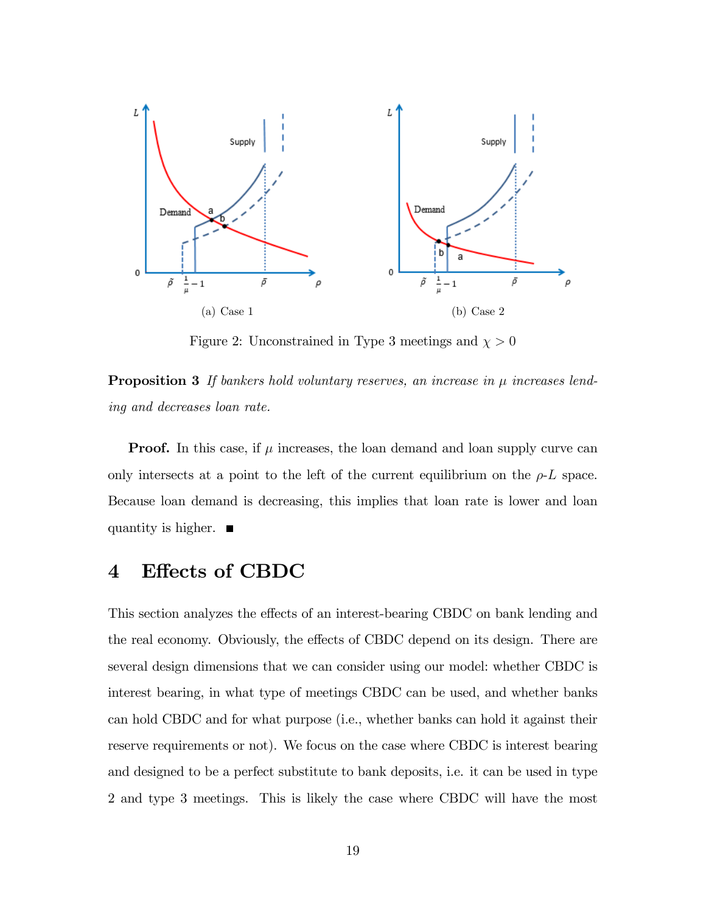(a) Case 1

(b) Case 2

Figure 2: Unconstrained in Type 3 meetings and $\chi > 0$

**Proposition 3** *If bankers hold voluntary reserves, an increase in $\mu$ increases lending and decreases loan rate.*

**Proof.** In this case, if $\mu$ increases, the loan demand and loan supply curve can only intersects at a point to the left of the current equilibrium on the $\rho$-$L$ space. Because loan demand is decreasing, this implies that loan rate is lower and loan quantity is higher. ∎

# 4 Effects of CBDC

This section analyzes the effects of an interest-bearing CBDC on bank lending and the real economy. Obviously, the effects of CBDC depend on its design. There are several design dimensions that we can consider using our model: whether CBDC is interest bearing, in what type of meetings CBDC can be used, and whether banks can hold CBDC and for what purpose (i.e., whether banks can hold it against their reserve requirements or not). We focus on the case where CBDC is interest bearing and designed to be a perfect substitute to bank deposits, i.e. it can be used in type 2 and type 3 meetings. This is likely the case where CBDC will have the most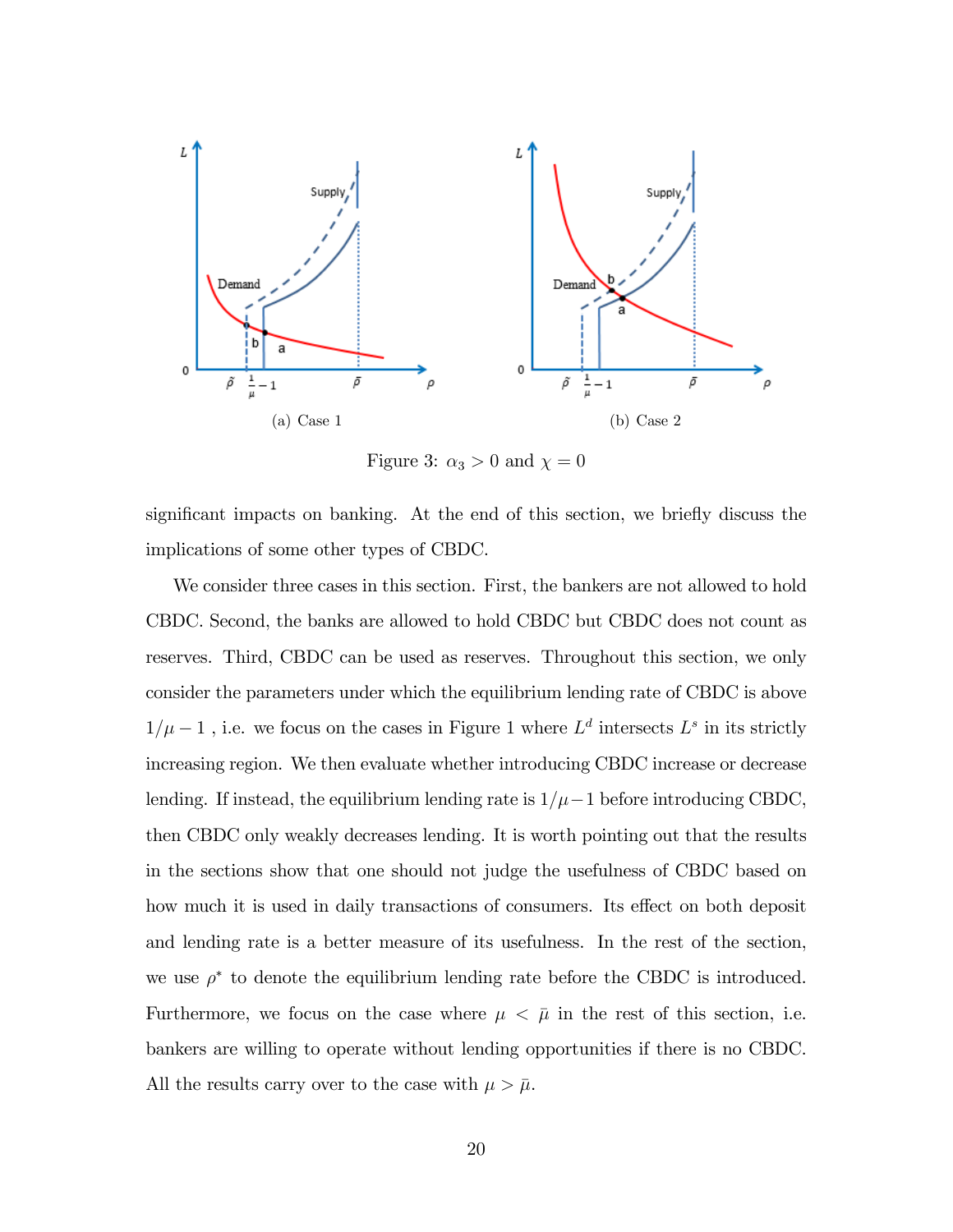(a) Case 1

(b) Case 2

Figure 3: $\alpha_3 > 0$ and $\chi = 0$

significant impacts on banking. At the end of this section, we briefly discuss the implications of some other types of CBDC.

We consider three cases in this section. First, the bankers are not allowed to hold CBDC. Second, the banks are allowed to hold CBDC but CBDC does not count as reserves. Third, CBDC can be used as reserves. Throughout this section, we only consider the parameters under which the equilibrium lending rate of CBDC is above $1/\mu - 1$ , i.e. we focus on the cases in Figure 1 where $L^d$ intersects $L^s$ in its strictly increasing region. We then evaluate whether introducing CBDC increase or decrease lending. If instead, the equilibrium lending rate is $1/\mu - 1$ before introducing CBDC, then CBDC only weakly decreases lending. It is worth pointing out that the results in the sections show that one should not judge the usefulness of CBDC based on how much it is used in daily transactions of consumers. Its effect on both deposit and lending rate is a better measure of its usefulness. In the rest of the section, we use $\rho^*$ to denote the equilibrium lending rate before the CBDC is introduced. Furthermore, we focus on the case where $\mu < \bar{\mu}$ in the rest of this section, i.e. bankers are willing to operate without lending opportunities if there is no CBDC. All the results carry over to the case with $\mu > \bar{\mu}$.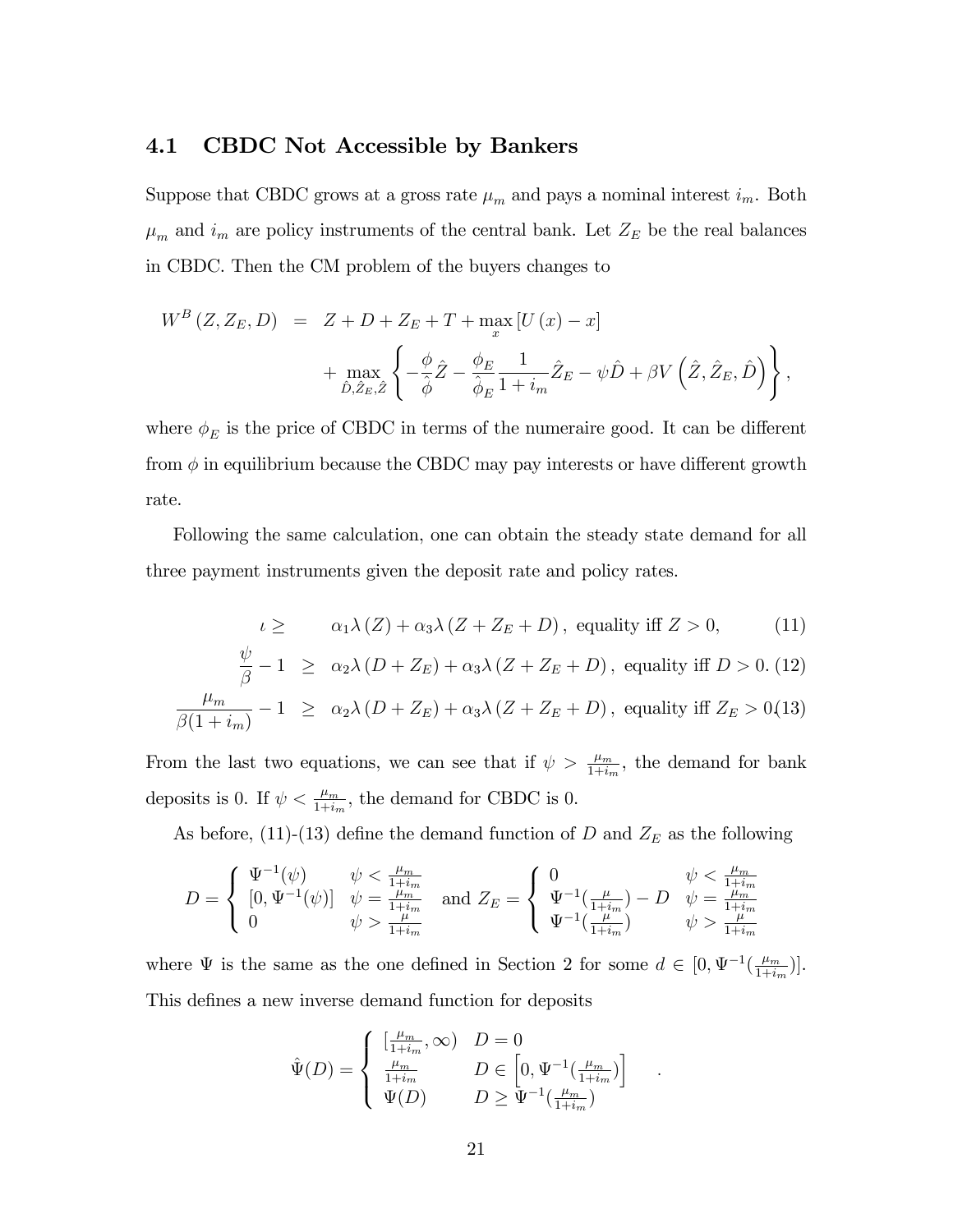### 4.1 CBDC Not Accessible by Bankers

Suppose that CBDC grows at a gross rate $\mu_m$ and pays a nominal interest $i_m$. Both $\mu_m$ and $i_m$ are policy instruments of the central bank. Let $Z_E$ be the real balances in CBDC. Then the CM problem of the buyers changes to

$$
\begin{aligned}
W^B(Z, Z_E, D) &= Z + D + Z_E + T + \max_x [U(x) - x] \\
&\quad + \max_{\hat{D}, \hat{Z}_E, \hat{Z}} \left\{ -\frac{\phi}{\hat{\phi}} \hat{Z} - \frac{\phi_E}{\hat{\phi}_E} \frac{1}{1+i_m} \hat{Z}_E - \psi \hat{D} + \beta V\left(\hat{Z}, \hat{Z}_E, \hat{D}\right) \right\},
\end{aligned}
$$

where $\phi_E$ is the price of CBDC in terms of the numeraire good. It can be different from $\phi$ in equilibrium because the CBDC may pay interests or have different growth rate.

Following the same calculation, one can obtain the steady state demand for all three payment instruments given the deposit rate and policy rates.

$$
\iota \geq \alpha_1 \lambda(Z) + \alpha_3 \lambda(Z + Z_E + D), \text{ equality iff } Z > 0, \tag{11}
$$

$$
\frac{\psi}{\beta} - 1 \geq \alpha_2 \lambda(D + Z_E) + \alpha_3 \lambda(Z + Z_E + D), \text{ equality iff } D > 0. \tag{12}
$$

$$
\frac{\mu_m}{\beta(1+i_m)} - 1 \geq \alpha_2 \lambda(D + Z_E) + \alpha_3 \lambda(Z + Z_E + D), \text{ equality iff } Z_E > 0 \tag{13}
$$

From the last two equations, we can see that if $\psi > \frac{\mu_m}{1+i_m}$, the demand for bank deposits is 0. If $\psi < \frac{\mu_m}{1+i_m}$, the demand for CBDC is 0.

As before, (11)-(13) define the demand function of $D$ and $Z_E$ as the following

$$
D = \begin{cases} \Psi^{-1}(\psi) & \psi < \frac{\mu_m}{1+i_m} \\ [0, \Psi^{-1}(\psi)] & \psi = \frac{\mu_m}{1+i_m} \\ 0 & \psi > \frac{\mu}{1+i_m} \end{cases} \quad \text{and } Z_E = \begin{cases} 0 & \psi < \frac{\mu_m}{1+i_m} \\ \Psi^{-1}(\frac{\mu}{1+i_m}) - D & \psi = \frac{\mu_m}{1+i_m} \\ \Psi^{-1}(\frac{\mu}{1+i_m}) & \psi > \frac{\mu}{1+i_m} \end{cases}
$$

where $\Psi$ is the same as the one defined in Section 2 for some $d \in [0, \Psi^{-1}(\frac{\mu_m}{1+i_m})]$. This defines a new inverse demand function for deposits

$$
\hat{\Psi}(D) = \begin{cases} [\frac{\mu_m}{1+i_m}, \infty) & D = 0 \\ \frac{\mu_m}{1+i_m} & D \in \left[0, \Psi^{-1}(\frac{\mu_m}{1+i_m})\right] \\ \Psi(D) & D \geq \Psi^{-1}(\frac{\mu_m}{1+i_m}) \end{cases}.
$$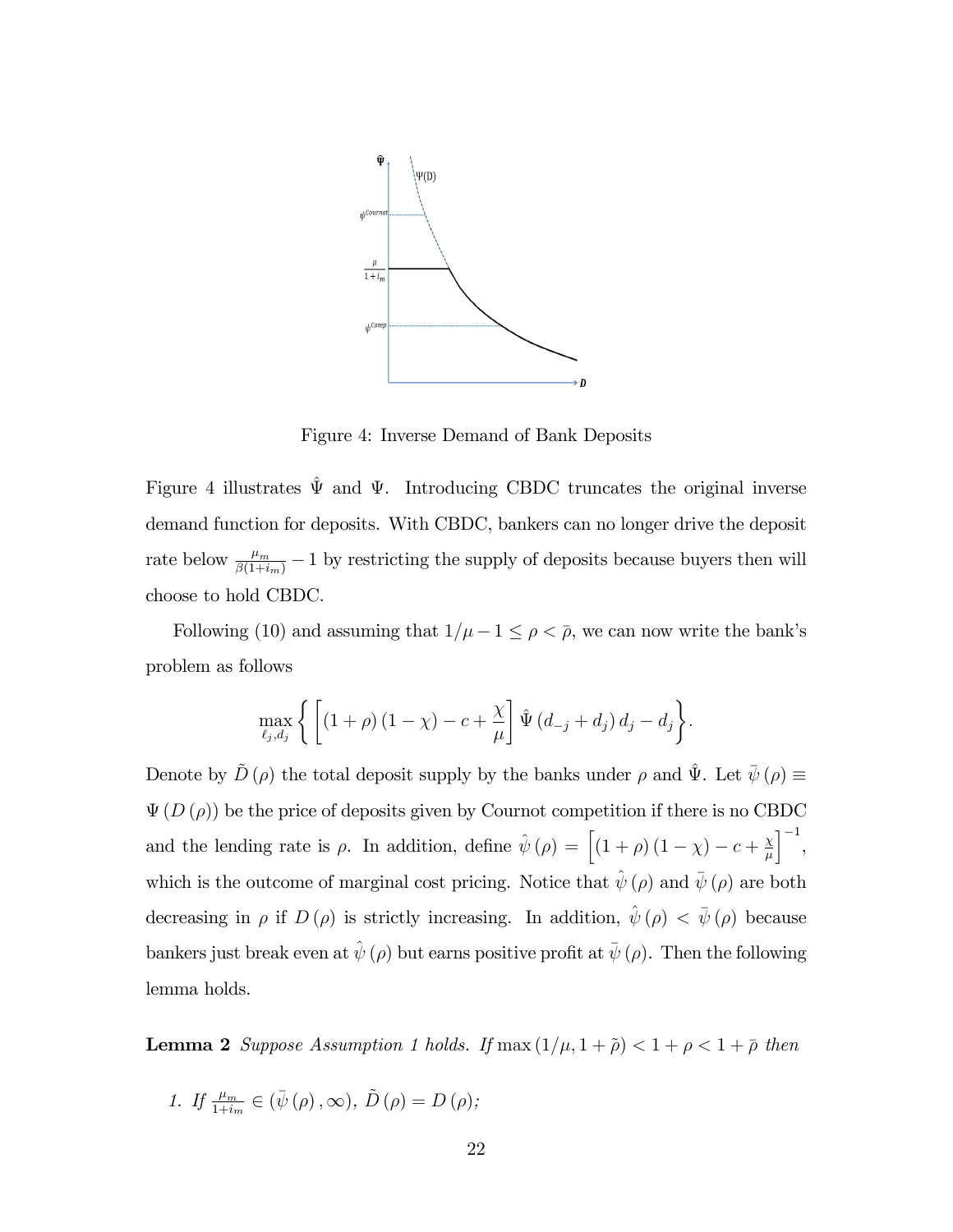Figure 4: Inverse Demand of Bank Deposits

Figure 4 illustrates $\hat{\Psi}$ and $\Psi$. Introducing CBDC truncates the original inverse demand function for deposits. With CBDC, bankers can no longer drive the deposit rate below $\frac{\mu_m}{\beta(1+i_m)} - 1$ by restricting the supply of deposits because buyers then will choose to hold CBDC.

Following (10) and assuming that $1/\mu - 1 \leq \rho < \bar{\rho}$, we can now write the bank's problem as follows

$$\max_{\ell_j, d_j} \left\{ \left[ (1+\rho)(1-\chi) - c + \frac{\chi}{\mu} \right] \hat{\Psi}(d_{-j} + d_j) d_j - d_j \right\}.$$

Denote by $\tilde{D}(\rho)$ the total deposit supply by the banks under $\rho$ and $\hat{\Psi}$. Let $\bar{\psi}(\rho) \equiv \Psi(D(\rho))$ be the price of deposits given by Cournot competition if there is no CBDC and the lending rate is $\rho$. In addition, define $\hat{\psi}(\rho) = \left[ (1+\rho)(1-\chi) - c + \frac{\chi}{\mu} \right]^{-1}$, which is the outcome of marginal cost pricing. Notice that $\hat{\psi}(\rho)$ and $\bar{\psi}(\rho)$ are both decreasing in $\rho$ if $D(\rho)$ is strictly increasing. In addition, $\hat{\psi}(\rho) < \bar{\psi}(\rho)$ because bankers just break even at $\hat{\psi}(\rho)$ but earns positive profit at $\bar{\psi}(\rho)$. Then the following lemma holds.

**Lemma 2** *Suppose Assumption 1 holds. If* $\max(1/\mu, 1+\tilde{\rho}) < 1+\rho < 1+\bar{\rho}$ *then*

1. *If* $\frac{\mu_m}{1+i_m} \in (\bar{\psi}(\rho), \infty)$, $\tilde{D}(\rho) = D(\rho)$;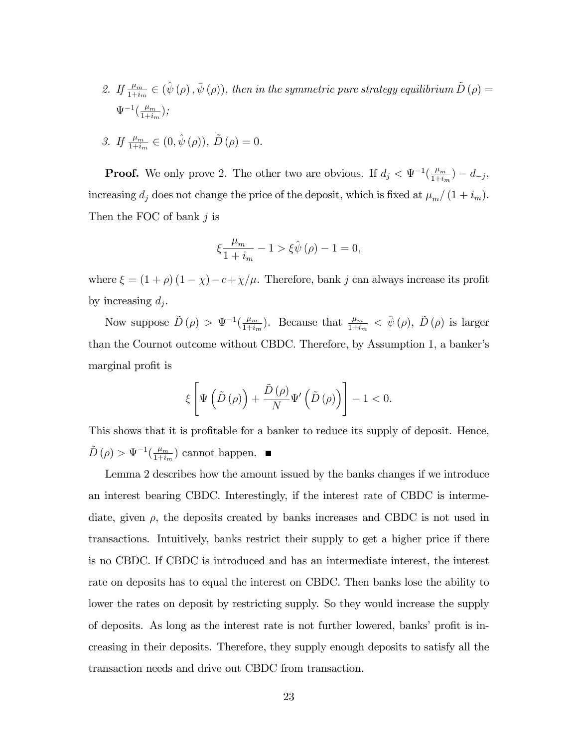2. *If* $\frac{\mu_m}{1+i_m} \in (\hat{\psi}(\rho), \bar{\psi}(\rho))$*, then in the symmetric pure strategy equilibrium* $\tilde{D}(\rho) = \Psi^{-1}(\frac{\mu_m}{1+i_m})$*;*

3. *If* $\frac{\mu_m}{1+i_m} \in (0, \hat{\psi}(\rho))$*,* $\tilde{D}(\rho) = 0$*.*

**Proof.** We only prove 2. The other two are obvious. If $d_j < \Psi^{-1}(\frac{\mu_m}{1+i_m}) - d_{-j}$, increasing $d_j$ does not change the price of the deposit, which is fixed at $\mu_m/(1+i_m)$. Then the FOC of bank $j$ is

$$\xi \frac{\mu_m}{1+i_m} - 1 > \xi \hat{\psi}(\rho) - 1 = 0,$$

where $\xi = (1+\rho)(1-\chi) - c + \chi/\mu$. Therefore, bank $j$ can always increase its profit by increasing $d_j$.

Now suppose $\tilde{D}(\rho) > \Psi^{-1}(\frac{\mu_m}{1+i_m})$. Because that $\frac{\mu_m}{1+i_m} < \bar{\psi}(\rho)$, $\tilde{D}(\rho)$ is larger than the Cournot outcome without CBDC. Therefore, by Assumption 1, a banker's marginal profit is

$$\xi \left[ \Psi\left(\tilde{D}(\rho)\right) + \frac{\tilde{D}(\rho)}{N} \Psi'\left(\tilde{D}(\rho)\right) \right] - 1 < 0.$$

This shows that it is profitable for a banker to reduce its supply of deposit. Hence, $\tilde{D}(\rho) > \Psi^{-1}(\frac{\mu_m}{1+i_m})$ cannot happen. ■

Lemma 2 describes how the amount issued by the banks changes if we introduce an interest bearing CBDC. Interestingly, if the interest rate of CBDC is intermediate, given $\rho$, the deposits created by banks increases and CBDC is not used in transactions. Intuitively, banks restrict their supply to get a higher price if there is no CBDC. If CBDC is introduced and has an intermediate interest, the interest rate on deposits has to equal the interest on CBDC. Then banks lose the ability to lower the rates on deposit by restricting supply. So they would increase the supply of deposits. As long as the interest rate is not further lowered, banks' profit is increasing in their deposits. Therefore, they supply enough deposits to satisfy all the transaction needs and drive out CBDC from transaction.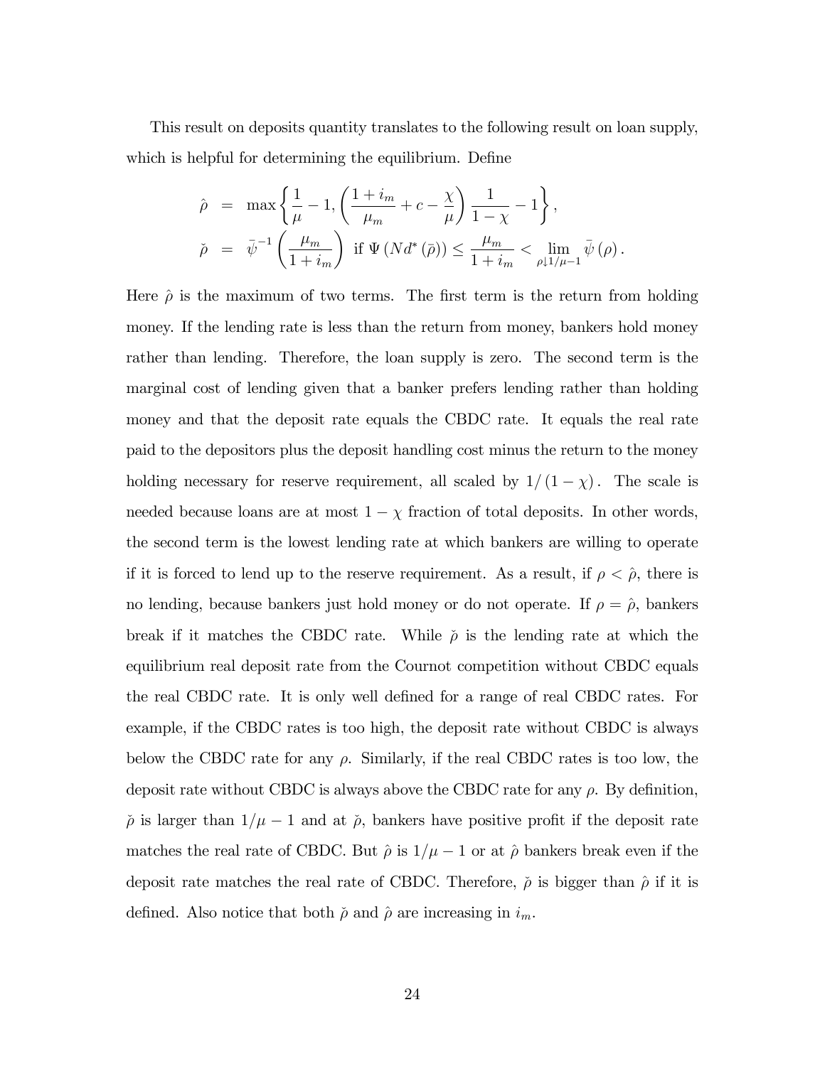This result on deposits quantity translates to the following result on loan supply, which is helpful for determining the equilibrium. Define

$$
\begin{aligned}
\hat{\rho} &= \max\left\{\frac{1}{\mu}-1, \left(\frac{1+i_m}{\mu_m}+c-\frac{\chi}{\mu}\right)\frac{1}{1-\chi}-1\right\}, \\
\check{\rho} &= \bar{\psi}^{-1}\left(\frac{\mu_m}{1+i_m}\right) \text{ if } \Psi\left(Nd^*\left(\bar{\rho}\right)\right) \leq \frac{\mu_m}{1+i_m} < \lim_{\rho \downarrow 1/\mu-1} \bar{\psi}\left(\rho\right).
\end{aligned}
$$

Here $\hat{\rho}$ is the maximum of two terms. The first term is the return from holding money. If the lending rate is less than the return from money, bankers hold money rather than lending. Therefore, the loan supply is zero. The second term is the marginal cost of lending given that a banker prefers lending rather than holding money and that the deposit rate equals the CBDC rate. It equals the real rate paid to the depositors plus the deposit handling cost minus the return to the money holding necessary for reserve requirement, all scaled by $1/(1-\chi)$. The scale is needed because loans are at most $1-\chi$ fraction of total deposits. In other words, the second term is the lowest lending rate at which bankers are willing to operate if it is forced to lend up to the reserve requirement. As a result, if $\rho < \hat{\rho}$, there is no lending, because bankers just hold money or do not operate. If $\rho = \hat{\rho}$, bankers break if it matches the CBDC rate. While $\check{\rho}$ is the lending rate at which the equilibrium real deposit rate from the Cournot competition without CBDC equals the real CBDC rate. It is only well defined for a range of real CBDC rates. For example, if the CBDC rates is too high, the deposit rate without CBDC is always below the CBDC rate for any $\rho$. Similarly, if the real CBDC rates is too low, the deposit rate without CBDC is always above the CBDC rate for any $\rho$. By definition, $\check{\rho}$ is larger than $1/\mu-1$ and at $\check{\rho}$, bankers have positive profit if the deposit rate matches the real rate of CBDC. But $\hat{\rho}$ is $1/\mu-1$ or at $\hat{\rho}$ bankers break even if the deposit rate matches the real rate of CBDC. Therefore, $\check{\rho}$ is bigger than $\hat{\rho}$ if it is defined. Also notice that both $\check{\rho}$ and $\hat{\rho}$ are increasing in $i_m$.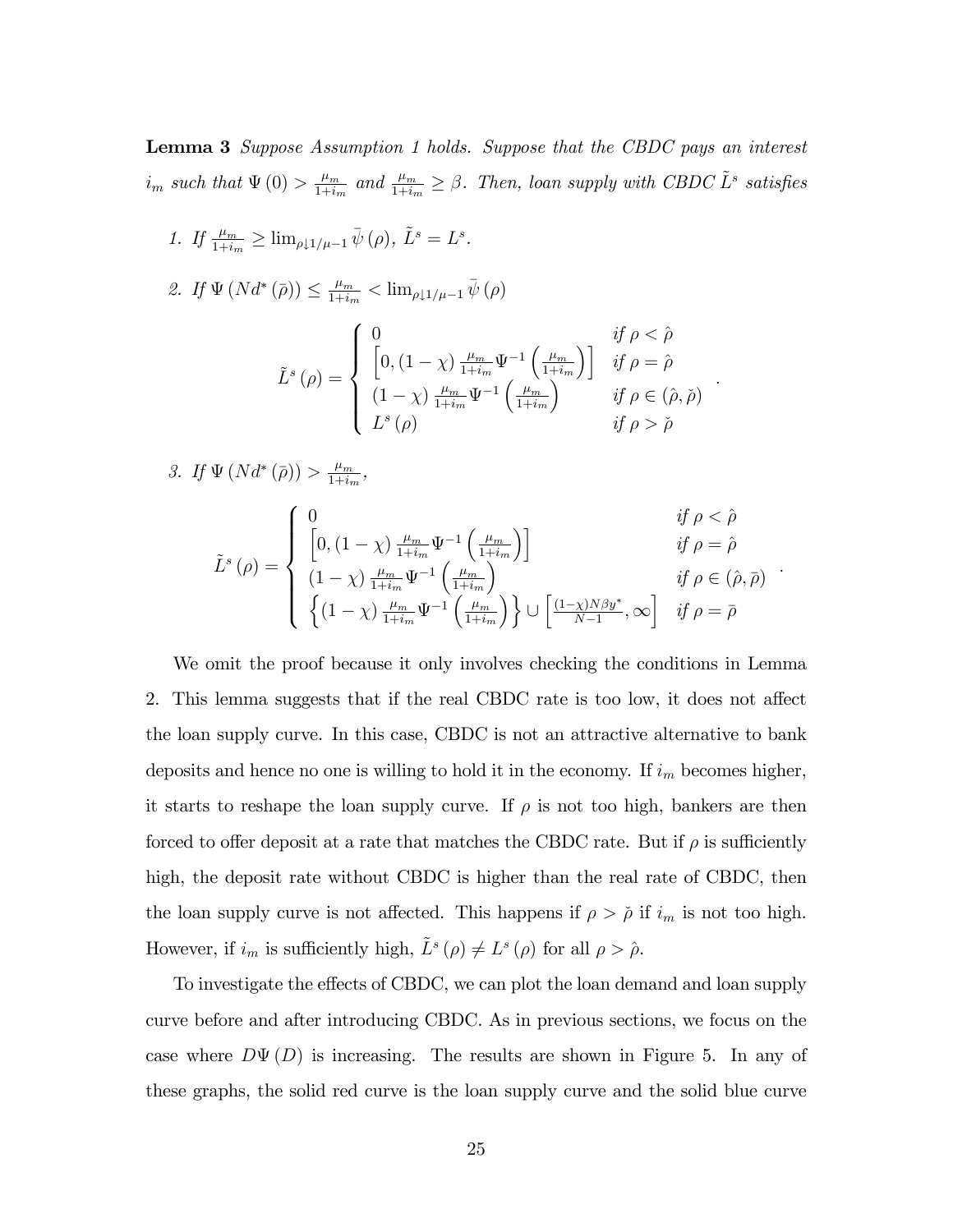**Lemma 3** *Suppose Assumption 1 holds. Suppose that the CBDC pays an interest $i_m$ such that $\Psi(0) > \frac{\mu_m}{1+i_m}$ and $\frac{\mu_m}{1+i_m} \geq \beta$. Then, loan supply with CBDC $\tilde{L}^s$ satisfies*

1. *If $\frac{\mu_m}{1+i_m} \geq \lim_{\rho \downarrow 1/\mu - 1} \bar{\psi}(\rho)$, $\tilde{L}^s = L^s$.*

2. *If $\Psi(Nd^*(\bar{\rho})) \leq \frac{\mu_m}{1+i_m} < \lim_{\rho \downarrow 1/\mu - 1} \bar{\psi}(\rho)$*

$$\tilde{L}^s(\rho) = \begin{cases} 0 & \text{if } \rho < \hat{\rho} \\ \left[0, (1-\chi)\frac{\mu_m}{1+i_m}\Psi^{-1}\left(\frac{\mu_m}{1+i_m}\right)\right] & \text{if } \rho = \hat{\rho} \\ (1-\chi)\frac{\mu_m}{1+i_m}\Psi^{-1}\left(\frac{\mu_m}{1+i_m}\right) & \text{if } \rho \in (\hat{\rho}, \check{\rho}) \\ L^s(\rho) & \text{if } \rho > \check{\rho} \end{cases}.$$

3. *If $\Psi(Nd^*(\bar{\rho})) > \frac{\mu_m}{1+i_m}$,*

$$\tilde{L}^s(\rho) = \begin{cases} 0 & \text{if } \rho < \hat{\rho} \\ \left[0, (1-\chi)\frac{\mu_m}{1+i_m}\Psi^{-1}\left(\frac{\mu_m}{1+i_m}\right)\right] & \text{if } \rho = \hat{\rho} \\ (1-\chi)\frac{\mu_m}{1+i_m}\Psi^{-1}\left(\frac{\mu_m}{1+i_m}\right) & \text{if } \rho \in (\hat{\rho}, \bar{\rho}) \\ \left\{(1-\chi)\frac{\mu_m}{1+i_m}\Psi^{-1}\left(\frac{\mu_m}{1+i_m}\right)\right\} \cup \left[\frac{(1-\chi)N\beta y^*}{N-1}, \infty\right] & \text{if } \rho = \bar{\rho} \end{cases}.$$

We omit the proof because it only involves checking the conditions in Lemma 2. This lemma suggests that if the real CBDC rate is too low, it does not affect the loan supply curve. In this case, CBDC is not an attractive alternative to bank deposits and hence no one is willing to hold it in the economy. If $i_m$ becomes higher, it starts to reshape the loan supply curve. If $\rho$ is not too high, bankers are then forced to offer deposit at a rate that matches the CBDC rate. But if $\rho$ is sufficiently high, the deposit rate without CBDC is higher than the real rate of CBDC, then the loan supply curve is not affected. This happens if $\rho > \check{\rho}$ if $i_m$ is not too high. However, if $i_m$ is sufficiently high, $\tilde{L}^s(\rho) \neq L^s(\rho)$ for all $\rho > \hat{\rho}$.

To investigate the effects of CBDC, we can plot the loan demand and loan supply curve before and after introducing CBDC. As in previous sections, we focus on the case where $D\Psi(D)$ is increasing. The results are shown in Figure 5. In any of these graphs, the solid red curve is the loan supply curve and the solid blue curve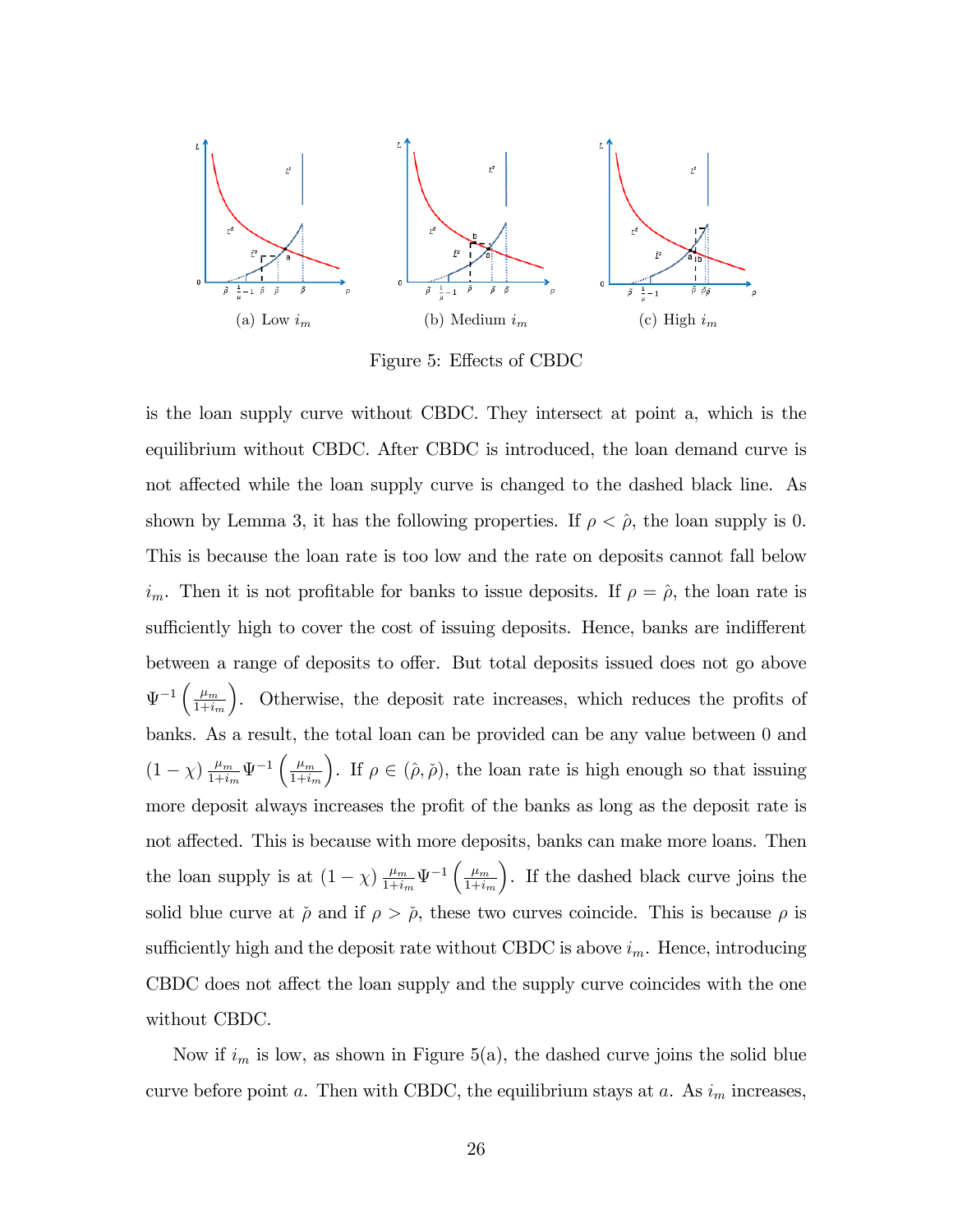(a) Low $i_m$ (b) Medium $i_m$ (c) High $i_m$

Figure 5: Effects of CBDC

is the loan supply curve without CBDC. They intersect at point a, which is the equilibrium without CBDC. After CBDC is introduced, the loan demand curve is not affected while the loan supply curve is changed to the dashed black line. As shown by Lemma 3, it has the following properties. If $\rho < \hat{\rho}$, the loan supply is 0. This is because the loan rate is too low and the rate on deposits cannot fall below $i_m$. Then it is not profitable for banks to issue deposits. If $\rho = \hat{\rho}$, the loan rate is sufficiently high to cover the cost of issuing deposits. Hence, banks are indifferent between a range of deposits to offer. But total deposits issued does not go above $\Psi^{-1}\left(\frac{\mu_m}{1+i_m}\right)$. Otherwise, the deposit rate increases, which reduces the profits of banks. As a result, the total loan can be provided can be any value between 0 and $(1-\chi)\frac{\mu_m}{1+i_m}\Psi^{-1}\left(\frac{\mu_m}{1+i_m}\right)$. If $\rho \in (\hat{\rho}, \check{\rho})$, the loan rate is high enough so that issuing more deposit always increases the profit of the banks as long as the deposit rate is not affected. This is because with more deposits, banks can make more loans. Then the loan supply is at $(1-\chi)\frac{\mu_m}{1+i_m}\Psi^{-1}\left(\frac{\mu_m}{1+i_m}\right)$. If the dashed black curve joins the solid blue curve at $\check{\rho}$ and if $\rho > \check{\rho}$, these two curves coincide. This is because $\rho$ is sufficiently high and the deposit rate without CBDC is above $i_m$. Hence, introducing CBDC does not affect the loan supply and the supply curve coincides with the one without CBDC.

Now if $i_m$ is low, as shown in Figure 5(a), the dashed curve joins the solid blue curve before point $a$. Then with CBDC, the equilibrium stays at $a$. As $i_m$ increases,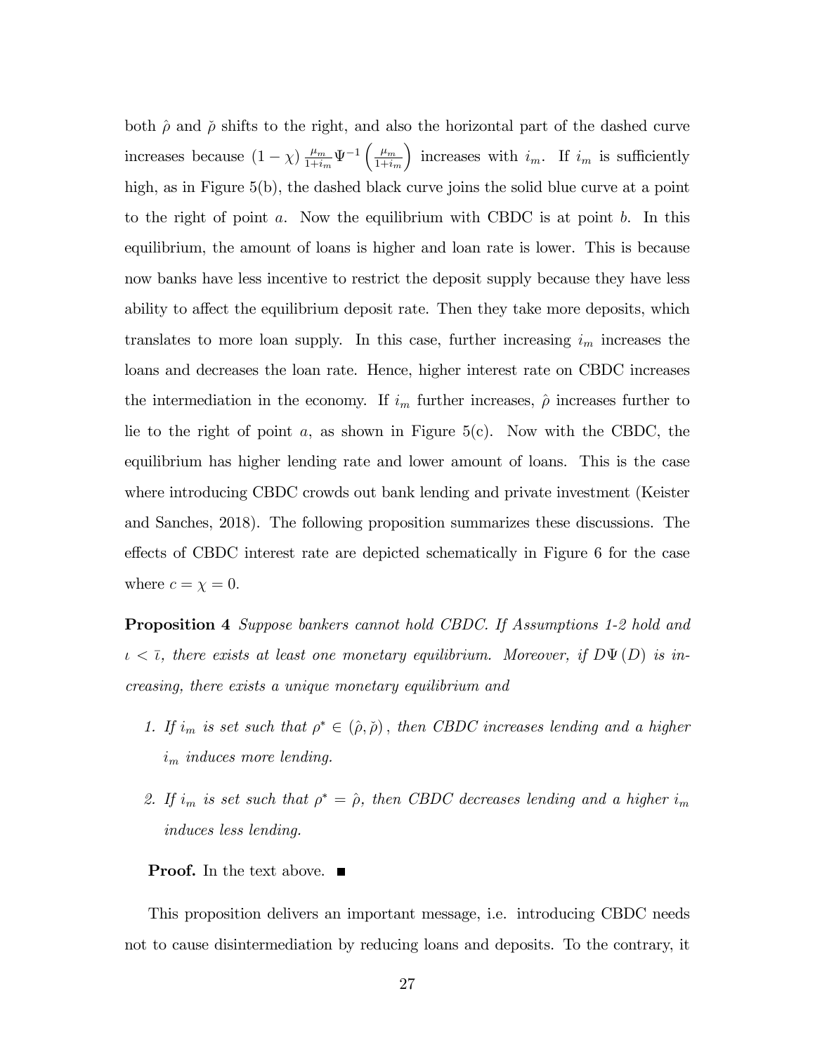both $\hat{\rho}$ and $\check{\rho}$ shifts to the right, and also the horizontal part of the dashed curve increases because $(1-\chi)\frac{\mu_m}{1+i_m}\Psi^{-1}\left(\frac{\mu_m}{1+i_m}\right)$ increases with $i_m$. If $i_m$ is sufficiently high, as in Figure 5(b), the dashed black curve joins the solid blue curve at a point to the right of point $a$. Now the equilibrium with CBDC is at point $b$. In this equilibrium, the amount of loans is higher and loan rate is lower. This is because now banks have less incentive to restrict the deposit supply because they have less ability to affect the equilibrium deposit rate. Then they take more deposits, which translates to more loan supply. In this case, further increasing $i_m$ increases the loans and decreases the loan rate. Hence, higher interest rate on CBDC increases the intermediation in the economy. If $i_m$ further increases, $\hat{\rho}$ increases further to lie to the right of point $a$, as shown in Figure 5(c). Now with the CBDC, the equilibrium has higher lending rate and lower amount of loans. This is the case where introducing CBDC crowds out bank lending and private investment (Keister and Sanches, 2018). The following proposition summarizes these discussions. The effects of CBDC interest rate are depicted schematically in Figure 6 for the case where $c = \chi = 0$.

**Proposition 4** *Suppose bankers cannot hold CBDC. If Assumptions 1-2 hold and $\iota < \bar{\iota}$, there exists at least one monetary equilibrium. Moreover, if $D\Psi(D)$ is increasing, there exists a unique monetary equilibrium and*

1. *If $i_m$ is set such that $\rho^* \in (\hat{\rho}, \check{\rho})$, then CBDC increases lending and a higher $i_m$ induces more lending.*
2. *If $i_m$ is set such that $\rho^* = \hat{\rho}$, then CBDC decreases lending and a higher $i_m$ induces less lending.*

**Proof.** In the text above. ■

This proposition delivers an important message, i.e. introducing CBDC needs not to cause disintermediation by reducing loans and deposits. To the contrary, it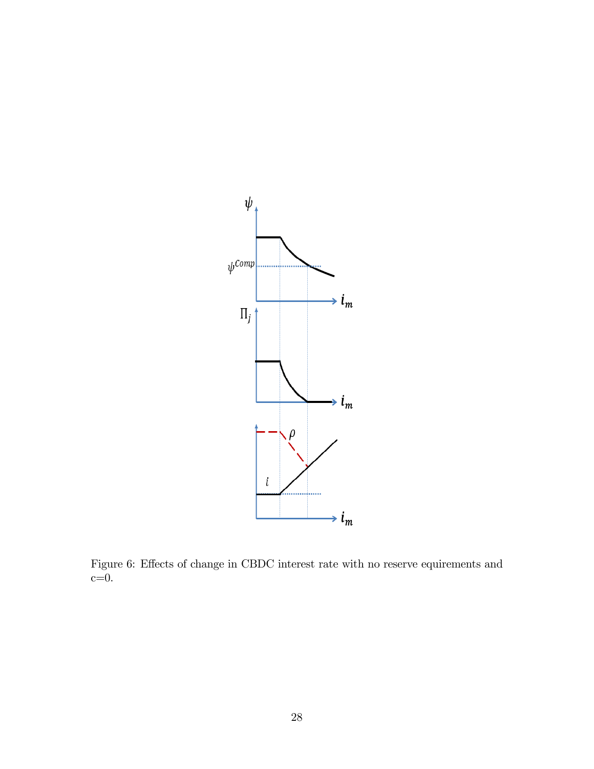Figure 6: Effects of change in CBDC interest rate with no reserve equirements and c=0.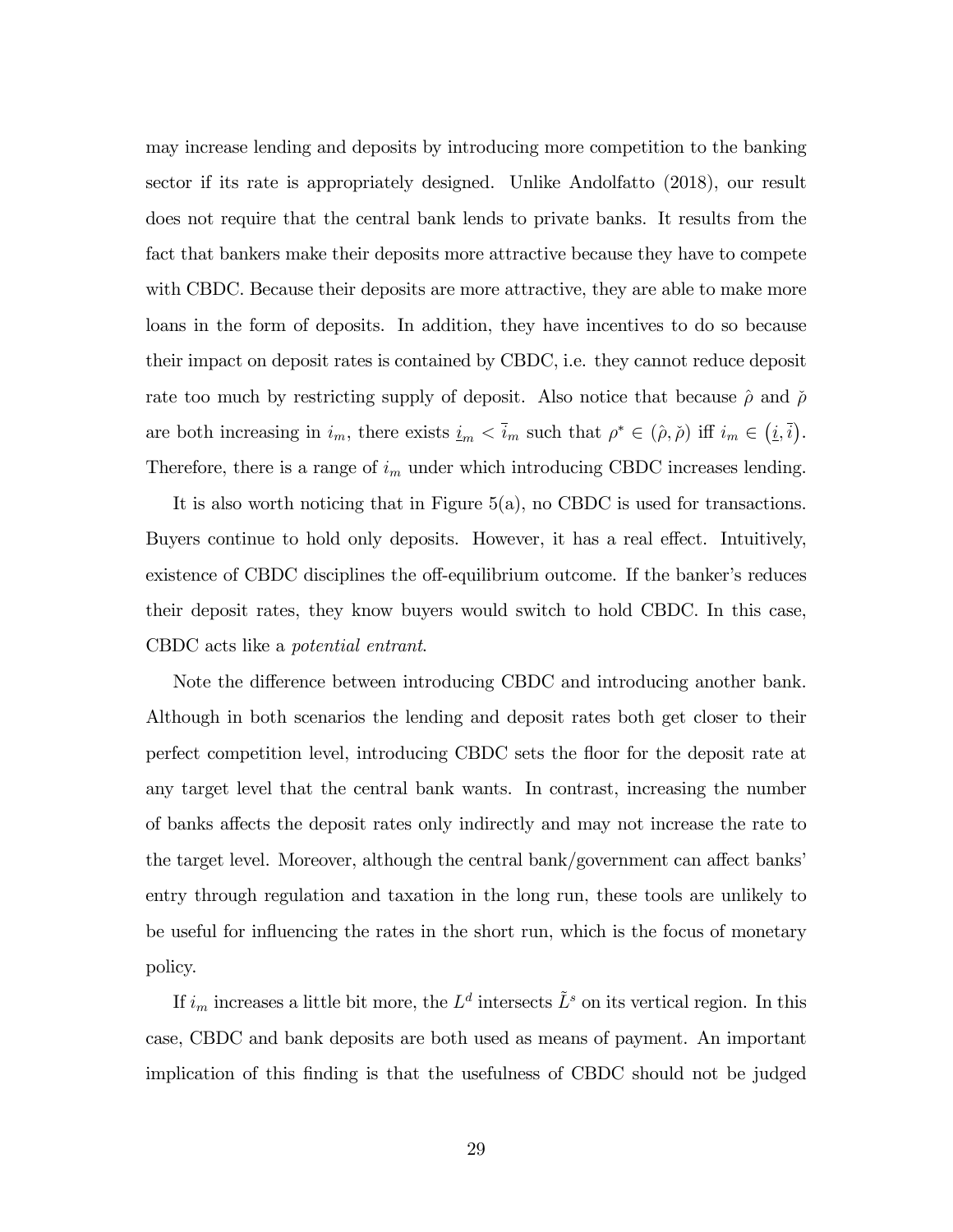may increase lending and deposits by introducing more competition to the banking sector if its rate is appropriately designed. Unlike Andolfatto (2018), our result does not require that the central bank lends to private banks. It results from the fact that bankers make their deposits more attractive because they have to compete with CBDC. Because their deposits are more attractive, they are able to make more loans in the form of deposits. In addition, they have incentives to do so because their impact on deposit rates is contained by CBDC, i.e. they cannot reduce deposit rate too much by restricting supply of deposit. Also notice that because $\hat{\rho}$ and $\check{\rho}$ are both increasing in $i_m$, there exists $\underline{i}_m < \bar{i}_m$ such that $\rho^* \in (\hat{\rho}, \check{\rho})$ iff $i_m \in (\underline{i}, \bar{i})$. Therefore, there is a range of $i_m$ under which introducing CBDC increases lending.

It is also worth noticing that in Figure 5(a), no CBDC is used for transactions. Buyers continue to hold only deposits. However, it has a real effect. Intuitively, existence of CBDC disciplines the off-equilibrium outcome. If the banker's reduces their deposit rates, they know buyers would switch to hold CBDC. In this case, CBDC acts like a *potential entrant*.

Note the difference between introducing CBDC and introducing another bank. Although in both scenarios the lending and deposit rates both get closer to their perfect competition level, introducing CBDC sets the floor for the deposit rate at any target level that the central bank wants. In contrast, increasing the number of banks affects the deposit rates only indirectly and may not increase the rate to the target level. Moreover, although the central bank/government can affect banks' entry through regulation and taxation in the long run, these tools are unlikely to be useful for influencing the rates in the short run, which is the focus of monetary policy.

If $i_m$ increases a little bit more, the $L^d$ intersects $\tilde{L}^s$ on its vertical region. In this case, CBDC and bank deposits are both used as means of payment. An important implication of this finding is that the usefulness of CBDC should not be judged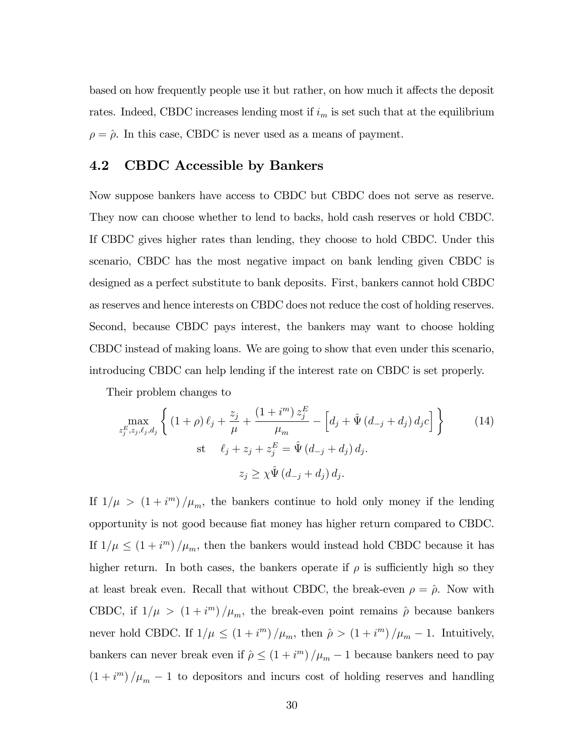based on how frequently people use it but rather, on how much it affects the deposit rates. Indeed, CBDC increases lending most if $i_m$ is set such that at the equilibrium $\rho = \hat{\rho}$. In this case, CBDC is never used as a means of payment.

## 4.2 CBDC Accessible by Bankers

Now suppose bankers have access to CBDC but CBDC does not serve as reserve. They now can choose whether to lend to backs, hold cash reserves or hold CBDC. If CBDC gives higher rates than lending, they choose to hold CBDC. Under this scenario, CBDC has the most negative impact on bank lending given CBDC is designed as a perfect substitute to bank deposits. First, bankers cannot hold CBDC as reserves and hence interests on CBDC does not reduce the cost of holding reserves. Second, because CBDC pays interest, the bankers may want to choose holding CBDC instead of making loans. We are going to show that even under this scenario, introducing CBDC can help lending if the interest rate on CBDC is set properly.

Their problem changes to

$$\max_{z_j^E, z_j, \ell_j, d_j} \left\{ (1+\rho)\,\ell_j + \frac{z_j}{\mu} + \frac{(1+i^m)\,z_j^E}{\mu_m} - \left[ d_j + \hat{\Psi}(d_{-j}+d_j)\,d_j c \right] \right\} \tag{14}$$

$$\text{st} \quad \ell_j + z_j + z_j^E = \hat{\Psi}(d_{-j}+d_j)\,d_j.$$

$$z_j \geq \chi \hat{\Psi}(d_{-j}+d_j)\,d_j.$$

If $1/\mu > (1+i^m)/\mu_m$, the bankers continue to hold only money if the lending opportunity is not good because fiat money has higher return compared to CBDC. If $1/\mu \leq (1+i^m)/\mu_m$, then the bankers would instead hold CBDC because it has higher return. In both cases, the bankers operate if $\rho$ is sufficiently high so they at least break even. Recall that without CBDC, the break-even $\rho = \hat{\rho}$. Now with CBDC, if $1/\mu > (1+i^m)/\mu_m$, the break-even point remains $\hat{\rho}$ because bankers never hold CBDC. If $1/\mu \leq (1+i^m)/\mu_m$, then $\hat{\rho} > (1+i^m)/\mu_m - 1$. Intuitively, bankers can never break even if $\hat{\rho} \leq (1+i^m)/\mu_m - 1$ because bankers need to pay $(1+i^m)/\mu_m - 1$ to depositors and incurs cost of holding reserves and handling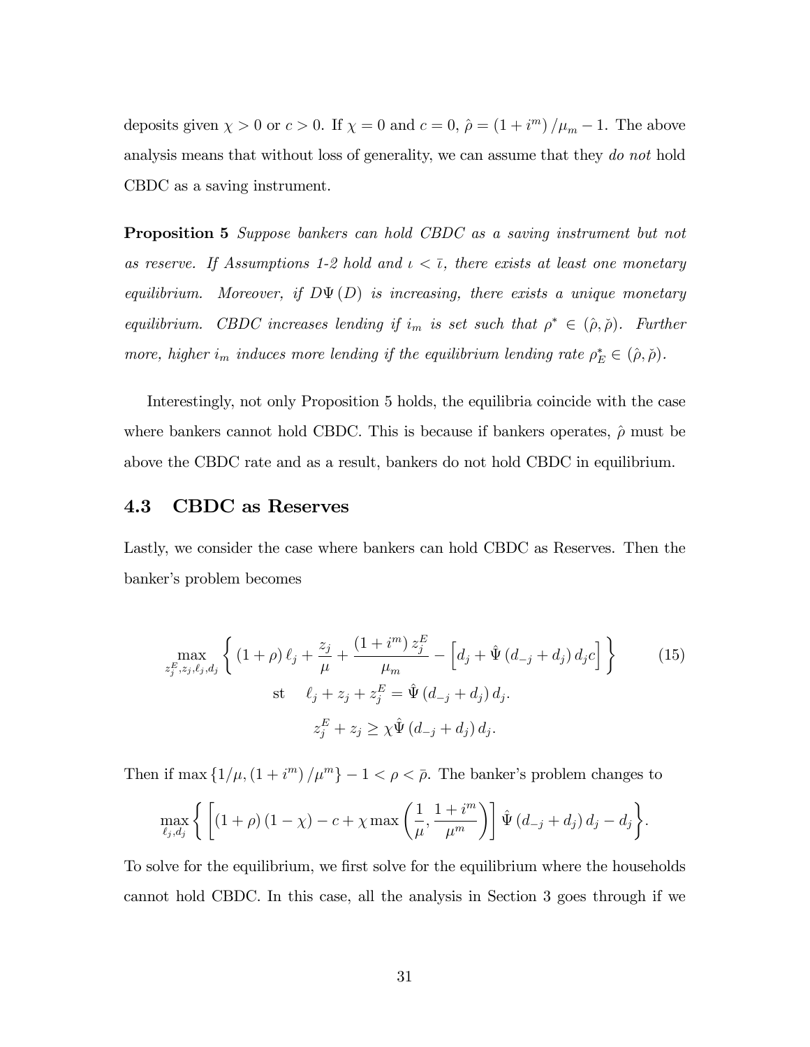deposits given $\chi > 0$ or $c > 0$. If $\chi = 0$ and $c = 0$, $\hat{\rho} = (1 + i^m)/\mu_m - 1$. The above analysis means that without loss of generality, we can assume that they *do not* hold CBDC as a saving instrument.

**Proposition 5** *Suppose bankers can hold CBDC as a saving instrument but not as reserve. If Assumptions 1-2 hold and $\iota < \bar{\iota}$, there exists at least one monetary equilibrium. Moreover, if $D\Psi(D)$ is increasing, there exists a unique monetary equilibrium. CBDC increases lending if $i_m$ is set such that $\rho^* \in (\hat{\rho}, \check{\rho})$. Further more, higher $i_m$ induces more lending if the equilibrium lending rate $\rho^*_E \in (\hat{\rho}, \check{\rho})$.*

Interestingly, not only Proposition 5 holds, the equilibria coincide with the case where bankers cannot hold CBDC. This is because if bankers operates, $\hat{\rho}$ must be above the CBDC rate and as a result, bankers do not hold CBDC in equilibrium.

## 4.3 CBDC as Reserves

Lastly, we consider the case where bankers can hold CBDC as Reserves. Then the banker's problem becomes

$$\max_{z_j^E, z_j, \ell_j, d_j} \left\{ (1+\rho)\,\ell_j + \frac{z_j}{\mu} + \frac{(1+i^m)\,z_j^E}{\mu_m} - \left[ d_j + \hat{\Psi}(d_{-j} + d_j)\, d_j c \right] \right\} \tag{15}$$

$$\text{st} \quad \ell_j + z_j + z_j^E = \hat{\Psi}(d_{-j} + d_j)\, d_j.$$

$$z_j^E + z_j \geq \chi \hat{\Psi}(d_{-j} + d_j)\, d_j.$$

Then if $\max\{1/\mu, (1+i^m)/\mu^m\} - 1 < \rho < \bar{\rho}$. The banker's problem changes to

$$\max_{\ell_j, d_j} \left\{ \left[ (1+\rho)(1-\chi) - c + \chi \max\left( \frac{1}{\mu}, \frac{1+i^m}{\mu^m} \right) \right] \hat{\Psi}(d_{-j} + d_j)\, d_j - d_j \right\}.$$

To solve for the equilibrium, we first solve for the equilibrium where the households cannot hold CBDC. In this case, all the analysis in Section 3 goes through if we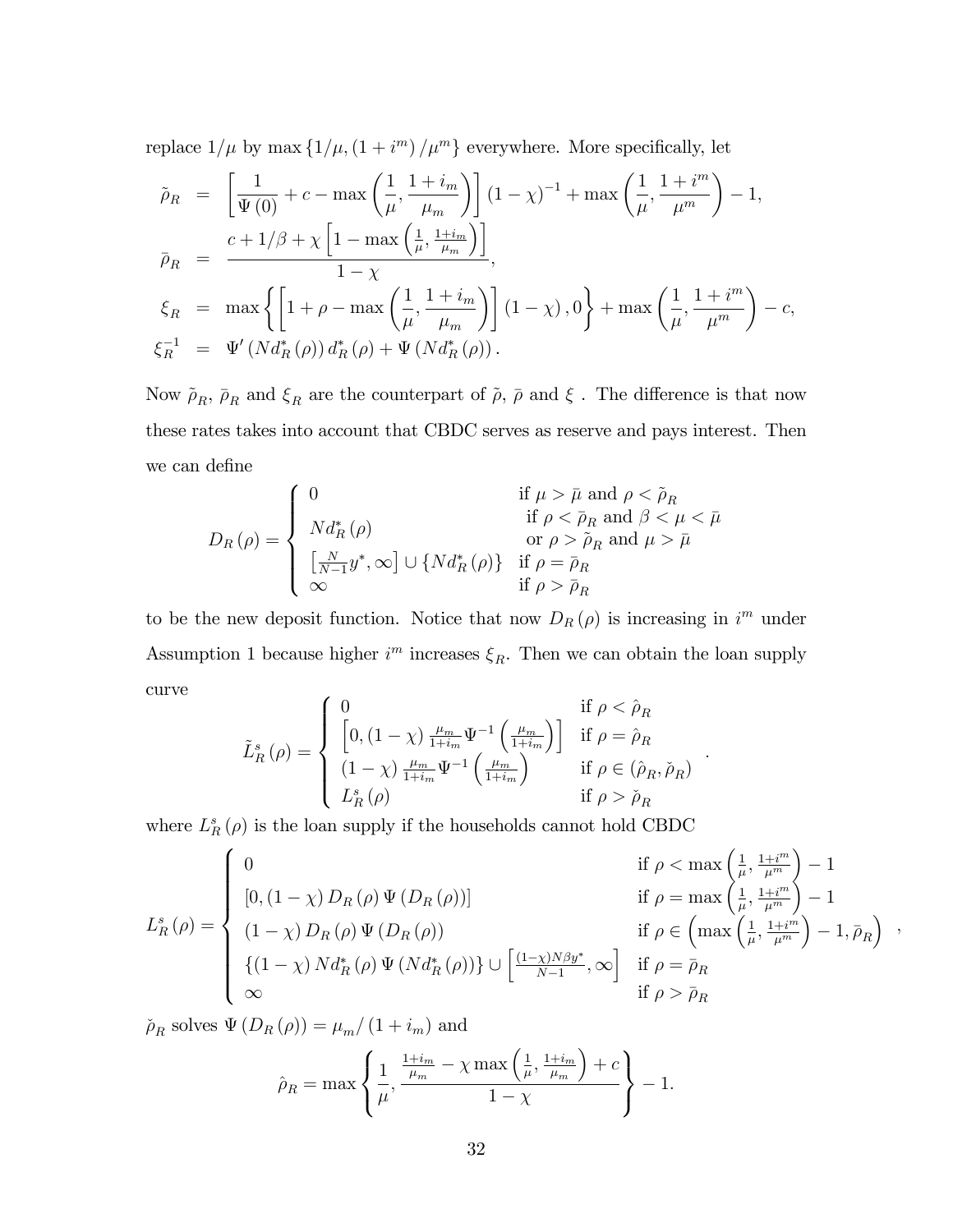replace $1/\mu$ by $\max\{1/\mu, (1+i^m)/\mu^m\}$ everywhere. More specifically, let

$$
\begin{aligned}
\tilde{\rho}_R &= \left[\frac{1}{\Psi(0)} + c - \max\left(\frac{1}{\mu}, \frac{1+i_m}{\mu_m}\right)\right](1-\chi)^{-1} + \max\left(\frac{1}{\mu}, \frac{1+i^m}{\mu^m}\right) - 1, \\
\bar{\rho}_R &= \frac{c + 1/\beta + \chi\left[1 - \max\left(\frac{1}{\mu}, \frac{1+i_m}{\mu_m}\right)\right]}{1-\chi}, \\
\xi_R &= \max\left\{\left[1 + \rho - \max\left(\frac{1}{\mu}, \frac{1+i_m}{\mu_m}\right)\right](1-\chi), 0\right\} + \max\left(\frac{1}{\mu}, \frac{1+i^m}{\mu^m}\right) - c, \\
\xi_R^{-1} &= \Psi'(Nd_R^*(\rho))\, d_R^*(\rho) + \Psi(Nd_R^*(\rho)).
\end{aligned}
$$

Now $\tilde{\rho}_R$, $\bar{\rho}_R$ and $\xi_R$ are the counterpart of $\tilde{\rho}$, $\bar{\rho}$ and $\xi$ . The difference is that now these rates takes into account that CBDC serves as reserve and pays interest. Then we can define

$$
D_R(\rho) = \begin{cases}
0 & \text{if } \mu > \bar{\mu} \text{ and } \rho < \tilde{\rho}_R \\
Nd_R^*(\rho) & \text{if } \rho < \bar{\rho}_R \text{ and } \beta < \mu < \bar{\mu} \\
 & \text{or } \rho > \tilde{\rho}_R \text{ and } \mu > \bar{\mu} \\
\left[\frac{N}{N-1}y^*, \infty\right] \cup \{Nd_R^*(\rho)\} & \text{if } \rho = \bar{\rho}_R \\
\infty & \text{if } \rho > \bar{\rho}_R
\end{cases}
$$

to be the new deposit function. Notice that now $D_R(\rho)$ is increasing in $i^m$ under Assumption 1 because higher $i^m$ increases $\xi_R$. Then we can obtain the loan supply curve

$$
\tilde{L}_R^s(\rho) = \begin{cases}
0 & \text{if } \rho < \hat{\rho}_R \\
\left[0, (1-\chi)\frac{\mu_m}{1+i_m}\Psi^{-1}\left(\frac{\mu_m}{1+i_m}\right)\right] & \text{if } \rho = \hat{\rho}_R \\
(1-\chi)\frac{\mu_m}{1+i_m}\Psi^{-1}\left(\frac{\mu_m}{1+i_m}\right) & \text{if } \rho \in (\hat{\rho}_R, \check{\rho}_R) \\
L_R^s(\rho) & \text{if } \rho > \check{\rho}_R
\end{cases}.
$$

where $L_R^s(\rho)$ is the loan supply if the households cannot hold CBDC

$$
L_R^s(\rho) = \begin{cases}
0 & \text{if } \rho < \max\left(\frac{1}{\mu}, \frac{1+i^m}{\mu^m}\right) - 1 \\
[0, (1-\chi) D_R(\rho)\Psi(D_R(\rho))] & \text{if } \rho = \max\left(\frac{1}{\mu}, \frac{1+i^m}{\mu^m}\right) - 1 \\
(1-\chi) D_R(\rho)\Psi(D_R(\rho)) & \text{if } \rho \in \left(\max\left(\frac{1}{\mu}, \frac{1+i^m}{\mu^m}\right) - 1, \bar{\rho}_R\right) \\
\{(1-\chi) Nd_R^*(\rho)\Psi(Nd_R^*(\rho))\} \cup \left[\frac{(1-\chi)N\beta y^*}{N-1}, \infty\right] & \text{if } \rho = \bar{\rho}_R \\
\infty & \text{if } \rho > \bar{\rho}_R
\end{cases},
$$

$\check{\rho}_R$ solves $\Psi(D_R(\rho)) = \mu_m/(1+i_m)$ and

$$
\hat{\rho}_R = \max\left\{\frac{1}{\mu}, \frac{\frac{1+i_m}{\mu_m} - \chi\max\left(\frac{1}{\mu}, \frac{1+i_m}{\mu_m}\right) + c}{1-\chi}\right\} - 1.
$$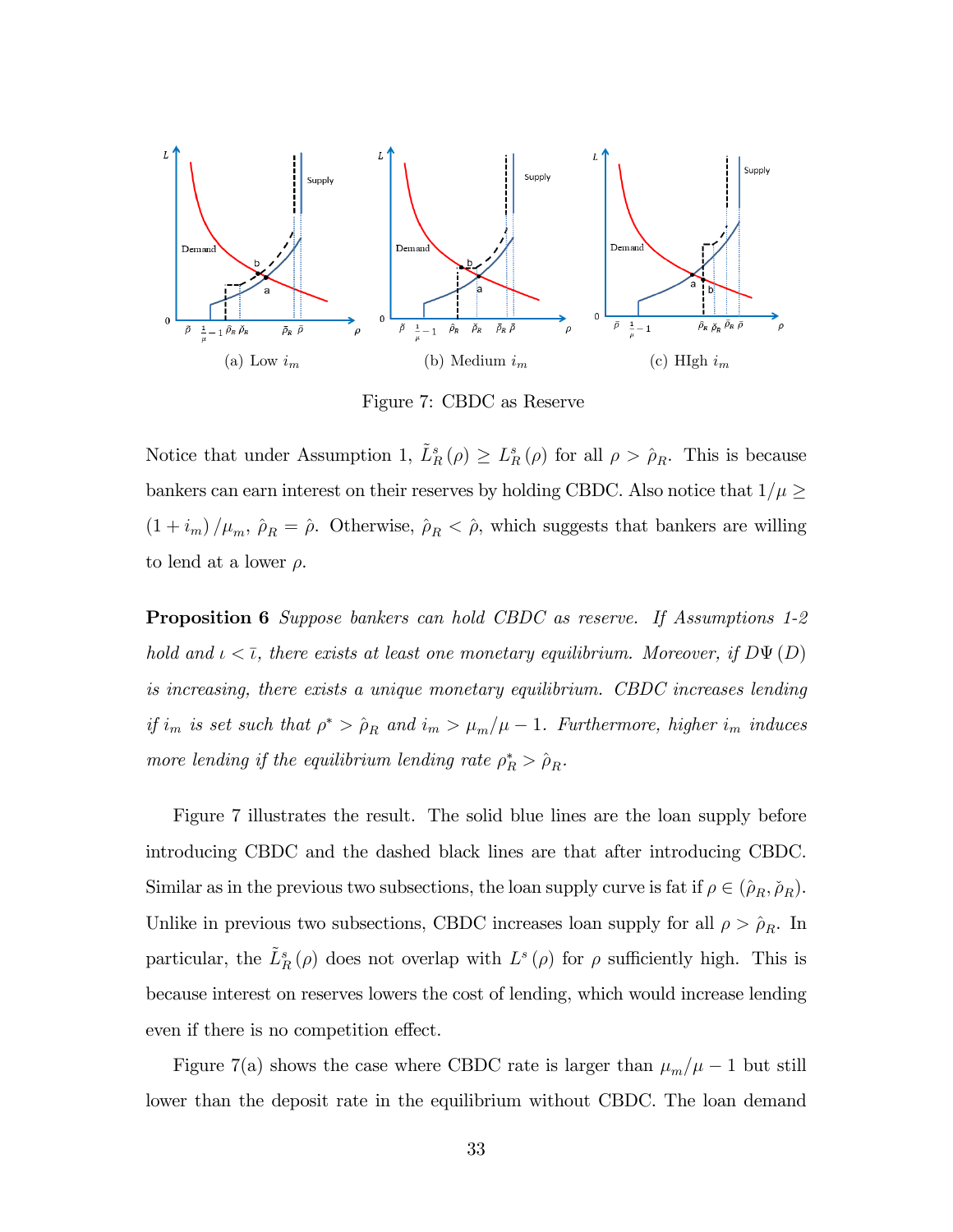(a) Low $i_m$ (b) Medium $i_m$ (c) HIgh $i_m$

Figure 7: CBDC as Reserve

Notice that under Assumption 1, $\tilde{L}_R^s(\rho) \geq L_R^s(\rho)$ for all $\rho > \hat{\rho}_R$. This is because bankers can earn interest on their reserves by holding CBDC. Also notice that $1/\mu \geq (1+i_m)/\mu_m$, $\hat{\rho}_R = \hat{\rho}$. Otherwise, $\hat{\rho}_R < \hat{\rho}$, which suggests that bankers are willing to lend at a lower $\rho$.

**Proposition 6** *Suppose bankers can hold CBDC as reserve. If Assumptions 1-2 hold and $\iota < \bar{\iota}$, there exists at least one monetary equilibrium. Moreover, if $D\Psi(D)$ is increasing, there exists a unique monetary equilibrium. CBDC increases lending if $i_m$ is set such that $\rho^* > \hat{\rho}_R$ and $i_m > \mu_m/\mu - 1$. Furthermore, higher $i_m$ induces more lending if the equilibrium lending rate $\rho_R^* > \hat{\rho}_R$.*

Figure 7 illustrates the result. The solid blue lines are the loan supply before introducing CBDC and the dashed black lines are that after introducing CBDC. Similar as in the previous two subsections, the loan supply curve is fat if $\rho \in (\hat{\rho}_R, \check{\rho}_R)$. Unlike in previous two subsections, CBDC increases loan supply for all $\rho > \hat{\rho}_R$. In particular, the $\tilde{L}_R^s(\rho)$ does not overlap with $L^s(\rho)$ for $\rho$ sufficiently high. This is because interest on reserves lowers the cost of lending, which would increase lending even if there is no competition effect.

Figure 7(a) shows the case where CBDC rate is larger than $\mu_m/\mu - 1$ but still lower than the deposit rate in the equilibrium without CBDC. The loan demand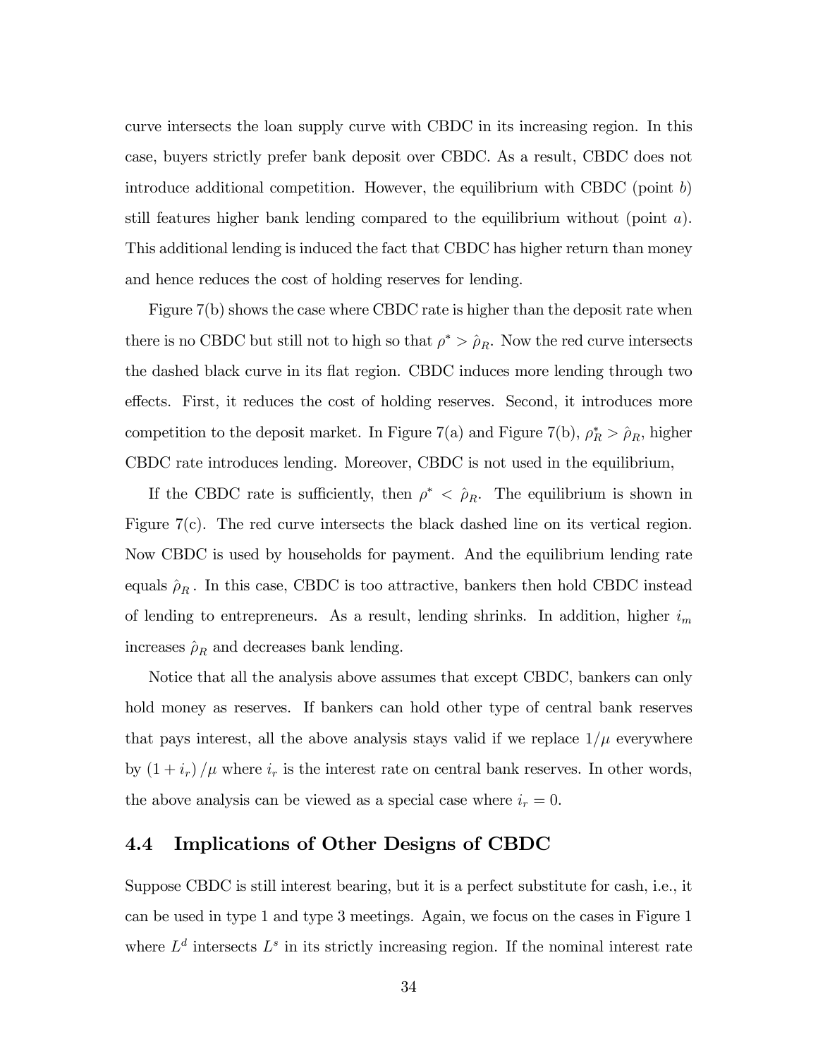curve intersects the loan supply curve with CBDC in its increasing region. In this case, buyers strictly prefer bank deposit over CBDC. As a result, CBDC does not introduce additional competition. However, the equilibrium with CBDC (point $b$) still features higher bank lending compared to the equilibrium without (point $a$). This additional lending is induced the fact that CBDC has higher return than money and hence reduces the cost of holding reserves for lending.

Figure 7(b) shows the case where CBDC rate is higher than the deposit rate when there is no CBDC but still not to high so that $\rho^* > \hat{\rho}_R$. Now the red curve intersects the dashed black curve in its flat region. CBDC induces more lending through two effects. First, it reduces the cost of holding reserves. Second, it introduces more competition to the deposit market. In Figure 7(a) and Figure 7(b), $\rho_R^* > \hat{\rho}_R$, higher CBDC rate introduces lending. Moreover, CBDC is not used in the equilibrium,

If the CBDC rate is sufficiently, then $\rho^* < \hat{\rho}_R$. The equilibrium is shown in Figure 7(c). The red curve intersects the black dashed line on its vertical region. Now CBDC is used by households for payment. And the equilibrium lending rate equals $\hat{\rho}_R$. In this case, CBDC is too attractive, bankers then hold CBDC instead of lending to entrepreneurs. As a result, lending shrinks. In addition, higher $i_m$ increases $\hat{\rho}_R$ and decreases bank lending.

Notice that all the analysis above assumes that except CBDC, bankers can only hold money as reserves. If bankers can hold other type of central bank reserves that pays interest, all the above analysis stays valid if we replace $1/\mu$ everywhere by $(1 + i_r)/\mu$ where $i_r$ is the interest rate on central bank reserves. In other words, the above analysis can be viewed as a special case where $i_r = 0$.

## 4.4 Implications of Other Designs of CBDC

Suppose CBDC is still interest bearing, but it is a perfect substitute for cash, i.e., it can be used in type 1 and type 3 meetings. Again, we focus on the cases in Figure 1 where $L^d$ intersects $L^s$ in its strictly increasing region. If the nominal interest rate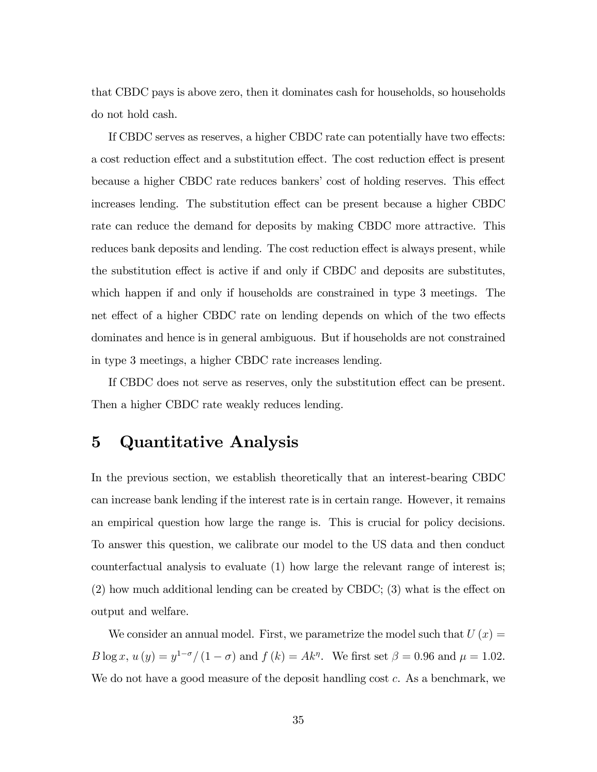that CBDC pays is above zero, then it dominates cash for households, so households do not hold cash.

If CBDC serves as reserves, a higher CBDC rate can potentially have two effects: a cost reduction effect and a substitution effect. The cost reduction effect is present because a higher CBDC rate reduces bankers' cost of holding reserves. This effect increases lending. The substitution effect can be present because a higher CBDC rate can reduce the demand for deposits by making CBDC more attractive. This reduces bank deposits and lending. The cost reduction effect is always present, while the substitution effect is active if and only if CBDC and deposits are substitutes, which happen if and only if households are constrained in type 3 meetings. The net effect of a higher CBDC rate on lending depends on which of the two effects dominates and hence is in general ambiguous. But if households are not constrained in type 3 meetings, a higher CBDC rate increases lending.

If CBDC does not serve as reserves, only the substitution effect can be present. Then a higher CBDC rate weakly reduces lending.

# 5 Quantitative Analysis

In the previous section, we establish theoretically that an interest-bearing CBDC can increase bank lending if the interest rate is in certain range. However, it remains an empirical question how large the range is. This is crucial for policy decisions. To answer this question, we calibrate our model to the US data and then conduct counterfactual analysis to evaluate (1) how large the relevant range of interest is; (2) how much additional lending can be created by CBDC; (3) what is the effect on output and welfare.

We consider an annual model. First, we parametrize the model such that $U(x) = B \log x$, $u(y) = y^{1-\sigma}/(1-\sigma)$ and $f(k) = Ak^{\eta}$. We first set $\beta = 0.96$ and $\mu = 1.02$. We do not have a good measure of the deposit handling cost $c$. As a benchmark, we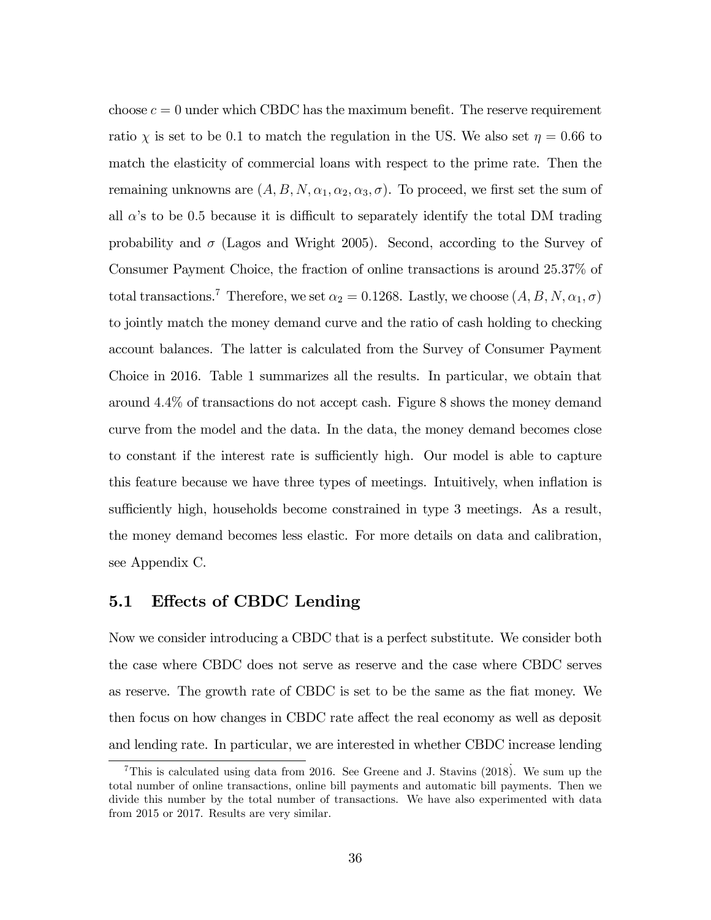choose $c = 0$ under which CBDC has the maximum benefit. The reserve requirement ratio $\chi$ is set to be 0.1 to match the regulation in the US. We also set $\eta = 0.66$ to match the elasticity of commercial loans with respect to the prime rate. Then the remaining unknowns are $(A, B, N, \alpha_1, \alpha_2, \alpha_3, \sigma)$. To proceed, we first set the sum of all $\alpha$'s to be 0.5 because it is difficult to separately identify the total DM trading probability and $\sigma$ (Lagos and Wright 2005). Second, according to the Survey of Consumer Payment Choice, the fraction of online transactions is around 25.37% of total transactions.[7] Therefore, we set $\alpha_2 = 0.1268$. Lastly, we choose $(A, B, N, \alpha_1, \sigma)$ to jointly match the money demand curve and the ratio of cash holding to checking account balances. The latter is calculated from the Survey of Consumer Payment Choice in 2016. Table 1 summarizes all the results. In particular, we obtain that around 4.4% of transactions do not accept cash. Figure 8 shows the money demand curve from the model and the data. In the data, the money demand becomes close to constant if the interest rate is sufficiently high. Our model is able to capture this feature because we have three types of meetings. Intuitively, when inflation is sufficiently high, households become constrained in type 3 meetings. As a result, the money demand becomes less elastic. For more details on data and calibration, see Appendix C.

## 5.1 Effects of CBDC Lending

Now we consider introducing a CBDC that is a perfect substitute. We consider both the case where CBDC does not serve as reserve and the case where CBDC serves as reserve. The growth rate of CBDC is set to be the same as the fiat money. We then focus on how changes in CBDC rate affect the real economy as well as deposit and lending rate. In particular, we are interested in whether CBDC increase lending

[7] This is calculated using data from 2016. See Greene and J. Stavins (2018). We sum up the total number of online transactions, online bill payments and automatic bill payments. Then we divide this number by the total number of transactions. We have also experimented with data from 2015 or 2017. Results are very similar.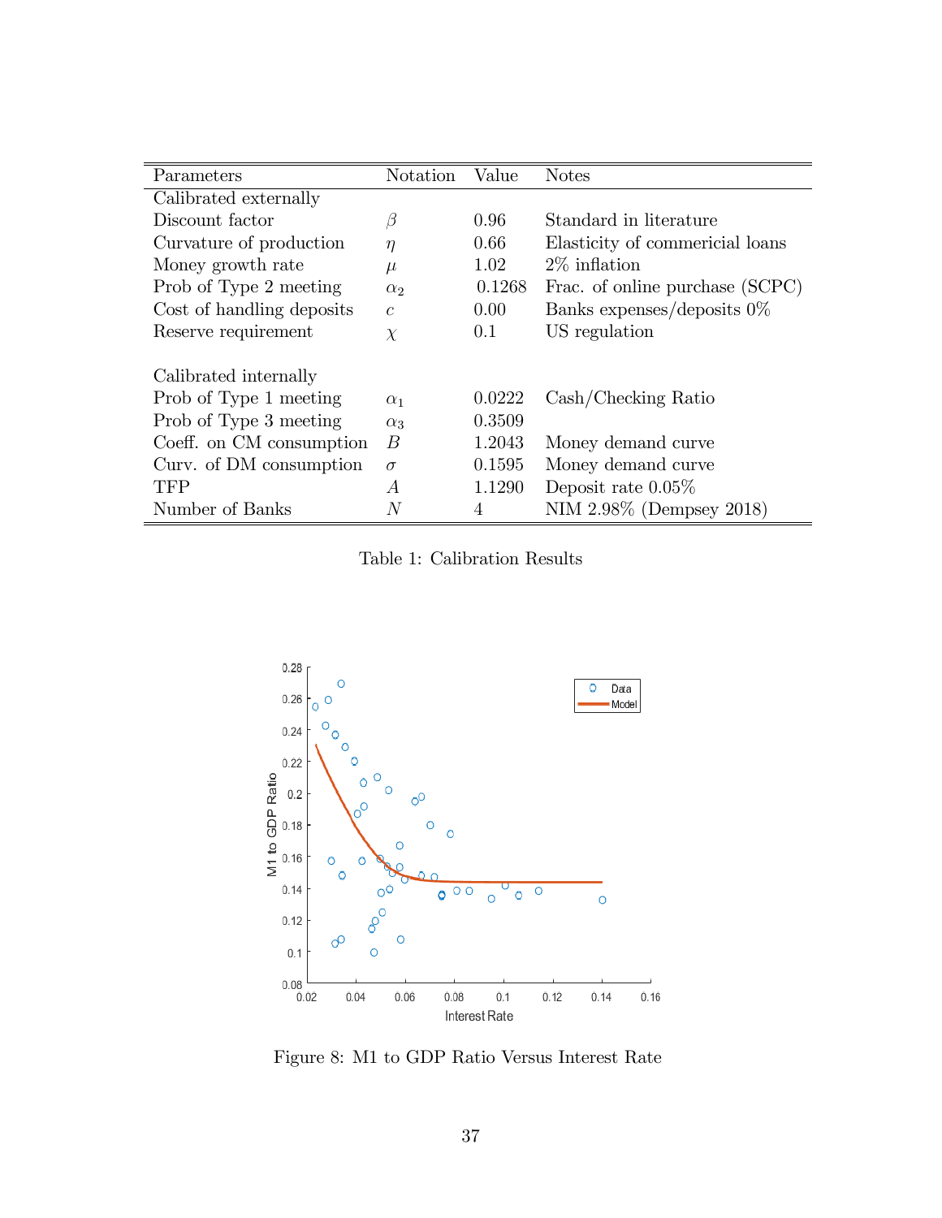| Parameters | Notation | Value | Notes |
|---|---|---|---|
| Calibrated externally | | | |
| Discount factor | $\beta$ | 0.96 | Standard in literature |
| Curvature of production | $\eta$ | 0.66 | Elasticity of commericial loans |
| Money growth rate | $\mu$ | 1.02 | 2% inflation |
| Prob of Type 2 meeting | $\alpha_2$ | 0.1268 | Frac. of online purchase (SCPC) |
| Cost of handling deposits | $c$ | 0.00 | Banks expenses/deposits 0% |
| Reserve requirement | $\chi$ | 0.1 | US regulation |
| | | | |
| Calibrated internally | | | |
| Prob of Type 1 meeting | $\alpha_1$ | 0.0222 | Cash/Checking Ratio |
| Prob of Type 3 meeting | $\alpha_3$ | 0.3509 | |
| Coeff. on CM consumption | $B$ | 1.2043 | Money demand curve |
| Curv. of DM consumption | $\sigma$ | 0.1595 | Money demand curve |
| TFP | $A$ | 1.1290 | Deposit rate 0.05% |
| Number of Banks | $N$ | 4 | NIM 2.98% (Dempsey 2018) |

Table 1: Calibration Results

Figure 8: M1 to GDP Ratio Versus Interest Rate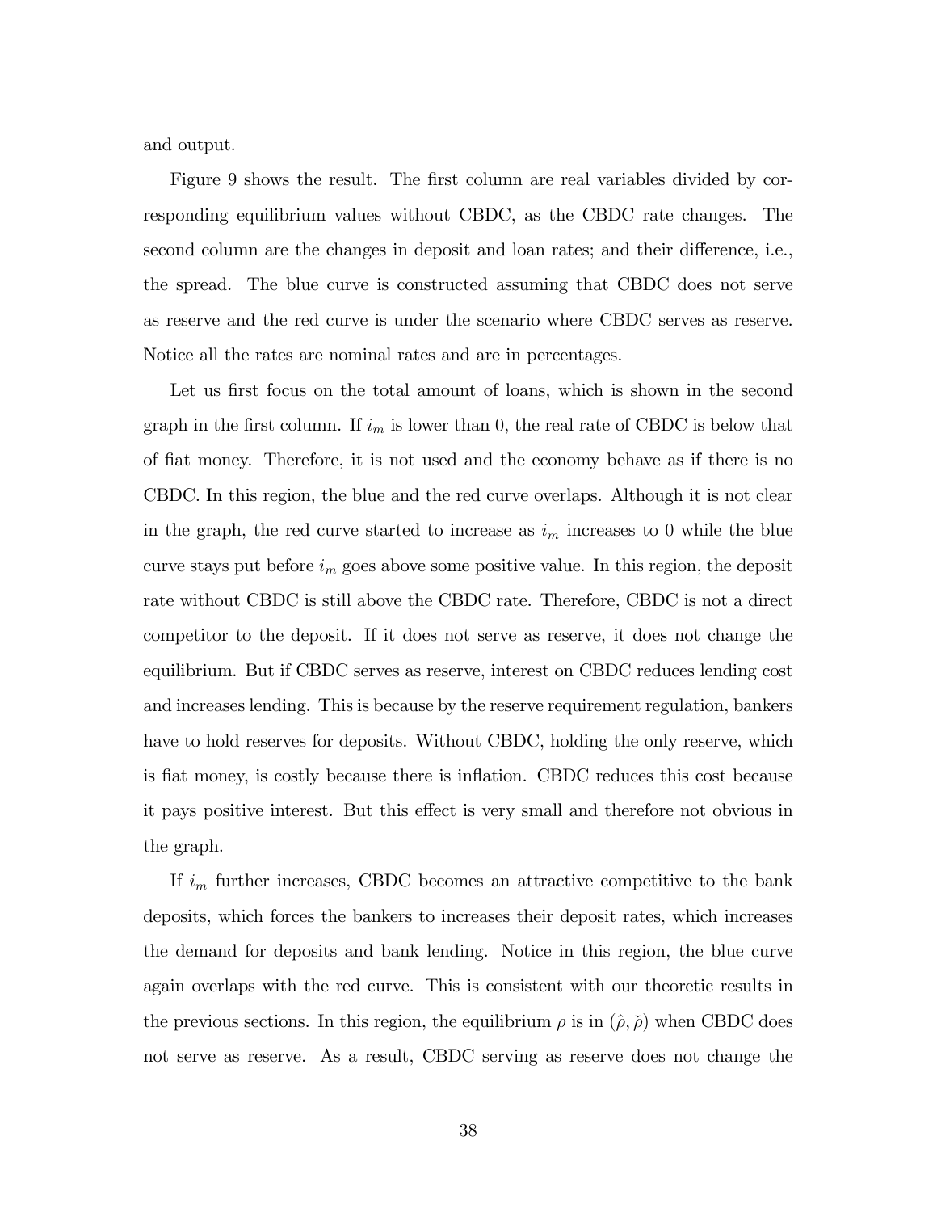and output.

Figure 9 shows the result. The first column are real variables divided by corresponding equilibrium values without CBDC, as the CBDC rate changes. The second column are the changes in deposit and loan rates; and their difference, i.e., the spread. The blue curve is constructed assuming that CBDC does not serve as reserve and the red curve is under the scenario where CBDC serves as reserve. Notice all the rates are nominal rates and are in percentages.

Let us first focus on the total amount of loans, which is shown in the second graph in the first column. If $i_m$ is lower than 0, the real rate of CBDC is below that of fiat money. Therefore, it is not used and the economy behave as if there is no CBDC. In this region, the blue and the red curve overlaps. Although it is not clear in the graph, the red curve started to increase as $i_m$ increases to 0 while the blue curve stays put before $i_m$ goes above some positive value. In this region, the deposit rate without CBDC is still above the CBDC rate. Therefore, CBDC is not a direct competitor to the deposit. If it does not serve as reserve, it does not change the equilibrium. But if CBDC serves as reserve, interest on CBDC reduces lending cost and increases lending. This is because by the reserve requirement regulation, bankers have to hold reserves for deposits. Without CBDC, holding the only reserve, which is fiat money, is costly because there is inflation. CBDC reduces this cost because it pays positive interest. But this effect is very small and therefore not obvious in the graph.

If $i_m$ further increases, CBDC becomes an attractive competitive to the bank deposits, which forces the bankers to increases their deposit rates, which increases the demand for deposits and bank lending. Notice in this region, the blue curve again overlaps with the red curve. This is consistent with our theoretic results in the previous sections. In this region, the equilibrium $\rho$ is in $(\hat{\rho}, \check{\rho})$ when CBDC does not serve as reserve. As a result, CBDC serving as reserve does not change the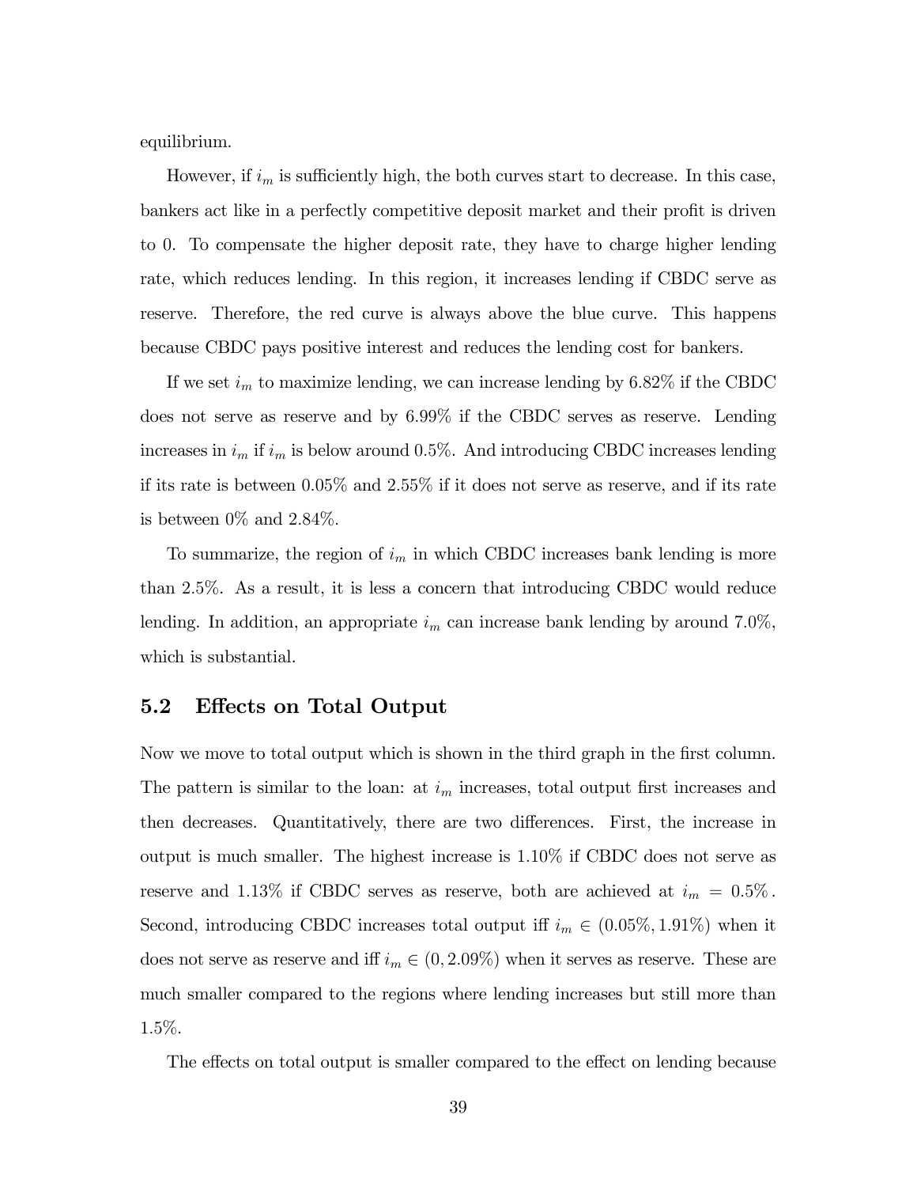equilibrium.

However, if $i_m$ is sufficiently high, the both curves start to decrease. In this case, bankers act like in a perfectly competitive deposit market and their profit is driven to 0. To compensate the higher deposit rate, they have to charge higher lending rate, which reduces lending. In this region, it increases lending if CBDC serve as reserve. Therefore, the red curve is always above the blue curve. This happens because CBDC pays positive interest and reduces the lending cost for bankers.

If we set $i_m$ to maximize lending, we can increase lending by 6.82% if the CBDC does not serve as reserve and by 6.99% if the CBDC serves as reserve. Lending increases in $i_m$ if $i_m$ is below around 0.5%. And introducing CBDC increases lending if its rate is between 0.05% and 2.55% if it does not serve as reserve, and if its rate is between 0% and 2.84%.

To summarize, the region of $i_m$ in which CBDC increases bank lending is more than 2.5%. As a result, it is less a concern that introducing CBDC would reduce lending. In addition, an appropriate $i_m$ can increase bank lending by around 7.0%, which is substantial.

## 5.2 Effects on Total Output

Now we move to total output which is shown in the third graph in the first column. The pattern is similar to the loan: at $i_m$ increases, total output first increases and then decreases. Quantitatively, there are two differences. First, the increase in output is much smaller. The highest increase is 1.10% if CBDC does not serve as reserve and 1.13% if CBDC serves as reserve, both are achieved at $i_m = 0.5\%$. Second, introducing CBDC increases total output iff $i_m \in (0.05\%, 1.91\%)$ when it does not serve as reserve and iff $i_m \in (0, 2.09\%)$ when it serves as reserve. These are much smaller compared to the regions where lending increases but still more than 1.5%.

The effects on total output is smaller compared to the effect on lending because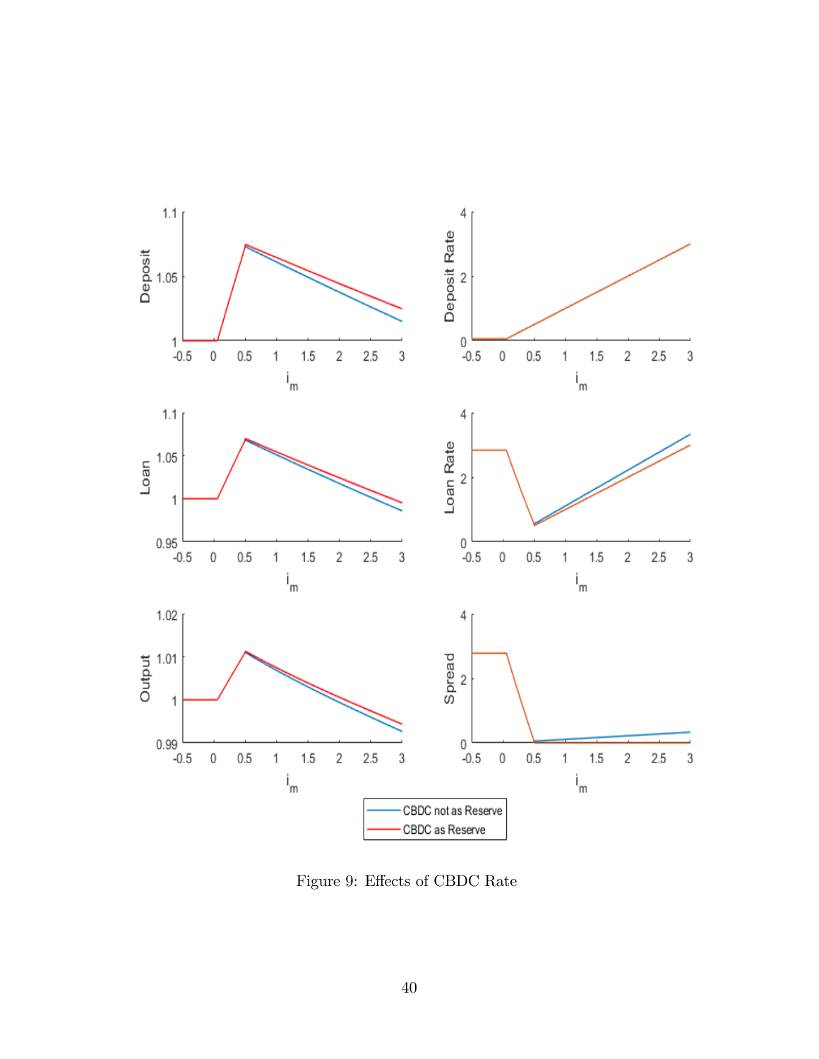Figure 9: Effects of CBDC Rate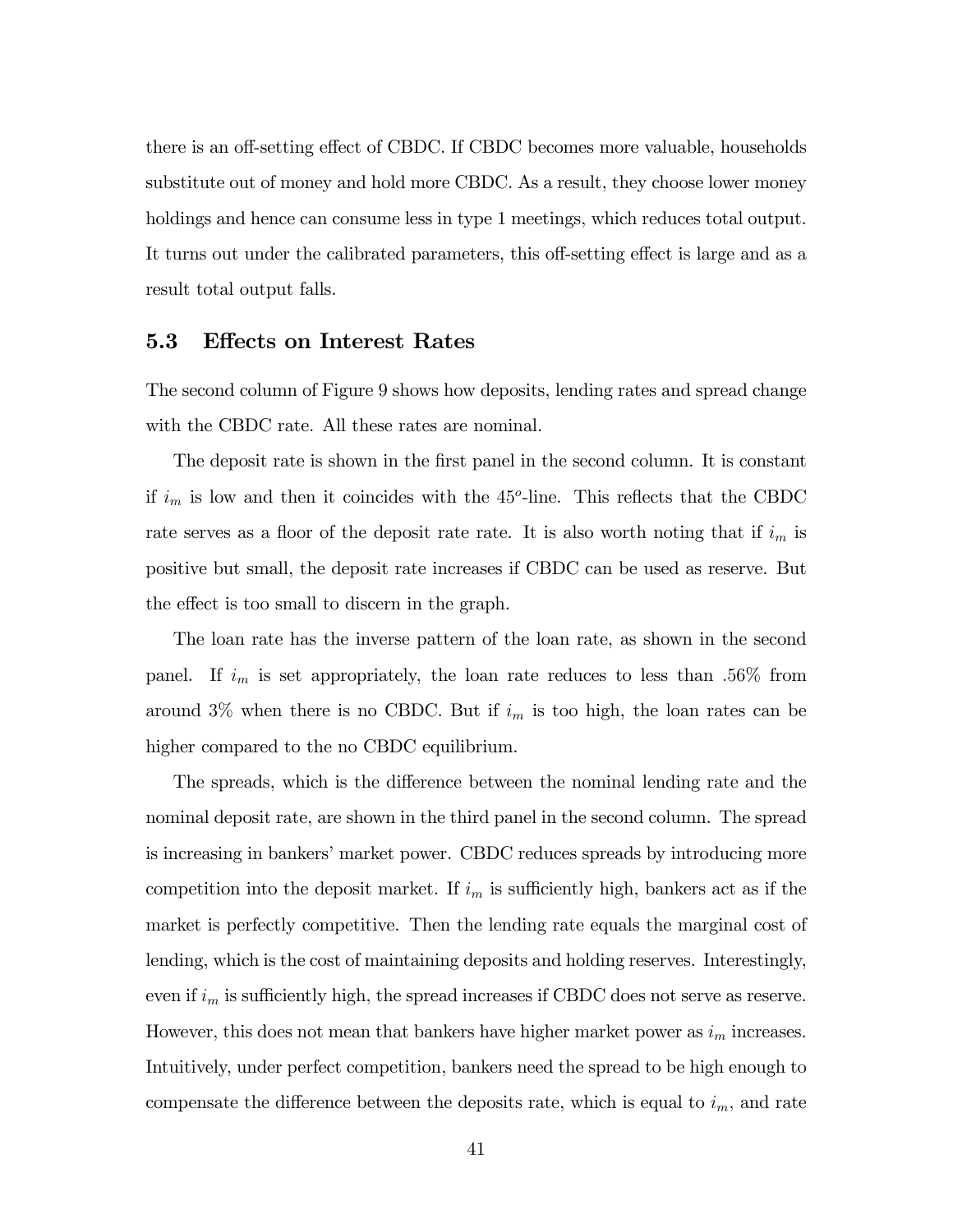there is an off-setting effect of CBDC. If CBDC becomes more valuable, households substitute out of money and hold more CBDC. As a result, they choose lower money holdings and hence can consume less in type 1 meetings, which reduces total output. It turns out under the calibrated parameters, this off-setting effect is large and as a result total output falls.

## 5.3 Effects on Interest Rates

The second column of Figure 9 shows how deposits, lending rates and spread change with the CBDC rate. All these rates are nominal.

The deposit rate is shown in the first panel in the second column. It is constant if $i_m$ is low and then it coincides with the $45^o$-line. This reflects that the CBDC rate serves as a floor of the deposit rate rate. It is also worth noting that if $i_m$ is positive but small, the deposit rate increases if CBDC can be used as reserve. But the effect is too small to discern in the graph.

The loan rate has the inverse pattern of the loan rate, as shown in the second panel. If $i_m$ is set appropriately, the loan rate reduces to less than .56% from around 3% when there is no CBDC. But if $i_m$ is too high, the loan rates can be higher compared to the no CBDC equilibrium.

The spreads, which is the difference between the nominal lending rate and the nominal deposit rate, are shown in the third panel in the second column. The spread is increasing in bankers' market power. CBDC reduces spreads by introducing more competition into the deposit market. If $i_m$ is sufficiently high, bankers act as if the market is perfectly competitive. Then the lending rate equals the marginal cost of lending, which is the cost of maintaining deposits and holding reserves. Interestingly, even if $i_m$ is sufficiently high, the spread increases if CBDC does not serve as reserve. However, this does not mean that bankers have higher market power as $i_m$ increases. Intuitively, under perfect competition, bankers need the spread to be high enough to compensate the difference between the deposits rate, which is equal to $i_m$, and rate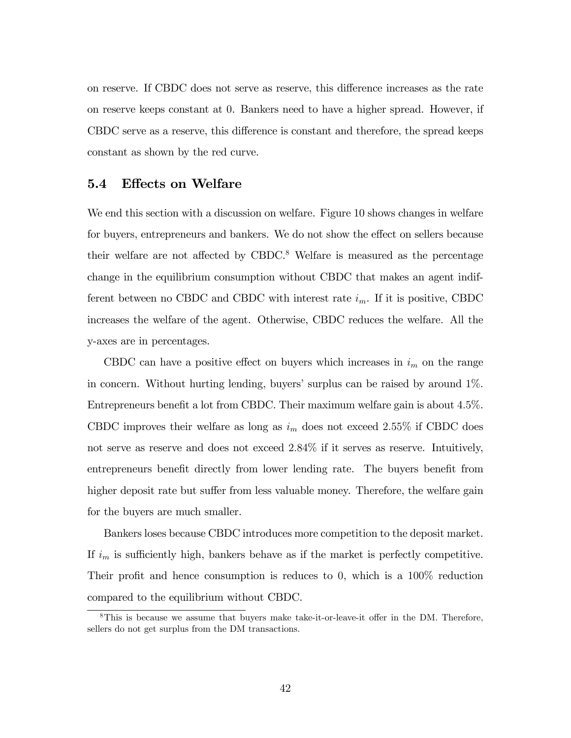on reserve. If CBDC does not serve as reserve, this difference increases as the rate on reserve keeps constant at 0. Bankers need to have a higher spread. However, if CBDC serve as a reserve, this difference is constant and therefore, the spread keeps constant as shown by the red curve.

## 5.4 Effects on Welfare

We end this section with a discussion on welfare. Figure 10 shows changes in welfare for buyers, entrepreneurs and bankers. We do not show the effect on sellers because their welfare are not affected by CBDC.[8] Welfare is measured as the percentage change in the equilibrium consumption without CBDC that makes an agent indifferent between no CBDC and CBDC with interest rate $i_m$. If it is positive, CBDC increases the welfare of the agent. Otherwise, CBDC reduces the welfare. All the y-axes are in percentages.

CBDC can have a positive effect on buyers which increases in $i_m$ on the range in concern. Without hurting lending, buyers' surplus can be raised by around 1%. Entrepreneurs benefit a lot from CBDC. Their maximum welfare gain is about 4.5%. CBDC improves their welfare as long as $i_m$ does not exceed 2.55% if CBDC does not serve as reserve and does not exceed 2.84% if it serves as reserve. Intuitively, entrepreneurs benefit directly from lower lending rate. The buyers benefit from higher deposit rate but suffer from less valuable money. Therefore, the welfare gain for the buyers are much smaller.

Bankers loses because CBDC introduces more competition to the deposit market. If $i_m$ is sufficiently high, bankers behave as if the market is perfectly competitive. Their profit and hence consumption is reduces to 0, which is a 100% reduction compared to the equilibrium without CBDC.

[8] This is because we assume that buyers make take-it-or-leave-it offer in the DM. Therefore, sellers do not get surplus from the DM transactions.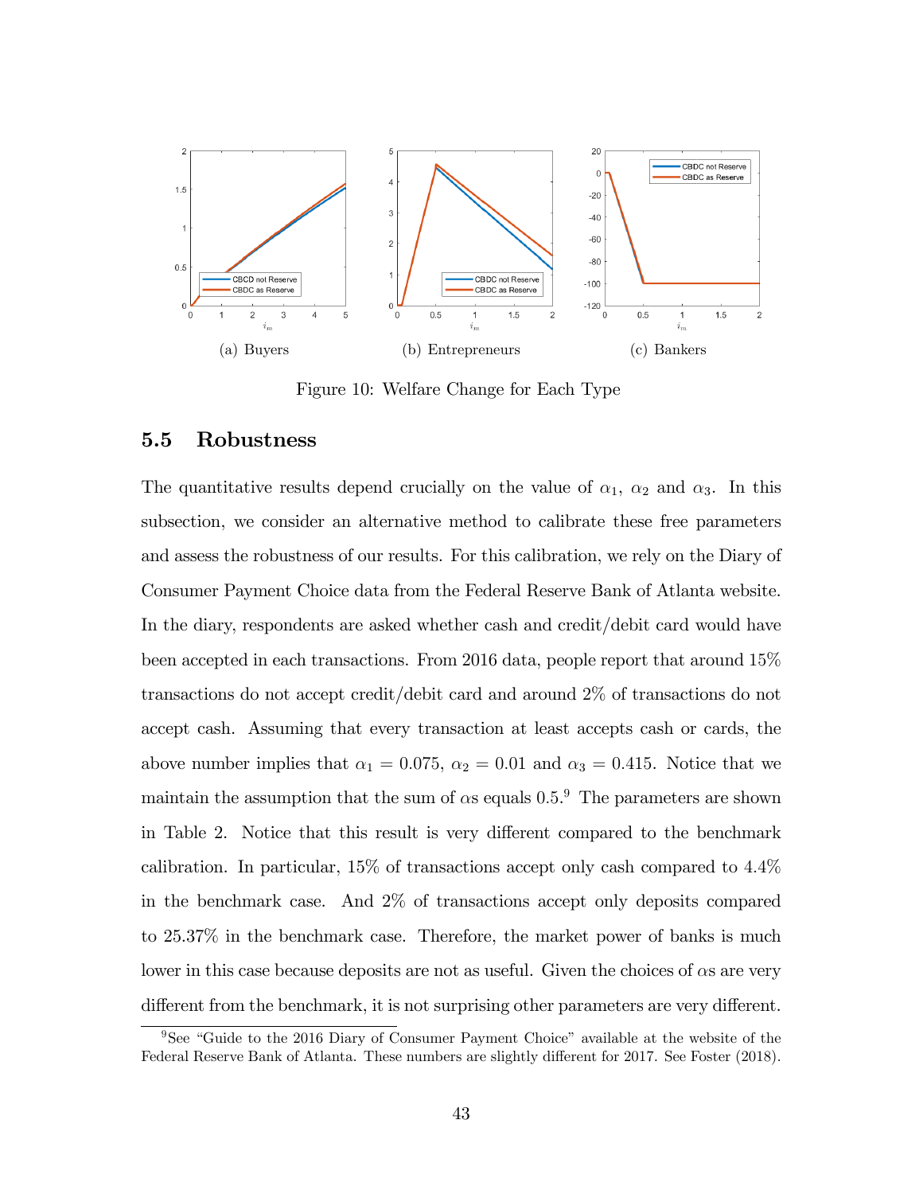(a) Buyers

(b) Entrepreneurs

(c) Bankers

Figure 10: Welfare Change for Each Type

## 5.5 Robustness

The quantitative results depend crucially on the value of $\alpha_1$, $\alpha_2$ and $\alpha_3$. In this subsection, we consider an alternative method to calibrate these free parameters and assess the robustness of our results. For this calibration, we rely on the Diary of Consumer Payment Choice data from the Federal Reserve Bank of Atlanta website. In the diary, respondents are asked whether cash and credit/debit card would have been accepted in each transactions. From 2016 data, people report that around 15% transactions do not accept credit/debit card and around 2% of transactions do not accept cash. Assuming that every transaction at least accepts cash or cards, the above number implies that $\alpha_1 = 0.075$, $\alpha_2 = 0.01$ and $\alpha_3 = 0.415$. Notice that we maintain the assumption that the sum of $\alpha$s equals 0.5.[9] The parameters are shown in Table 2. Notice that this result is very different compared to the benchmark calibration. In particular, 15% of transactions accept only cash compared to 4.4% in the benchmark case. And 2% of transactions accept only deposits compared to 25.37% in the benchmark case. Therefore, the market power of banks is much lower in this case because deposits are not as useful. Given the choices of $\alpha$s are very different from the benchmark, it is not surprising other parameters are very different.

[9]See "Guide to the 2016 Diary of Consumer Payment Choice" available at the website of the Federal Reserve Bank of Atlanta. These numbers are slightly different for 2017. See Foster (2018).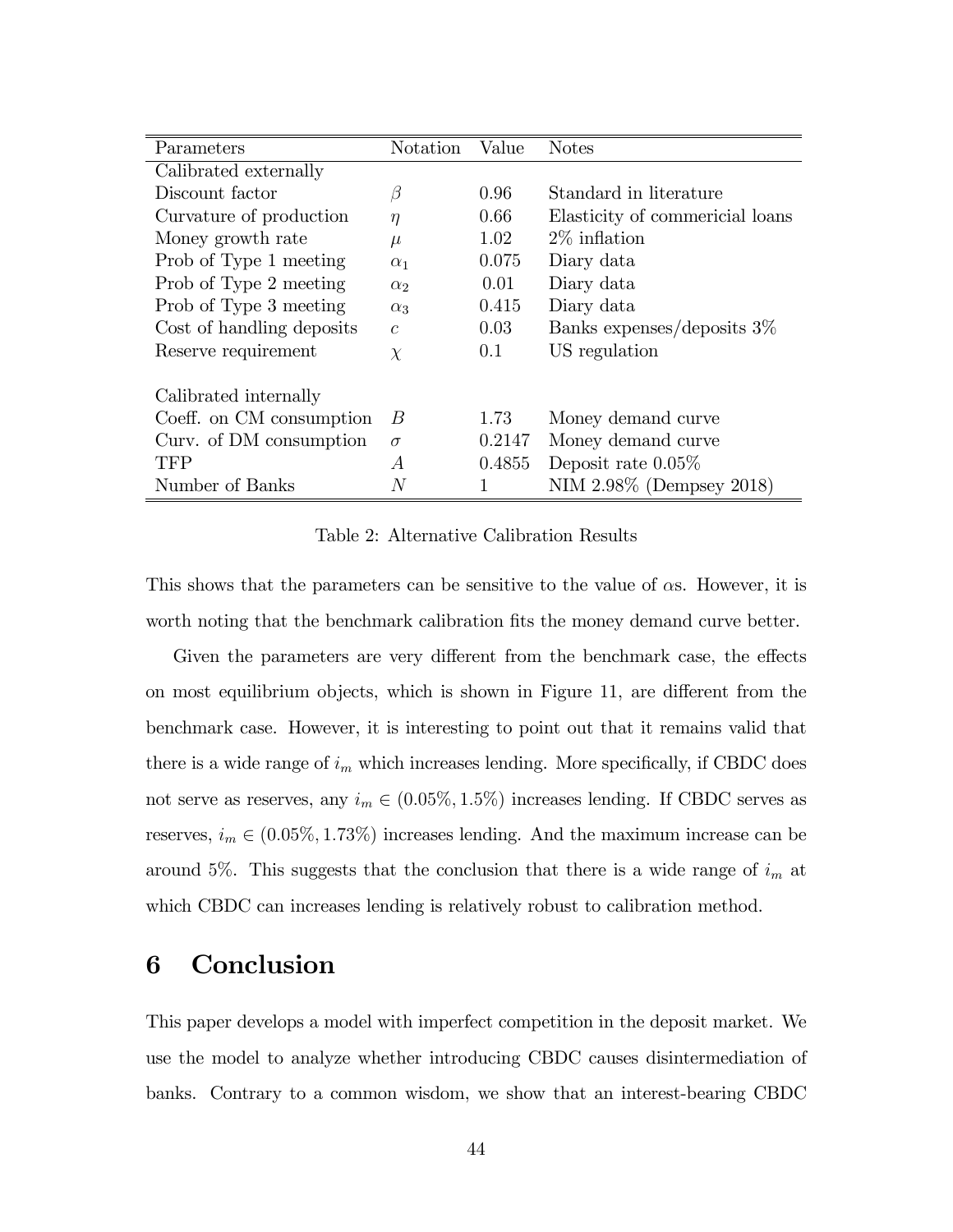| Parameters | Notation | Value | Notes |
|---|---|---|---|
| Calibrated externally | | | |
| Discount factor | $\beta$ | 0.96 | Standard in literature |
| Curvature of production | $\eta$ | 0.66 | Elasticity of commericial loans |
| Money growth rate | $\mu$ | 1.02 | 2% inflation |
| Prob of Type 1 meeting | $\alpha_1$ | 0.075 | Diary data |
| Prob of Type 2 meeting | $\alpha_2$ | 0.01 | Diary data |
| Prob of Type 3 meeting | $\alpha_3$ | 0.415 | Diary data |
| Cost of handling deposits | $c$ | 0.03 | Banks expenses/deposits 3% |
| Reserve requirement | $\chi$ | 0.1 | US regulation |
| | | | |
| Calibrated internally | | | |
| Coeff. on CM consumption | $B$ | 1.73 | Money demand curve |
| Curv. of DM consumption | $\sigma$ | 0.2147 | Money demand curve |
| TFP | $A$ | 0.4855 | Deposit rate 0.05% |
| Number of Banks | $N$ | 1 | NIM 2.98% (Dempsey 2018) |

Table 2: Alternative Calibration Results

This shows that the parameters can be sensitive to the value of $\alpha$s. However, it is worth noting that the benchmark calibration fits the money demand curve better.

Given the parameters are very different from the benchmark case, the effects on most equilibrium objects, which is shown in Figure 11, are different from the benchmark case. However, it is interesting to point out that it remains valid that there is a wide range of $i_m$ which increases lending. More specifically, if CBDC does not serve as reserves, any $i_m \in (0.05\%, 1.5\%)$ increases lending. If CBDC serves as reserves, $i_m \in (0.05\%, 1.73\%)$ increases lending. And the maximum increase can be around 5%. This suggests that the conclusion that there is a wide range of $i_m$ at which CBDC can increases lending is relatively robust to calibration method.

# 6 Conclusion

This paper develops a model with imperfect competition in the deposit market. We use the model to analyze whether introducing CBDC causes disintermediation of banks. Contrary to a common wisdom, we show that an interest-bearing CBDC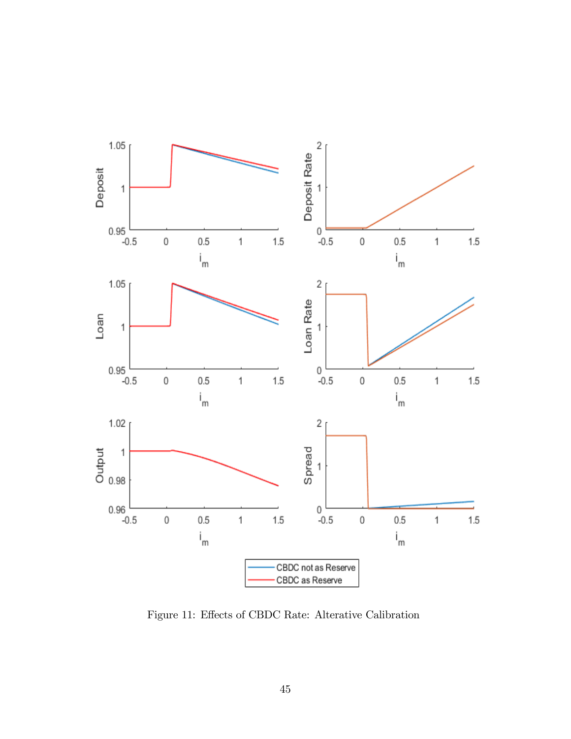Figure 11: Effects of CBDC Rate: Alterative Calibration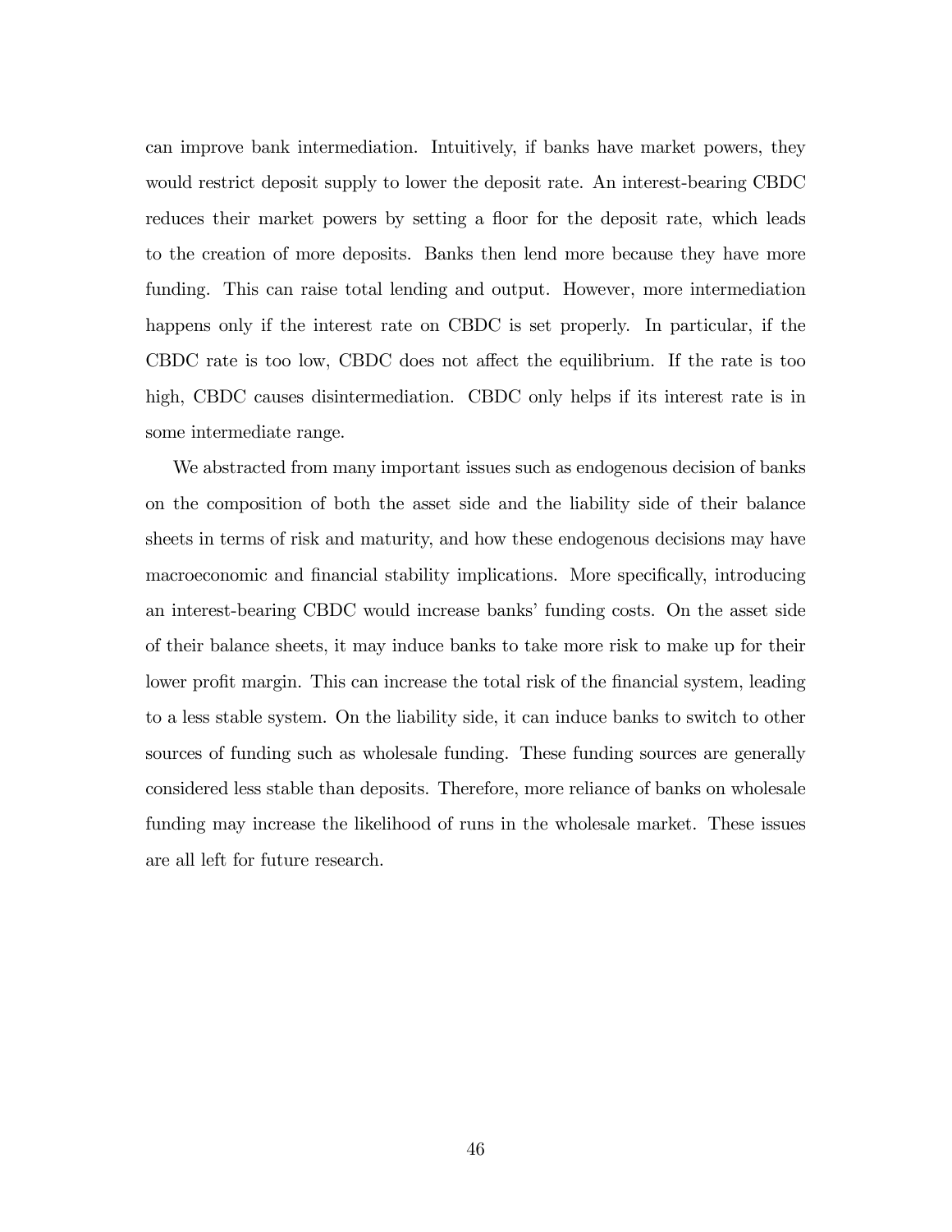can improve bank intermediation. Intuitively, if banks have market powers, they would restrict deposit supply to lower the deposit rate. An interest-bearing CBDC reduces their market powers by setting a floor for the deposit rate, which leads to the creation of more deposits. Banks then lend more because they have more funding. This can raise total lending and output. However, more intermediation happens only if the interest rate on CBDC is set properly. In particular, if the CBDC rate is too low, CBDC does not affect the equilibrium. If the rate is too high, CBDC causes disintermediation. CBDC only helps if its interest rate is in some intermediate range.

We abstracted from many important issues such as endogenous decision of banks on the composition of both the asset side and the liability side of their balance sheets in terms of risk and maturity, and how these endogenous decisions may have macroeconomic and financial stability implications. More specifically, introducing an interest-bearing CBDC would increase banks' funding costs. On the asset side of their balance sheets, it may induce banks to take more risk to make up for their lower profit margin. This can increase the total risk of the financial system, leading to a less stable system. On the liability side, it can induce banks to switch to other sources of funding such as wholesale funding. These funding sources are generally considered less stable than deposits. Therefore, more reliance of banks on wholesale funding may increase the likelihood of runs in the wholesale market. These issues are all left for future research.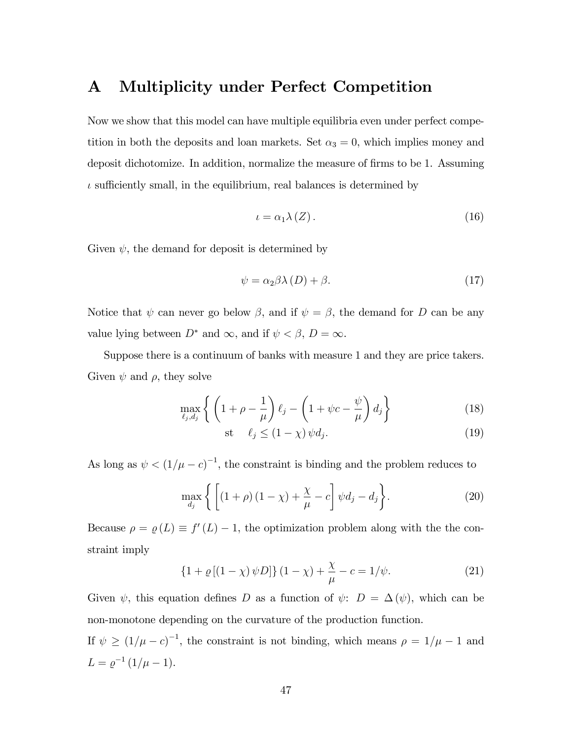# A Multiplicity under Perfect Competition

Now we show that this model can have multiple equilibria even under perfect competition in both the deposits and loan markets. Set $\alpha_3 = 0$, which implies money and deposit dichotomize. In addition, normalize the measure of firms to be 1. Assuming $\iota$ sufficiently small, in the equilibrium, real balances is determined by

$$\iota = \alpha_1 \lambda (Z). \tag{16}$$

Given $\psi$, the demand for deposit is determined by

$$\psi = \alpha_2 \beta \lambda (D) + \beta. \tag{17}$$

Notice that $\psi$ can never go below $\beta$, and if $\psi = \beta$, the demand for $D$ can be any value lying between $D^*$ and $\infty$, and if $\psi < \beta$, $D = \infty$.

Suppose there is a continuum of banks with measure 1 and they are price takers. Given $\psi$ and $\rho$, they solve

$$\max_{\ell_j, d_j} \left\{ \left(1 + \rho - \frac{1}{\mu}\right) \ell_j - \left(1 + \psi c - \frac{\psi}{\mu}\right) d_j \right\} \tag{18}$$

$$\text{st} \quad \ell_j \leq (1 - \chi) \psi d_j. \tag{19}$$

As long as $\psi < (1/\mu - c)^{-1}$, the constraint is binding and the problem reduces to

$$\max_{d_j} \left\{ \left[ (1 + \rho)(1 - \chi) + \frac{\chi}{\mu} - c \right] \psi d_j - d_j \right\}. \tag{20}$$

Because $\rho = \varrho (L) \equiv f'(L) - 1$, the optimization problem along with the the constraint imply

$$\{1 + \varrho [(1 - \chi) \psi D]\} (1 - \chi) + \frac{\chi}{\mu} - c = 1/\psi. \tag{21}$$

Given $\psi$, this equation defines $D$ as a function of $\psi$: $D = \Delta (\psi)$, which can be non-monotone depending on the curvature of the production function.

If $\psi \geq (1/\mu - c)^{-1}$, the constraint is not binding, which means $\rho = 1/\mu - 1$ and $L = \varrho^{-1} (1/\mu - 1)$.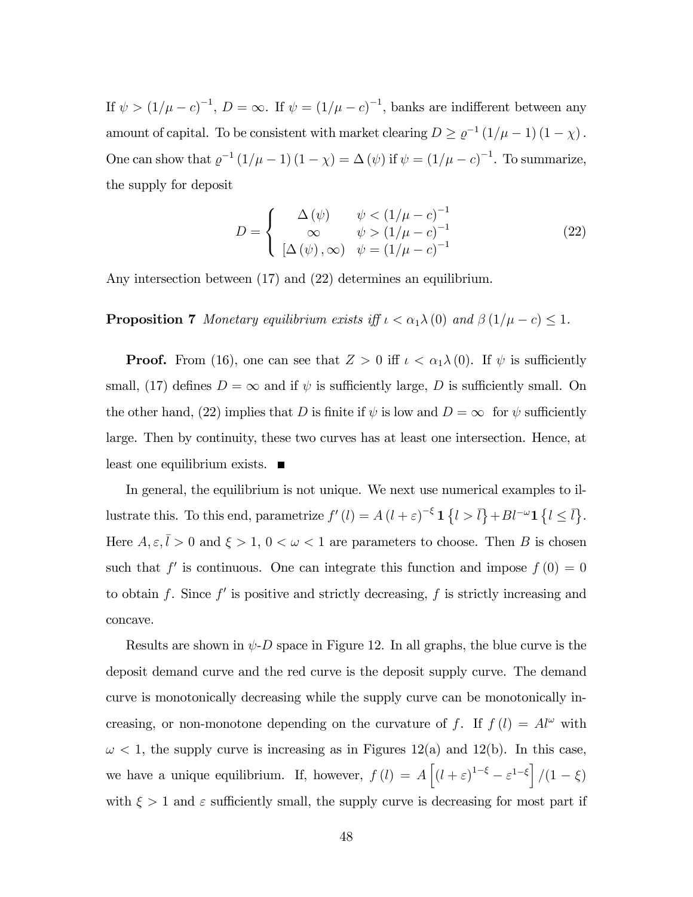If $\psi > (1/\mu - c)^{-1}$, $D = \infty$. If $\psi = (1/\mu - c)^{-1}$, banks are indifferent between any amount of capital. To be consistent with market clearing $D \geq \varrho^{-1}(1/\mu - 1)(1-\chi)$. One can show that $\varrho^{-1}(1/\mu - 1)(1-\chi) = \Delta(\psi)$ if $\psi = (1/\mu - c)^{-1}$. To summarize, the supply for deposit

$$D = \begin{cases} \Delta(\psi) & \psi < (1/\mu - c)^{-1} \\ \infty & \psi > (1/\mu - c)^{-1} \\ [\Delta(\psi), \infty) & \psi = (1/\mu - c)^{-1} \end{cases} \tag{22}$$

Any intersection between (17) and (22) determines an equilibrium.

**Proposition 7** *Monetary equilibrium exists iff $\iota < \alpha_1 \lambda(0)$ and $\beta(1/\mu - c) \leq 1$.*

**Proof.** From (16), one can see that $Z > 0$ iff $\iota < \alpha_1 \lambda(0)$. If $\psi$ is sufficiently small, (17) defines $D = \infty$ and if $\psi$ is sufficiently large, $D$ is sufficiently small. On the other hand, (22) implies that $D$ is finite if $\psi$ is low and $D = \infty$ for $\psi$ sufficiently large. Then by continuity, these two curves has at least one intersection. Hence, at least one equilibrium exists. ■

In general, the equilibrium is not unique. We next use numerical examples to illustrate this. To this end, parametrize $f'(l) = A(l+\varepsilon)^{-\xi}\mathbf{1}\{l > \bar{l}\} + Bl^{-\omega}\mathbf{1}\{l \leq \bar{l}\}$. Here $A, \varepsilon, \bar{l} > 0$ and $\xi > 1$, $0 < \omega < 1$ are parameters to choose. Then $B$ is chosen such that $f'$ is continuous. One can integrate this function and impose $f(0) = 0$ to obtain $f$. Since $f'$ is positive and strictly decreasing, $f$ is strictly increasing and concave.

Results are shown in $\psi$-$D$ space in Figure 12. In all graphs, the blue curve is the deposit demand curve and the red curve is the deposit supply curve. The demand curve is monotonically decreasing while the supply curve can be monotonically increasing, or non-monotone depending on the curvature of $f$. If $f(l) = Al^{\omega}$ with $\omega < 1$, the supply curve is increasing as in Figures 12(a) and 12(b). In this case, we have a unique equilibrium. If, however, $f(l) = A\left[(l+\varepsilon)^{1-\xi} - \varepsilon^{1-\xi}\right]/(1-\xi)$ with $\xi > 1$ and $\varepsilon$ sufficiently small, the supply curve is decreasing for most part if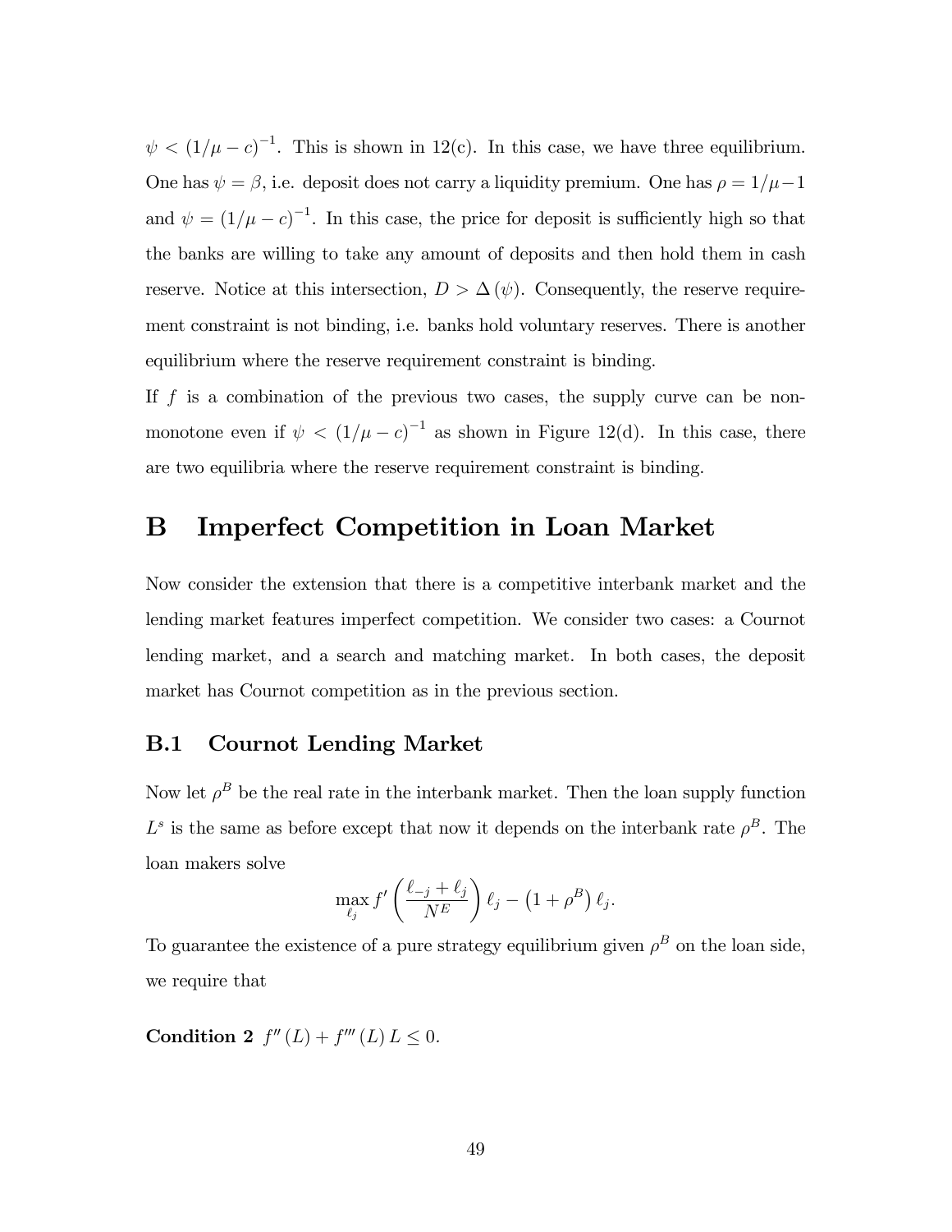$\psi < (1/\mu - c)^{-1}$. This is shown in 12(c). In this case, we have three equilibrium. One has $\psi = \beta$, i.e. deposit does not carry a liquidity premium. One has $\rho = 1/\mu - 1$ and $\psi = (1/\mu - c)^{-1}$. In this case, the price for deposit is sufficiently high so that the banks are willing to take any amount of deposits and then hold them in cash reserve. Notice at this intersection, $D > \Delta(\psi)$. Consequently, the reserve requirement constraint is not binding, i.e. banks hold voluntary reserves. There is another equilibrium where the reserve requirement constraint is binding.

If $f$ is a combination of the previous two cases, the supply curve can be non-monotone even if $\psi < (1/\mu - c)^{-1}$ as shown in Figure 12(d). In this case, there are two equilibria where the reserve requirement constraint is binding.

# B Imperfect Competition in Loan Market

Now consider the extension that there is a competitive interbank market and the lending market features imperfect competition. We consider two cases: a Cournot lending market, and a search and matching market. In both cases, the deposit market has Cournot competition as in the previous section.

## B.1 Cournot Lending Market

Now let $\rho^B$ be the real rate in the interbank market. Then the loan supply function $L^s$ is the same as before except that now it depends on the interbank rate $\rho^B$. The loan makers solve

$$\max_{\ell_j} f'\left(\frac{\ell_{-j} + \ell_j}{N^E}\right)\ell_j - \left(1 + \rho^B\right)\ell_j.$$

To guarantee the existence of a pure strategy equilibrium given $\rho^B$ on the loan side, we require that

**Condition 2** $f''(L) + f'''(L)L \leq 0.$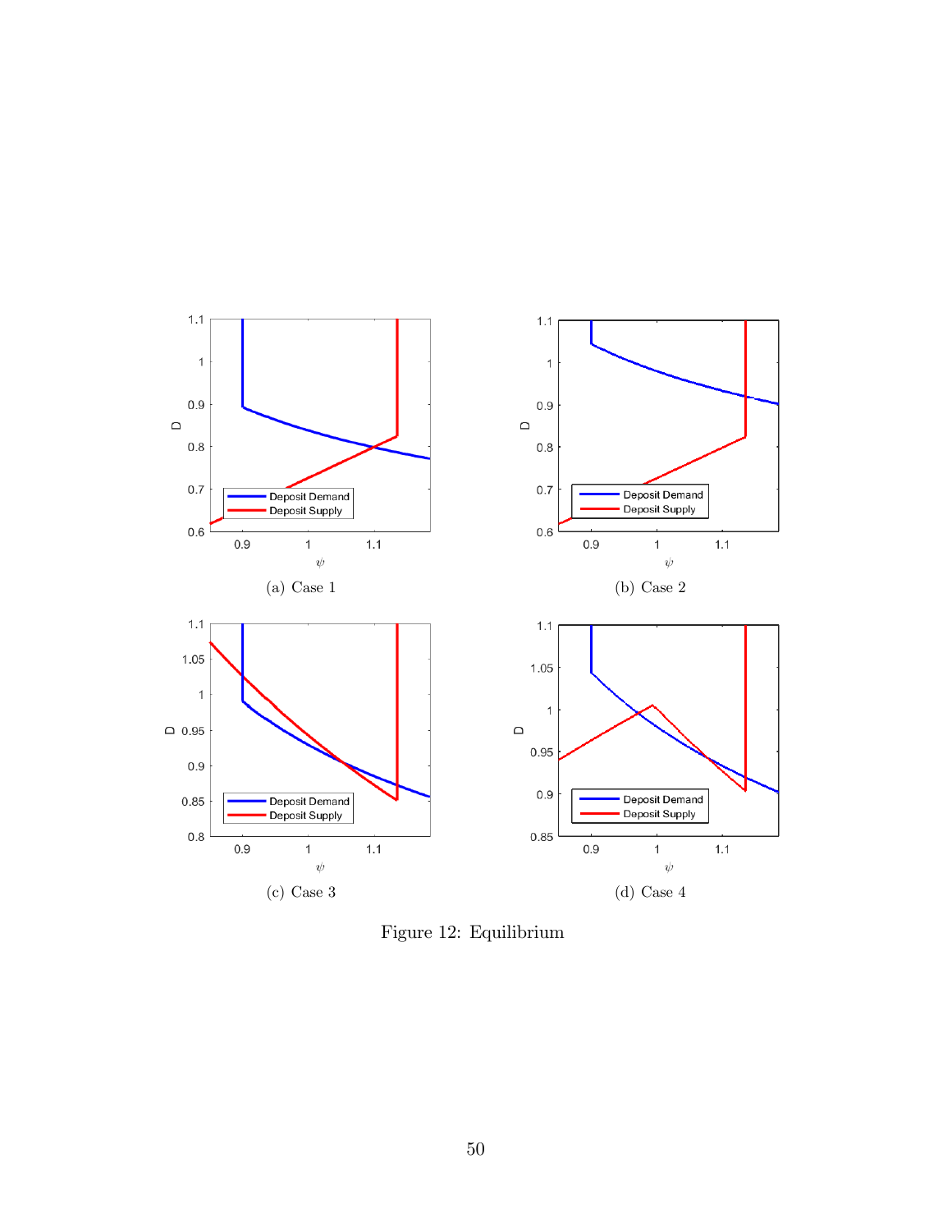(a) Case 1

(b) Case 2

(c) Case 3

(d) Case 4

Figure 12: Equilibrium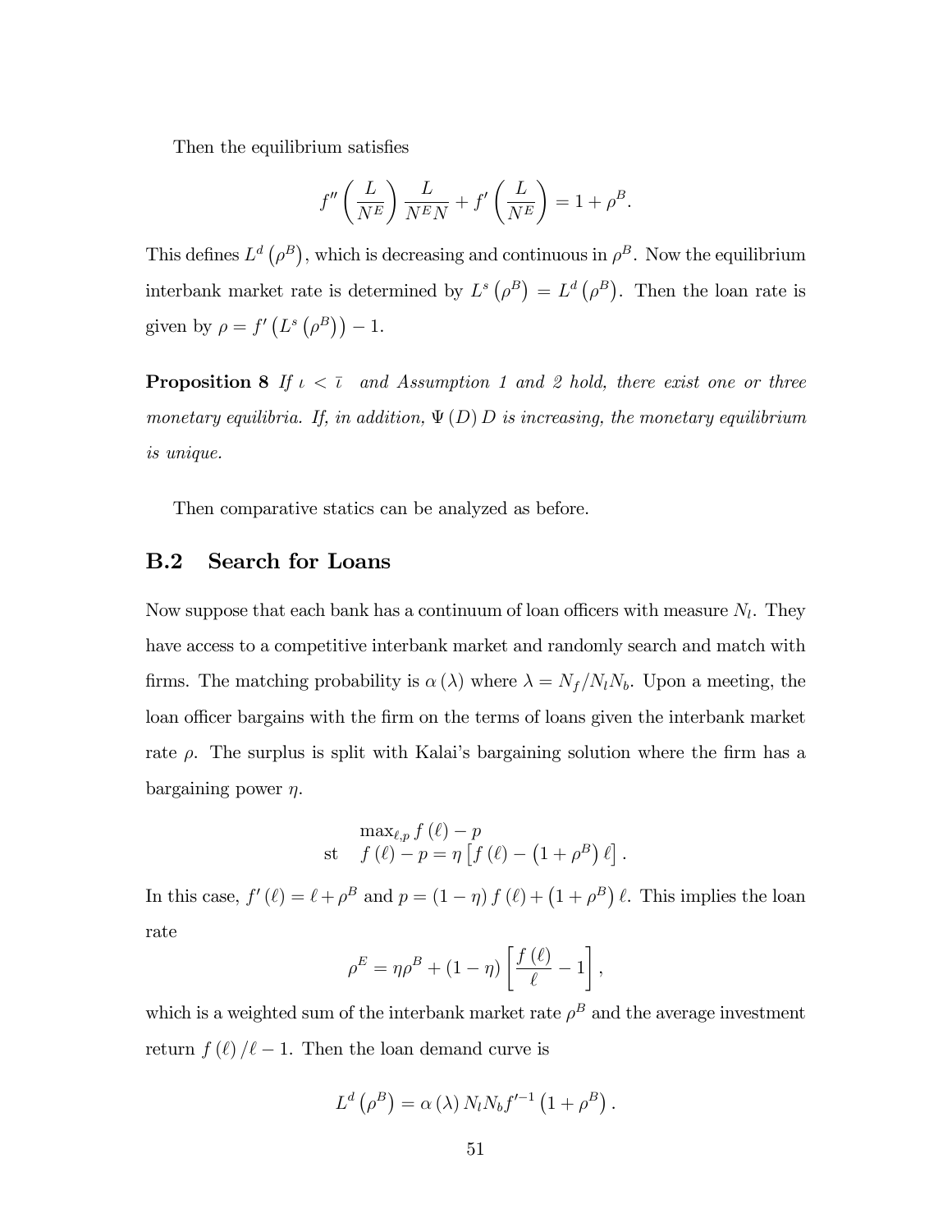Then the equilibrium satisfies

$$f''\left(\frac{L}{N^E}\right)\frac{L}{N^E N} + f'\left(\frac{L}{N^E}\right) = 1 + \rho^B.$$

This defines $L^d\left(\rho^B\right)$, which is decreasing and continuous in $\rho^B$. Now the equilibrium interbank market rate is determined by $L^s\left(\rho^B\right) = L^d\left(\rho^B\right)$. Then the loan rate is given by $\rho = f'\left(L^s\left(\rho^B\right)\right) - 1$.

**Proposition 8** *If $\iota < \bar{\iota}$ and Assumption 1 and 2 hold, there exist one or three monetary equilibria. If, in addition, $\Psi(D) D$ is increasing, the monetary equilibrium is unique.*

Then comparative statics can be analyzed as before.

## B.2 Search for Loans

Now suppose that each bank has a continuum of loan officers with measure $N_l$. They have access to a competitive interbank market and randomly search and match with firms. The matching probability is $\alpha(\lambda)$ where $\lambda = N_f / N_l N_b$. Upon a meeting, the loan officer bargains with the firm on the terms of loans given the interbank market rate $\rho$. The surplus is split with Kalai's bargaining solution where the firm has a bargaining power $\eta$.

$$\begin{aligned} &\max\nolimits_{\ell, p} f(\ell) - p \\ \text{st} \quad &f(\ell) - p = \eta\left[f(\ell) - \left(1+\rho^B\right)\ell\right]. \end{aligned}$$

In this case, $f'(\ell) = \ell + \rho^B$ and $p = (1-\eta) f(\ell) + \left(1+\rho^B\right)\ell$. This implies the loan rate

$$\rho^E = \eta\rho^B + (1-\eta)\left[\frac{f(\ell)}{\ell} - 1\right],$$

which is a weighted sum of the interbank market rate $\rho^B$ and the average investment return $f(\ell)/\ell - 1$. Then the loan demand curve is

$$L^d\left(\rho^B\right) = \alpha(\lambda) N_l N_b f'^{-1}\left(1+\rho^B\right).$$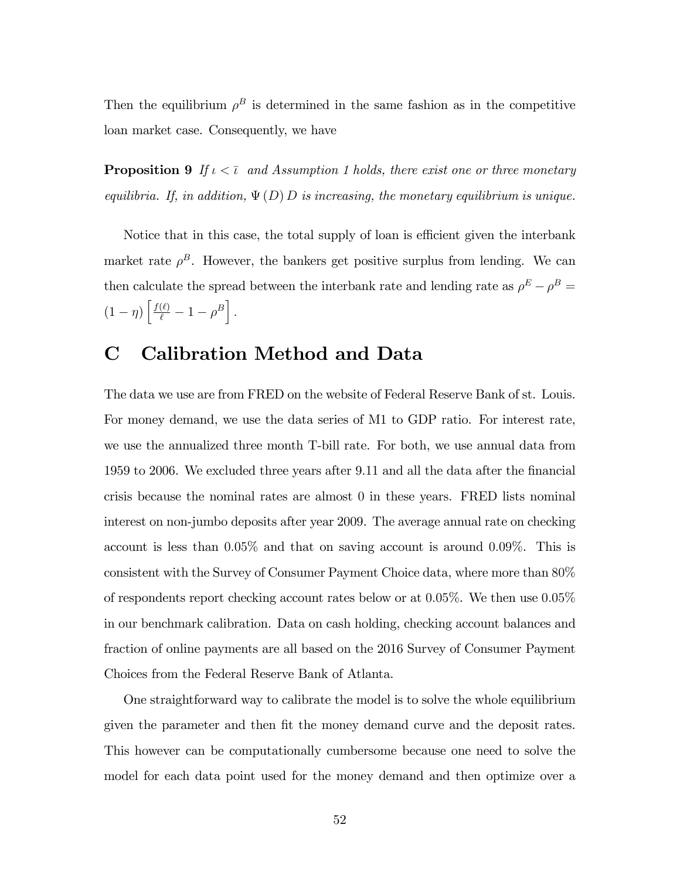Then the equilibrium $\rho^B$ is determined in the same fashion as in the competitive loan market case. Consequently, we have

**Proposition 9** *If $\iota < \bar{\iota}$ and Assumption 1 holds, there exist one or three monetary equilibria. If, in addition, $\Psi(D)D$ is increasing, the monetary equilibrium is unique.*

Notice that in this case, the total supply of loan is efficient given the interbank market rate $\rho^B$. However, the bankers get positive surplus from lending. We can then calculate the spread between the interbank rate and lending rate as $\rho^E - \rho^B = (1-\eta)\left[\frac{f(\ell)}{\ell} - 1 - \rho^B\right]$.

# C Calibration Method and Data

The data we use are from FRED on the website of Federal Reserve Bank of st. Louis. For money demand, we use the data series of M1 to GDP ratio. For interest rate, we use the annualized three month T-bill rate. For both, we use annual data from 1959 to 2006. We excluded three years after 9.11 and all the data after the financial crisis because the nominal rates are almost 0 in these years. FRED lists nominal interest on non-jumbo deposits after year 2009. The average annual rate on checking account is less than 0.05% and that on saving account is around 0.09%. This is consistent with the Survey of Consumer Payment Choice data, where more than 80% of respondents report checking account rates below or at 0.05%. We then use 0.05% in our benchmark calibration. Data on cash holding, checking account balances and fraction of online payments are all based on the 2016 Survey of Consumer Payment Choices from the Federal Reserve Bank of Atlanta.

One straightforward way to calibrate the model is to solve the whole equilibrium given the parameter and then fit the money demand curve and the deposit rates. This however can be computationally cumbersome because one need to solve the model for each data point used for the money demand and then optimize over a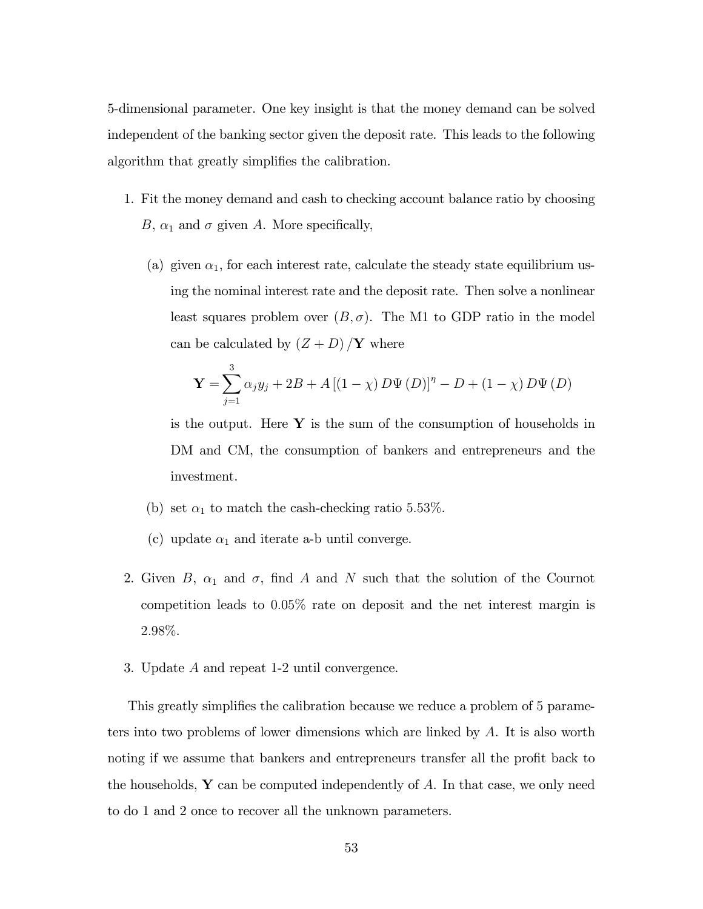5-dimensional parameter. One key insight is that the money demand can be solved independent of the banking sector given the deposit rate. This leads to the following algorithm that greatly simplifies the calibration.

1. Fit the money demand and cash to checking account balance ratio by choosing $B$, $\alpha_1$ and $\sigma$ given $A$. More specifically,

   (a) given $\alpha_1$, for each interest rate, calculate the steady state equilibrium using the nominal interest rate and the deposit rate. Then solve a nonlinear least squares problem over $(B, \sigma)$. The M1 to GDP ratio in the model can be calculated by $(Z + D)/\mathbf{Y}$ where

   $$\mathbf{Y} = \sum_{j=1}^{3} \alpha_j y_j + 2B + A\left[(1-\chi) D\Psi(D)\right]^{\eta} - D + (1-\chi) D\Psi(D)$$

   is the output. Here $\mathbf{Y}$ is the sum of the consumption of households in DM and CM, the consumption of bankers and entrepreneurs and the investment.

   (b) set $\alpha_1$ to match the cash-checking ratio 5.53%.

   (c) update $\alpha_1$ and iterate a-b until converge.

2. Given $B$, $\alpha_1$ and $\sigma$, find $A$ and $N$ such that the solution of the Cournot competition leads to 0.05% rate on deposit and the net interest margin is 2.98%.

3. Update $A$ and repeat 1-2 until convergence.

This greatly simplifies the calibration because we reduce a problem of 5 parameters into two problems of lower dimensions which are linked by $A$. It is also worth noting if we assume that bankers and entrepreneurs transfer all the profit back to the households, $\mathbf{Y}$ can be computed independently of $A$. In that case, we only need to do 1 and 2 once to recover all the unknown parameters.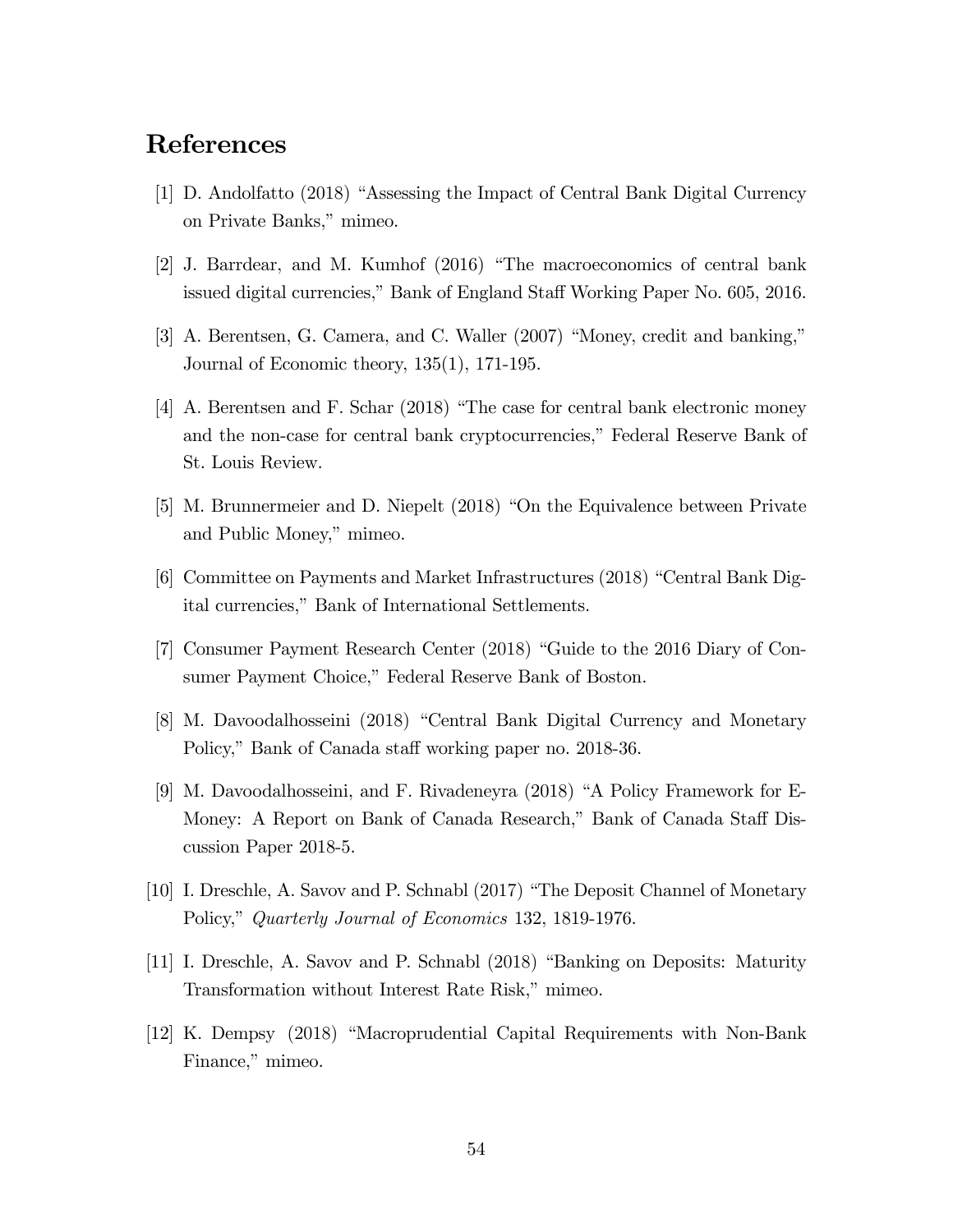# References

[1] D. Andolfatto (2018) "Assessing the Impact of Central Bank Digital Currency on Private Banks," mimeo.

[2] J. Barrdear, and M. Kumhof (2016) "The macroeconomics of central bank issued digital currencies," Bank of England Staff Working Paper No. 605, 2016.

[3] A. Berentsen, G. Camera, and C. Waller (2007) "Money, credit and banking," Journal of Economic theory, 135(1), 171-195.

[4] A. Berentsen and F. Schar (2018) "The case for central bank electronic money and the non-case for central bank cryptocurrencies," Federal Reserve Bank of St. Louis Review.

[5] M. Brunnermeier and D. Niepelt (2018) "On the Equivalence between Private and Public Money," mimeo.

[6] Committee on Payments and Market Infrastructures (2018) "Central Bank Digital currencies," Bank of International Settlements.

[7] Consumer Payment Research Center (2018) "Guide to the 2016 Diary of Consumer Payment Choice," Federal Reserve Bank of Boston.

[8] M. Davoodalhosseini (2018) "Central Bank Digital Currency and Monetary Policy," Bank of Canada staff working paper no. 2018-36.

[9] M. Davoodalhosseini, and F. Rivadeneyra (2018) "A Policy Framework for E-Money: A Report on Bank of Canada Research," Bank of Canada Staff Discussion Paper 2018-5.

[10] I. Dreschle, A. Savov and P. Schnabl (2017) "The Deposit Channel of Monetary Policy," *Quarterly Journal of Economics* 132, 1819-1976.

[11] I. Dreschle, A. Savov and P. Schnabl (2018) "Banking on Deposits: Maturity Transformation without Interest Rate Risk," mimeo.

[12] K. Dempsy (2018) "Macroprudential Capital Requirements with Non-Bank Finance," mimeo.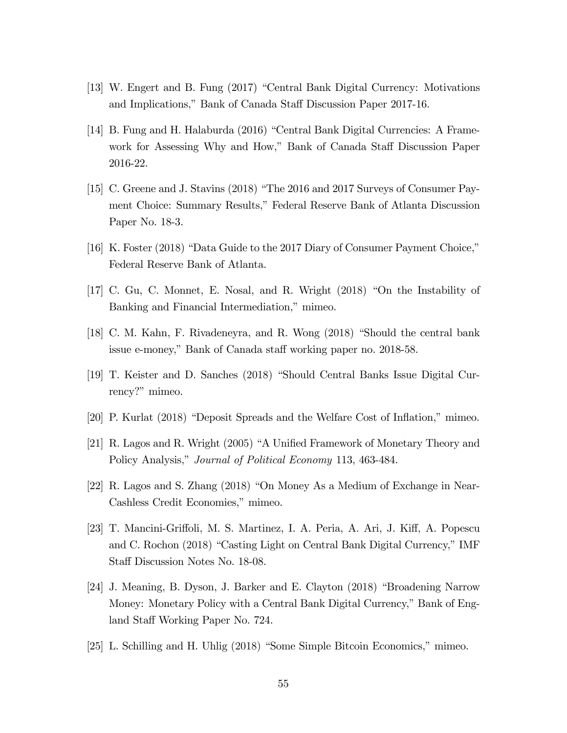[13] W. Engert and B. Fung (2017) "Central Bank Digital Currency: Motivations and Implications," Bank of Canada Staff Discussion Paper 2017-16.

[14] B. Fung and H. Halaburda (2016) "Central Bank Digital Currencies: A Framework for Assessing Why and How," Bank of Canada Staff Discussion Paper 2016-22.

[15] C. Greene and J. Stavins (2018) "The 2016 and 2017 Surveys of Consumer Payment Choice: Summary Results," Federal Reserve Bank of Atlanta Discussion Paper No. 18-3.

[16] K. Foster (2018) "Data Guide to the 2017 Diary of Consumer Payment Choice," Federal Reserve Bank of Atlanta.

[17] C. Gu, C. Monnet, E. Nosal, and R. Wright (2018) "On the Instability of Banking and Financial Intermediation," mimeo.

[18] C. M. Kahn, F. Rivadeneyra, and R. Wong (2018) "Should the central bank issue e-money," Bank of Canada staff working paper no. 2018-58.

[19] T. Keister and D. Sanches (2018) "Should Central Banks Issue Digital Currency?" mimeo.

[20] P. Kurlat (2018) "Deposit Spreads and the Welfare Cost of Inflation," mimeo.

[21] R. Lagos and R. Wright (2005) "A Unified Framework of Monetary Theory and Policy Analysis," *Journal of Political Economy* 113, 463-484.

[22] R. Lagos and S. Zhang (2018) "On Money As a Medium of Exchange in Near-Cashless Credit Economies," mimeo.

[23] T. Mancini-Griffoli, M. S. Martinez, I. A. Peria, A. Ari, J. Kiff, A. Popescu and C. Rochon (2018) "Casting Light on Central Bank Digital Currency," IMF Staff Discussion Notes No. 18-08.

[24] J. Meaning, B. Dyson, J. Barker and E. Clayton (2018) "Broadening Narrow Money: Monetary Policy with a Central Bank Digital Currency," Bank of England Staff Working Paper No. 724.

[25] L. Schilling and H. Uhlig (2018) "Some Simple Bitcoin Economics," mimeo.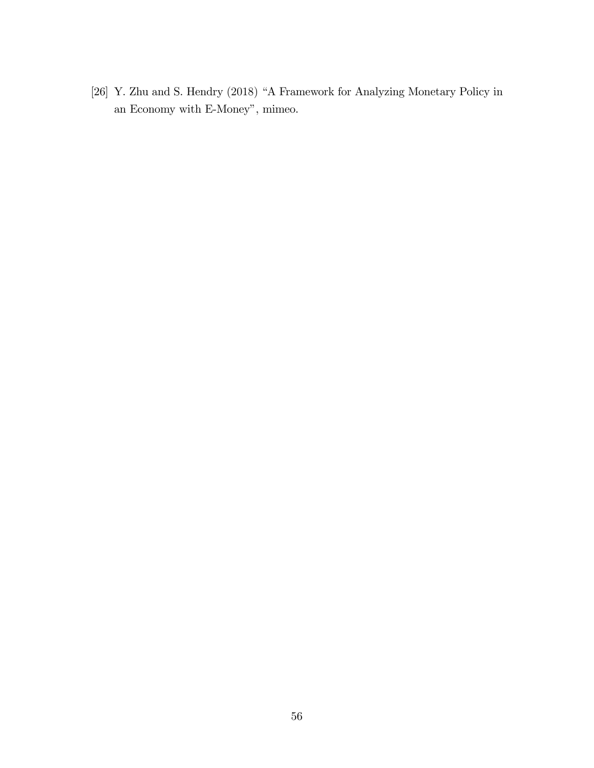[26] Y. Zhu and S. Hendry (2018) "A Framework for Analyzing Monetary Policy in an Economy with E-Money", mimeo.